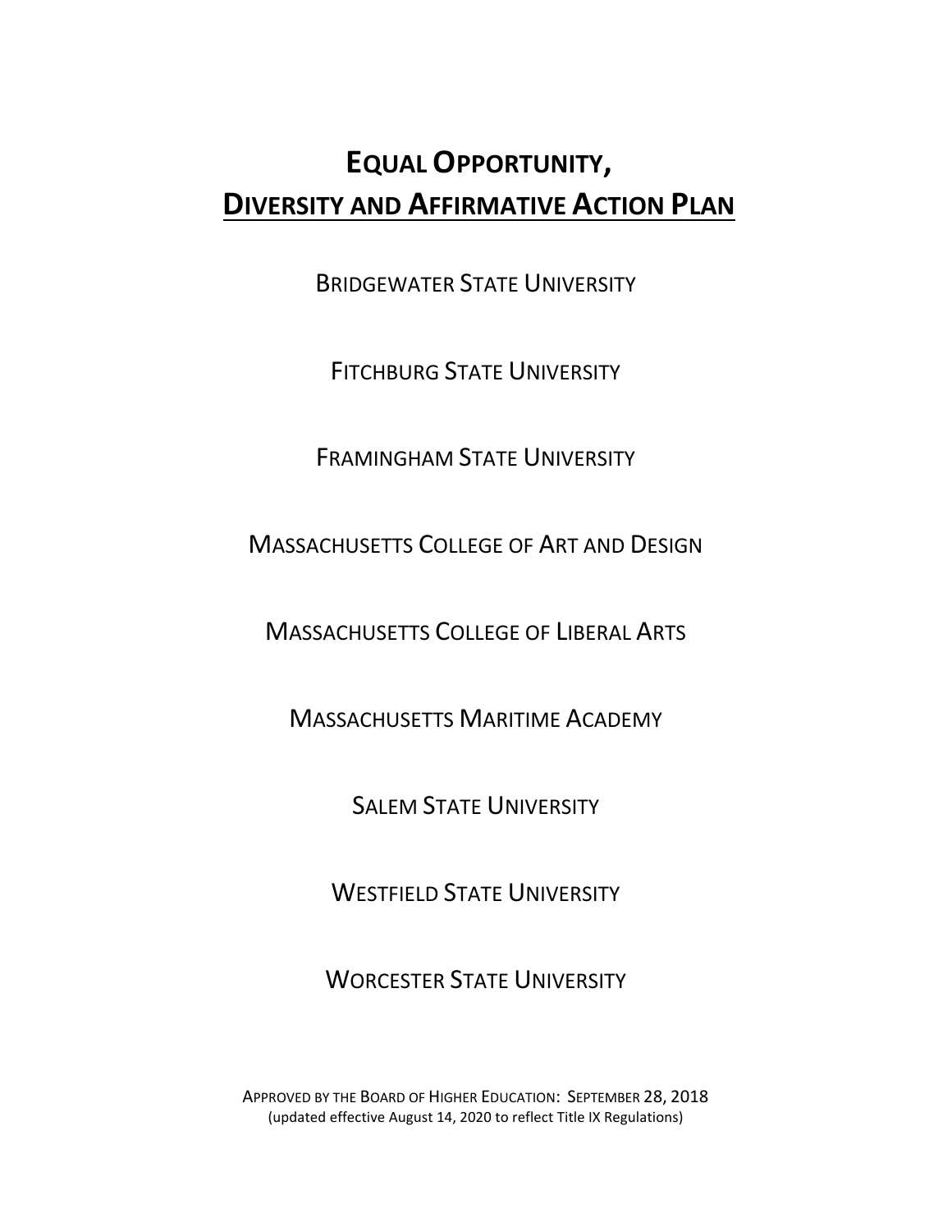# EQUAL OPPORTUNITY, DIVERSITY AND AFFIRMATIVE ACTION PLAN

BRIDGEWATER STATE UNIVERSITY

FITCHBURG STATE UNIVERSITY

FRAMINGHAM STATE UNIVERSITY

MASSACHUSETTS COLLEGE OF ART AND DESIGN

MASSACHUSETTS COLLEGE OF LIBERAL ARTS

MASSACHUSETTS MARITIME ACADEMY

SALEM STATE UNIVERSITY

WESTFIELD STATE UNIVERSITY

WORCESTER STATE UNIVERSITY

APPROVED BY THE BOARD OF HIGHER EDUCATION: SEPTEMBER 28, 2018
(updated effective August 14, 2020 to reflect Title IX Regulations)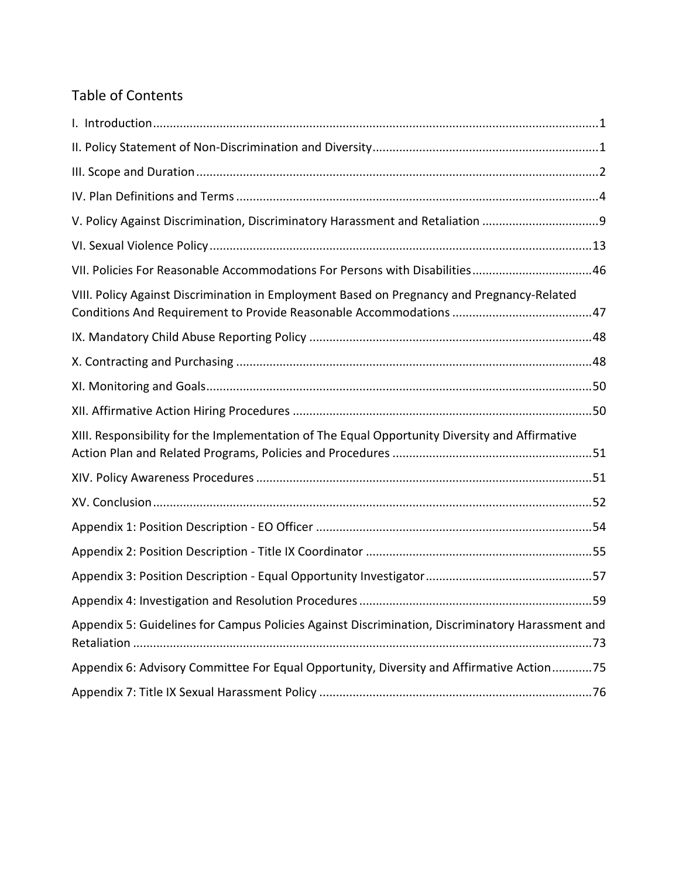## Table of Contents

I. Introduction....................................................................................................................1

II. Policy Statement of Non-Discrimination and Diversity...................................................................1

III. Scope and Duration.........................................................................................................2

IV. Plan Definitions and Terms...............................................................................................4

V. Policy Against Discrimination, Discriminatory Harassment and Retaliation ..................................9

VI. Sexual Violence Policy......................................................................................................13

VII. Policies For Reasonable Accommodations For Persons with Disabilities....................................46

VIII. Policy Against Discrimination in Employment Based on Pregnancy and Pregnancy-Related Conditions And Requirement to Provide Reasonable Accommodations ..........................................47

IX. Mandatory Child Abuse Reporting Policy ..............................................................................48

X. Contracting and Purchasing ..................................................................................................48

XI. Monitoring and Goals..........................................................................................................50

XII. Affirmative Action Hiring Procedures ..................................................................................50

XIII. Responsibility for the Implementation of The Equal Opportunity Diversity and Affirmative Action Plan and Related Programs, Policies and Procedures ............................................................51

XIV. Policy Awareness Procedures .............................................................................................51

XV. Conclusion.........................................................................................................................52

Appendix 1: Position Description - EO Officer ..............................................................................54

Appendix 2: Position Description - Title IX Coordinator ...............................................................55

Appendix 3: Position Description - Equal Opportunity Investigator.................................................57

Appendix 4: Investigation and Resolution Procedures....................................................................59

Appendix 5: Guidelines for Campus Policies Against Discrimination, Discriminatory Harassment and Retaliation .........................................................................................................................73

Appendix 6: Advisory Committee For Equal Opportunity, Diversity and Affirmative Action............75

Appendix 7: Title IX Sexual Harassment Policy .............................................................................76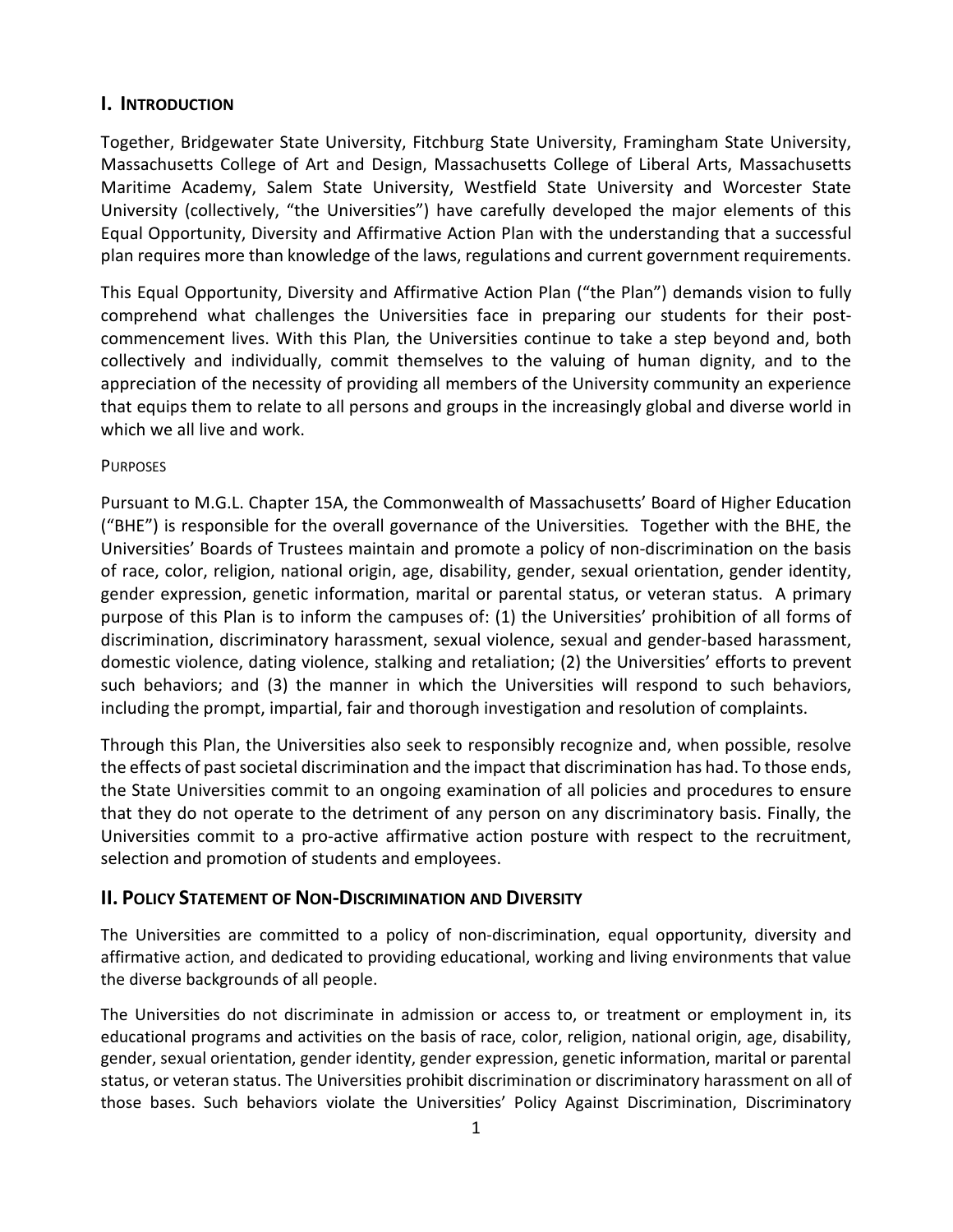## I. INTRODUCTION

Together, Bridgewater State University, Fitchburg State University, Framingham State University, Massachusetts College of Art and Design, Massachusetts College of Liberal Arts, Massachusetts Maritime Academy, Salem State University, Westfield State University and Worcester State University (collectively, "the Universities") have carefully developed the major elements of this Equal Opportunity, Diversity and Affirmative Action Plan with the understanding that a successful plan requires more than knowledge of the laws, regulations and current government requirements.

This Equal Opportunity, Diversity and Affirmative Action Plan ("the Plan") demands vision to fully comprehend what challenges the Universities face in preparing our students for their post-commencement lives. With this Plan*,* the Universities continue to take a step beyond and, both collectively and individually, commit themselves to the valuing of human dignity, and to the appreciation of the necessity of providing all members of the University community an experience that equips them to relate to all persons and groups in the increasingly global and diverse world in which we all live and work.

PURPOSES

Pursuant to M.G.L. Chapter 15A, the Commonwealth of Massachusetts' Board of Higher Education ("BHE") is responsible for the overall governance of the Universities*.* Together with the BHE, the Universities' Boards of Trustees maintain and promote a policy of non-discrimination on the basis of race, color, religion, national origin, age, disability, gender, sexual orientation, gender identity, gender expression, genetic information, marital or parental status, or veteran status. A primary purpose of this Plan is to inform the campuses of: (1) the Universities' prohibition of all forms of discrimination, discriminatory harassment, sexual violence, sexual and gender-based harassment, domestic violence, dating violence, stalking and retaliation; (2) the Universities' efforts to prevent such behaviors; and (3) the manner in which the Universities will respond to such behaviors, including the prompt, impartial, fair and thorough investigation and resolution of complaints.

Through this Plan, the Universities also seek to responsibly recognize and, when possible, resolve the effects of past societal discrimination and the impact that discrimination has had. To those ends, the State Universities commit to an ongoing examination of all policies and procedures to ensure that they do not operate to the detriment of any person on any discriminatory basis. Finally, the Universities commit to a pro-active affirmative action posture with respect to the recruitment, selection and promotion of students and employees.

## II. POLICY STATEMENT OF NON-DISCRIMINATION AND DIVERSITY

The Universities are committed to a policy of non-discrimination, equal opportunity, diversity and affirmative action, and dedicated to providing educational, working and living environments that value the diverse backgrounds of all people.

The Universities do not discriminate in admission or access to, or treatment or employment in, its educational programs and activities on the basis of race, color, religion, national origin, age, disability, gender, sexual orientation, gender identity, gender expression, genetic information, marital or parental status, or veteran status. The Universities prohibit discrimination or discriminatory harassment on all of those bases. Such behaviors violate the Universities' Policy Against Discrimination, Discriminatory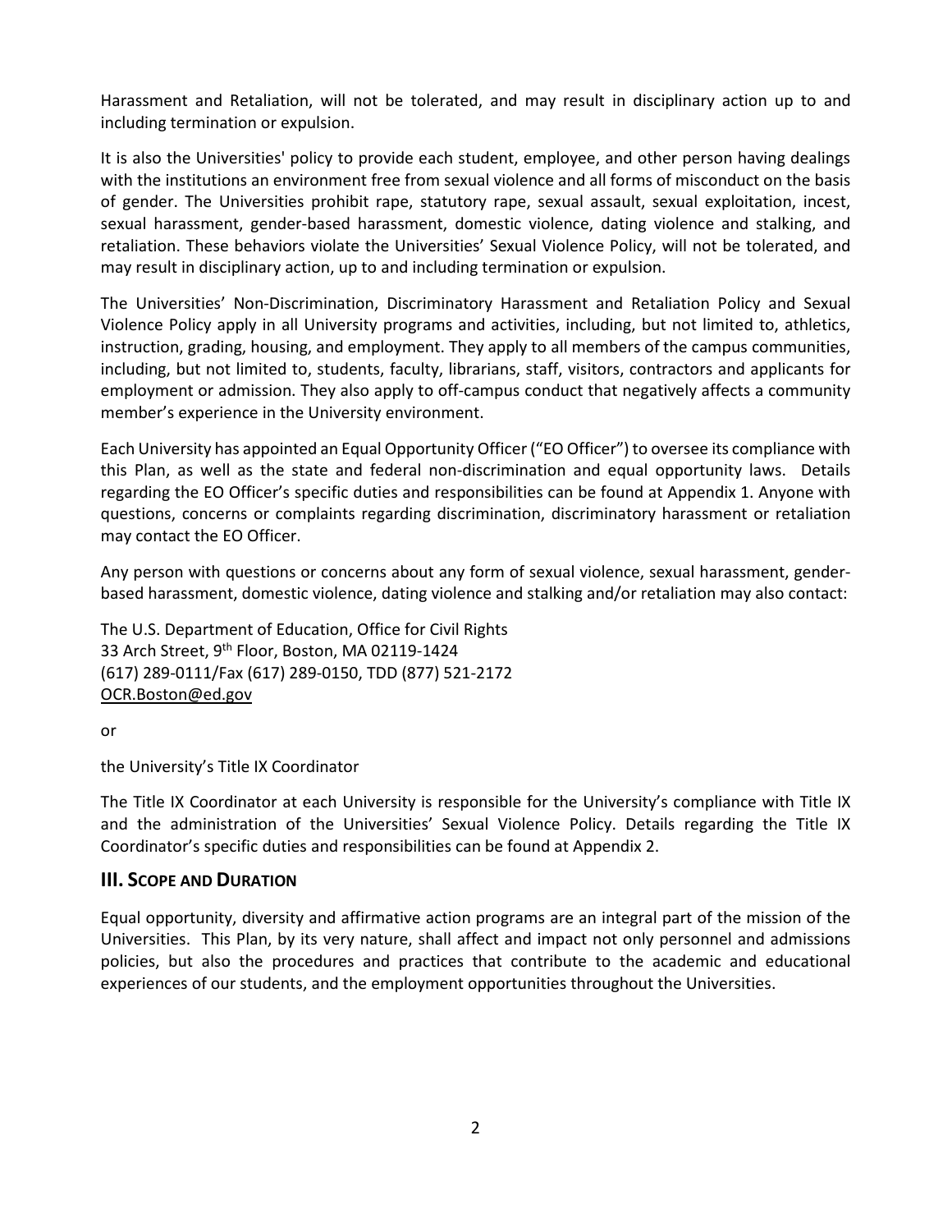Harassment and Retaliation, will not be tolerated, and may result in disciplinary action up to and including termination or expulsion.

It is also the Universities' policy to provide each student, employee, and other person having dealings with the institutions an environment free from sexual violence and all forms of misconduct on the basis of gender. The Universities prohibit rape, statutory rape, sexual assault, sexual exploitation, incest, sexual harassment, gender-based harassment, domestic violence, dating violence and stalking, and retaliation. These behaviors violate the Universities' Sexual Violence Policy, will not be tolerated, and may result in disciplinary action, up to and including termination or expulsion.

The Universities' Non-Discrimination, Discriminatory Harassment and Retaliation Policy and Sexual Violence Policy apply in all University programs and activities, including, but not limited to, athletics, instruction, grading, housing, and employment. They apply to all members of the campus communities, including, but not limited to, students, faculty, librarians, staff, visitors, contractors and applicants for employment or admission. They also apply to off-campus conduct that negatively affects a community member's experience in the University environment.

Each University has appointed an Equal Opportunity Officer ("EO Officer") to oversee its compliance with this Plan, as well as the state and federal non-discrimination and equal opportunity laws. Details regarding the EO Officer's specific duties and responsibilities can be found at Appendix 1. Anyone with questions, concerns or complaints regarding discrimination, discriminatory harassment or retaliation may contact the EO Officer.

Any person with questions or concerns about any form of sexual violence, sexual harassment, gender-based harassment, domestic violence, dating violence and stalking and/or retaliation may also contact:

The U.S. Department of Education, Office for Civil Rights
33 Arch Street, 9th Floor, Boston, MA 02119-1424
(617) 289-0111/Fax (617) 289-0150, TDD (877) 521-2172
OCR.Boston@ed.gov

or

the University's Title IX Coordinator

The Title IX Coordinator at each University is responsible for the University's compliance with Title IX and the administration of the Universities' Sexual Violence Policy. Details regarding the Title IX Coordinator's specific duties and responsibilities can be found at Appendix 2.

## III. Scope and Duration

Equal opportunity, diversity and affirmative action programs are an integral part of the mission of the Universities. This Plan, by its very nature, shall affect and impact not only personnel and admissions policies, but also the procedures and practices that contribute to the academic and educational experiences of our students, and the employment opportunities throughout the Universities.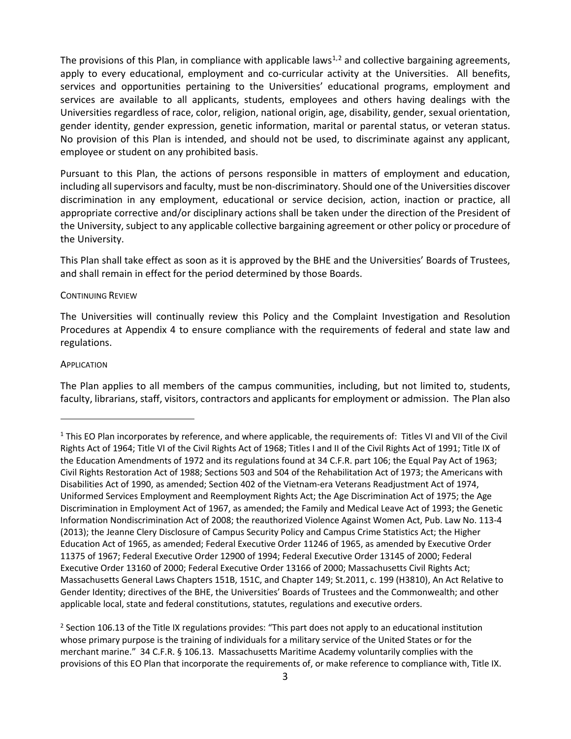The provisions of this Plan, in compliance with applicable laws[1,2] and collective bargaining agreements, apply to every educational, employment and co-curricular activity at the Universities. All benefits, services and opportunities pertaining to the Universities' educational programs, employment and services are available to all applicants, students, employees and others having dealings with the Universities regardless of race, color, religion, national origin, age, disability, gender, sexual orientation, gender identity, gender expression, genetic information, marital or parental status, or veteran status. No provision of this Plan is intended, and should not be used, to discriminate against any applicant, employee or student on any prohibited basis.

Pursuant to this Plan, the actions of persons responsible in matters of employment and education, including all supervisors and faculty, must be non-discriminatory. Should one of the Universities discover discrimination in any employment, educational or service decision, action, inaction or practice, all appropriate corrective and/or disciplinary actions shall be taken under the direction of the President of the University, subject to any applicable collective bargaining agreement or other policy or procedure of the University.

This Plan shall take effect as soon as it is approved by the BHE and the Universities' Boards of Trustees, and shall remain in effect for the period determined by those Boards.

CONTINUING REVIEW

The Universities will continually review this Policy and the Complaint Investigation and Resolution Procedures at Appendix 4 to ensure compliance with the requirements of federal and state law and regulations.

APPLICATION

The Plan applies to all members of the campus communities, including, but not limited to, students, faculty, librarians, staff, visitors, contractors and applicants for employment or admission. The Plan also

---

[1] This EO Plan incorporates by reference, and where applicable, the requirements of: Titles VI and VII of the Civil Rights Act of 1964; Title VI of the Civil Rights Act of 1968; Titles I and II of the Civil Rights Act of 1991; Title IX of the Education Amendments of 1972 and its regulations found at 34 C.F.R. part 106; the Equal Pay Act of 1963; Civil Rights Restoration Act of 1988; Sections 503 and 504 of the Rehabilitation Act of 1973; the Americans with Disabilities Act of 1990, as amended; Section 402 of the Vietnam-era Veterans Readjustment Act of 1974, Uniformed Services Employment and Reemployment Rights Act; the Age Discrimination Act of 1975; the Age Discrimination in Employment Act of 1967, as amended; the Family and Medical Leave Act of 1993; the Genetic Information Nondiscrimination Act of 2008; the reauthorized Violence Against Women Act, Pub. Law No. 113-4 (2013); the Jeanne Clery Disclosure of Campus Security Policy and Campus Crime Statistics Act; the Higher Education Act of 1965, as amended; Federal Executive Order 11246 of 1965, as amended by Executive Order 11375 of 1967; Federal Executive Order 12900 of 1994; Federal Executive Order 13145 of 2000; Federal Executive Order 13160 of 2000; Federal Executive Order 13166 of 2000; Massachusetts Civil Rights Act; Massachusetts General Laws Chapters 151B, 151C, and Chapter 149; St.2011, c. 199 (H3810), An Act Relative to Gender Identity; directives of the BHE, the Universities' Boards of Trustees and the Commonwealth; and other applicable local, state and federal constitutions, statutes, regulations and executive orders.

[2] Section 106.13 of the Title IX regulations provides: "This part does not apply to an educational institution whose primary purpose is the training of individuals for a military service of the United States or for the merchant marine." 34 C.F.R. § 106.13. Massachusetts Maritime Academy voluntarily complies with the provisions of this EO Plan that incorporate the requirements of, or make reference to compliance with, Title IX.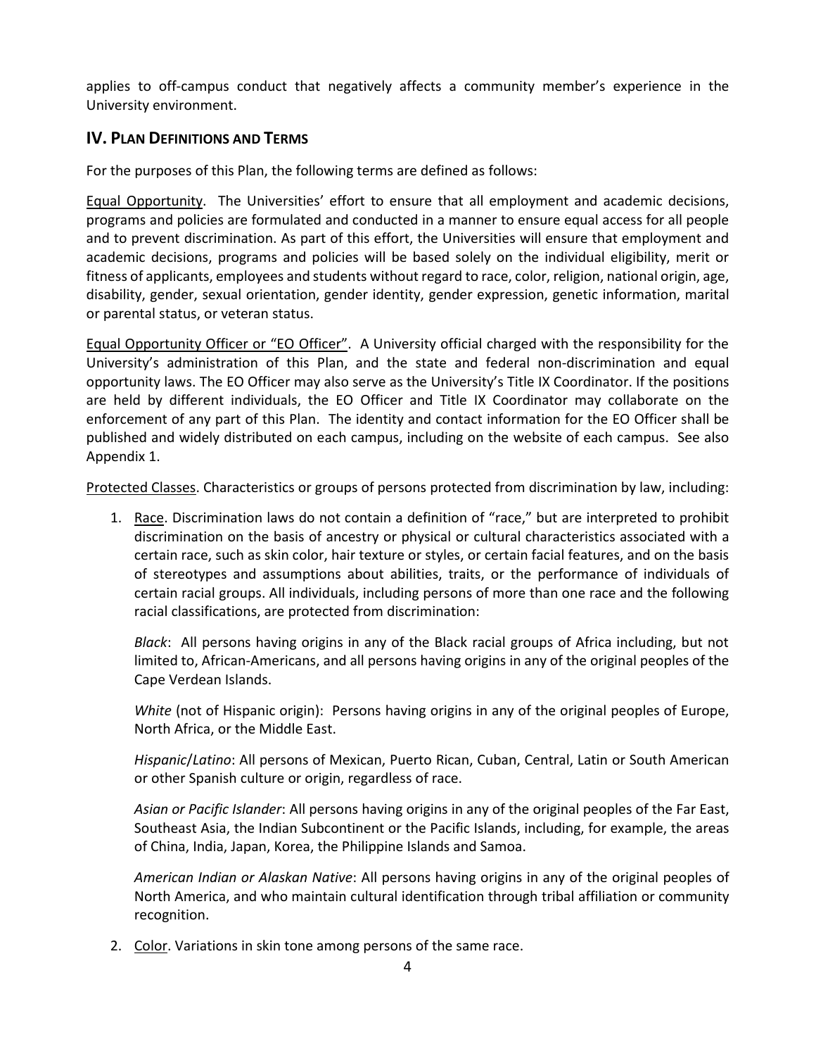applies to off-campus conduct that negatively affects a community member's experience in the University environment.

## IV. Plan Definitions and Terms

For the purposes of this Plan, the following terms are defined as follows:

Equal Opportunity. The Universities' effort to ensure that all employment and academic decisions, programs and policies are formulated and conducted in a manner to ensure equal access for all people and to prevent discrimination. As part of this effort, the Universities will ensure that employment and academic decisions, programs and policies will be based solely on the individual eligibility, merit or fitness of applicants, employees and students without regard to race, color, religion, national origin, age, disability, gender, sexual orientation, gender identity, gender expression, genetic information, marital or parental status, or veteran status.

Equal Opportunity Officer or "EO Officer". A University official charged with the responsibility for the University's administration of this Plan, and the state and federal non-discrimination and equal opportunity laws. The EO Officer may also serve as the University's Title IX Coordinator. If the positions are held by different individuals, the EO Officer and Title IX Coordinator may collaborate on the enforcement of any part of this Plan. The identity and contact information for the EO Officer shall be published and widely distributed on each campus, including on the website of each campus. See also Appendix 1.

Protected Classes. Characteristics or groups of persons protected from discrimination by law, including:

1. Race. Discrimination laws do not contain a definition of "race," but are interpreted to prohibit discrimination on the basis of ancestry or physical or cultural characteristics associated with a certain race, such as skin color, hair texture or styles, or certain facial features, and on the basis of stereotypes and assumptions about abilities, traits, or the performance of individuals of certain racial groups. All individuals, including persons of more than one race and the following racial classifications, are protected from discrimination:

   *Black*: All persons having origins in any of the Black racial groups of Africa including, but not limited to, African-Americans, and all persons having origins in any of the original peoples of the Cape Verdean Islands.

   *White* (not of Hispanic origin): Persons having origins in any of the original peoples of Europe, North Africa, or the Middle East.

   *Hispanic*/*Latino*: All persons of Mexican, Puerto Rican, Cuban, Central, Latin or South American or other Spanish culture or origin, regardless of race.

   *Asian or Pacific Islander*: All persons having origins in any of the original peoples of the Far East, Southeast Asia, the Indian Subcontinent or the Pacific Islands, including, for example, the areas of China, India, Japan, Korea, the Philippine Islands and Samoa.

   *American Indian or Alaskan Native*: All persons having origins in any of the original peoples of North America, and who maintain cultural identification through tribal affiliation or community recognition.

2. Color. Variations in skin tone among persons of the same race.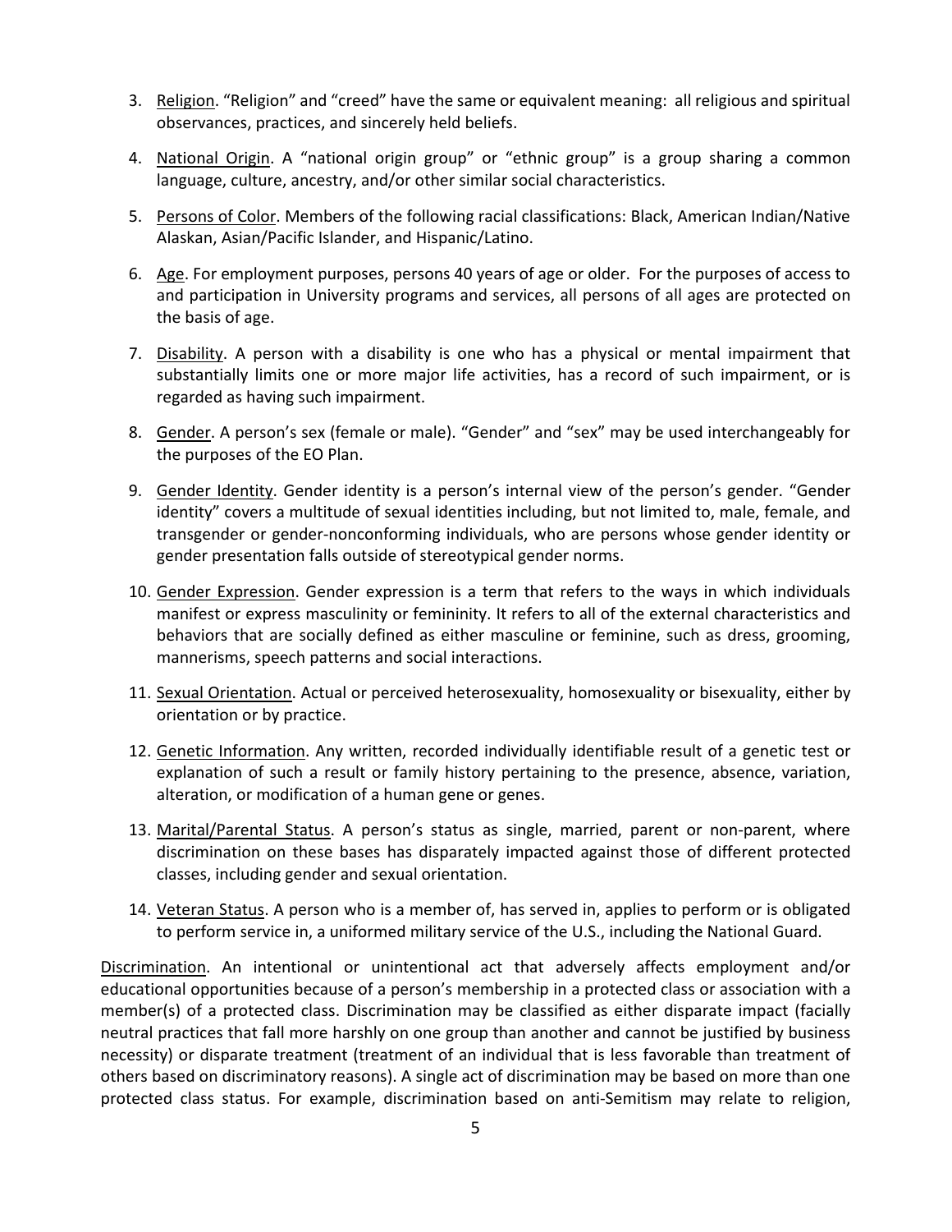3. Religion. "Religion" and "creed" have the same or equivalent meaning: all religious and spiritual observances, practices, and sincerely held beliefs.

4. National Origin. A "national origin group" or "ethnic group" is a group sharing a common language, culture, ancestry, and/or other similar social characteristics.

5. Persons of Color. Members of the following racial classifications: Black, American Indian/Native Alaskan, Asian/Pacific Islander, and Hispanic/Latino.

6. Age. For employment purposes, persons 40 years of age or older. For the purposes of access to and participation in University programs and services, all persons of all ages are protected on the basis of age.

7. Disability. A person with a disability is one who has a physical or mental impairment that substantially limits one or more major life activities, has a record of such impairment, or is regarded as having such impairment.

8. Gender. A person's sex (female or male). "Gender" and "sex" may be used interchangeably for the purposes of the EO Plan.

9. Gender Identity. Gender identity is a person's internal view of the person's gender. "Gender identity" covers a multitude of sexual identities including, but not limited to, male, female, and transgender or gender-nonconforming individuals, who are persons whose gender identity or gender presentation falls outside of stereotypical gender norms.

10. Gender Expression. Gender expression is a term that refers to the ways in which individuals manifest or express masculinity or femininity. It refers to all of the external characteristics and behaviors that are socially defined as either masculine or feminine, such as dress, grooming, mannerisms, speech patterns and social interactions.

11. Sexual Orientation. Actual or perceived heterosexuality, homosexuality or bisexuality, either by orientation or by practice.

12. Genetic Information. Any written, recorded individually identifiable result of a genetic test or explanation of such a result or family history pertaining to the presence, absence, variation, alteration, or modification of a human gene or genes.

13. Marital/Parental Status. A person's status as single, married, parent or non-parent, where discrimination on these bases has disparately impacted against those of different protected classes, including gender and sexual orientation.

14. Veteran Status. A person who is a member of, has served in, applies to perform or is obligated to perform service in, a uniformed military service of the U.S., including the National Guard.

Discrimination. An intentional or unintentional act that adversely affects employment and/or educational opportunities because of a person's membership in a protected class or association with a member(s) of a protected class. Discrimination may be classified as either disparate impact (facially neutral practices that fall more harshly on one group than another and cannot be justified by business necessity) or disparate treatment (treatment of an individual that is less favorable than treatment of others based on discriminatory reasons). A single act of discrimination may be based on more than one protected class status. For example, discrimination based on anti-Semitism may relate to religion,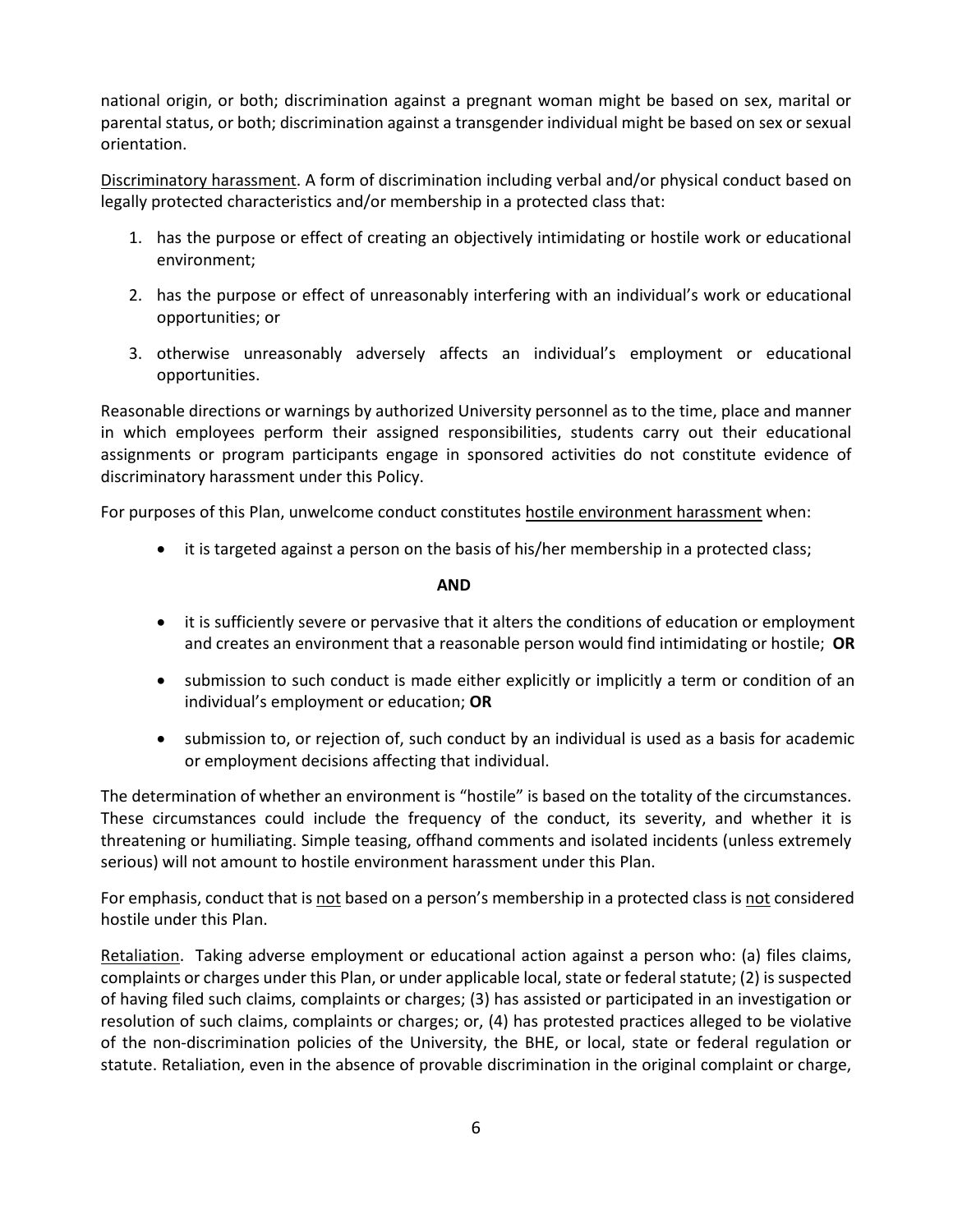national origin, or both; discrimination against a pregnant woman might be based on sex, marital or parental status, or both; discrimination against a transgender individual might be based on sex or sexual orientation.

Discriminatory harassment. A form of discrimination including verbal and/or physical conduct based on legally protected characteristics and/or membership in a protected class that:

1. has the purpose or effect of creating an objectively intimidating or hostile work or educational environment;
2. has the purpose or effect of unreasonably interfering with an individual's work or educational opportunities; or
3. otherwise unreasonably adversely affects an individual's employment or educational opportunities.

Reasonable directions or warnings by authorized University personnel as to the time, place and manner in which employees perform their assigned responsibilities, students carry out their educational assignments or program participants engage in sponsored activities do not constitute evidence of discriminatory harassment under this Policy.

For purposes of this Plan, unwelcome conduct constitutes hostile environment harassment when:

- it is targeted against a person on the basis of his/her membership in a protected class;

**AND**

- it is sufficiently severe or pervasive that it alters the conditions of education or employment and creates an environment that a reasonable person would find intimidating or hostile; **OR**
- submission to such conduct is made either explicitly or implicitly a term or condition of an individual's employment or education; **OR**
- submission to, or rejection of, such conduct by an individual is used as a basis for academic or employment decisions affecting that individual.

The determination of whether an environment is "hostile" is based on the totality of the circumstances. These circumstances could include the frequency of the conduct, its severity, and whether it is threatening or humiliating. Simple teasing, offhand comments and isolated incidents (unless extremely serious) will not amount to hostile environment harassment under this Plan.

For emphasis, conduct that is not based on a person's membership in a protected class is not considered hostile under this Plan.

Retaliation. Taking adverse employment or educational action against a person who: (a) files claims, complaints or charges under this Plan, or under applicable local, state or federal statute; (2) is suspected of having filed such claims, complaints or charges; (3) has assisted or participated in an investigation or resolution of such claims, complaints or charges; or, (4) has protested practices alleged to be violative of the non-discrimination policies of the University, the BHE, or local, state or federal regulation or statute. Retaliation, even in the absence of provable discrimination in the original complaint or charge,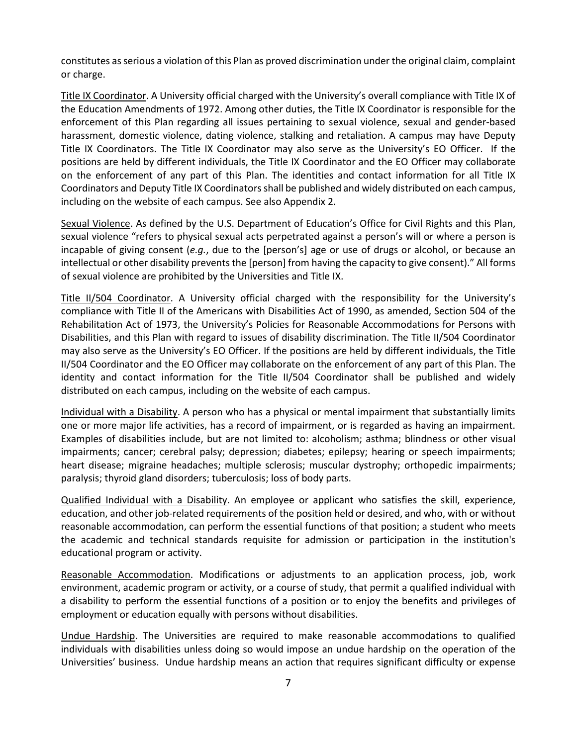constitutes as serious a violation of this Plan as proved discrimination under the original claim, complaint or charge.

Title IX Coordinator. A University official charged with the University's overall compliance with Title IX of the Education Amendments of 1972. Among other duties, the Title IX Coordinator is responsible for the enforcement of this Plan regarding all issues pertaining to sexual violence, sexual and gender-based harassment, domestic violence, dating violence, stalking and retaliation. A campus may have Deputy Title IX Coordinators. The Title IX Coordinator may also serve as the University's EO Officer. If the positions are held by different individuals, the Title IX Coordinator and the EO Officer may collaborate on the enforcement of any part of this Plan. The identities and contact information for all Title IX Coordinators and Deputy Title IX Coordinators shall be published and widely distributed on each campus, including on the website of each campus. See also Appendix 2.

Sexual Violence. As defined by the U.S. Department of Education's Office for Civil Rights and this Plan, sexual violence "refers to physical sexual acts perpetrated against a person's will or where a person is incapable of giving consent (*e.g.*, due to the [person's] age or use of drugs or alcohol, or because an intellectual or other disability prevents the [person] from having the capacity to give consent)." All forms of sexual violence are prohibited by the Universities and Title IX.

Title II/504 Coordinator. A University official charged with the responsibility for the University's compliance with Title II of the Americans with Disabilities Act of 1990, as amended, Section 504 of the Rehabilitation Act of 1973, the University's Policies for Reasonable Accommodations for Persons with Disabilities, and this Plan with regard to issues of disability discrimination. The Title II/504 Coordinator may also serve as the University's EO Officer. If the positions are held by different individuals, the Title II/504 Coordinator and the EO Officer may collaborate on the enforcement of any part of this Plan. The identity and contact information for the Title II/504 Coordinator shall be published and widely distributed on each campus, including on the website of each campus.

Individual with a Disability. A person who has a physical or mental impairment that substantially limits one or more major life activities, has a record of impairment, or is regarded as having an impairment. Examples of disabilities include, but are not limited to: alcoholism; asthma; blindness or other visual impairments; cancer; cerebral palsy; depression; diabetes; epilepsy; hearing or speech impairments; heart disease; migraine headaches; multiple sclerosis; muscular dystrophy; orthopedic impairments; paralysis; thyroid gland disorders; tuberculosis; loss of body parts.

Qualified Individual with a Disability. An employee or applicant who satisfies the skill, experience, education, and other job-related requirements of the position held or desired, and who, with or without reasonable accommodation, can perform the essential functions of that position; a student who meets the academic and technical standards requisite for admission or participation in the institution's educational program or activity.

Reasonable Accommodation. Modifications or adjustments to an application process, job, work environment, academic program or activity, or a course of study, that permit a qualified individual with a disability to perform the essential functions of a position or to enjoy the benefits and privileges of employment or education equally with persons without disabilities.

Undue Hardship. The Universities are required to make reasonable accommodations to qualified individuals with disabilities unless doing so would impose an undue hardship on the operation of the Universities' business. Undue hardship means an action that requires significant difficulty or expense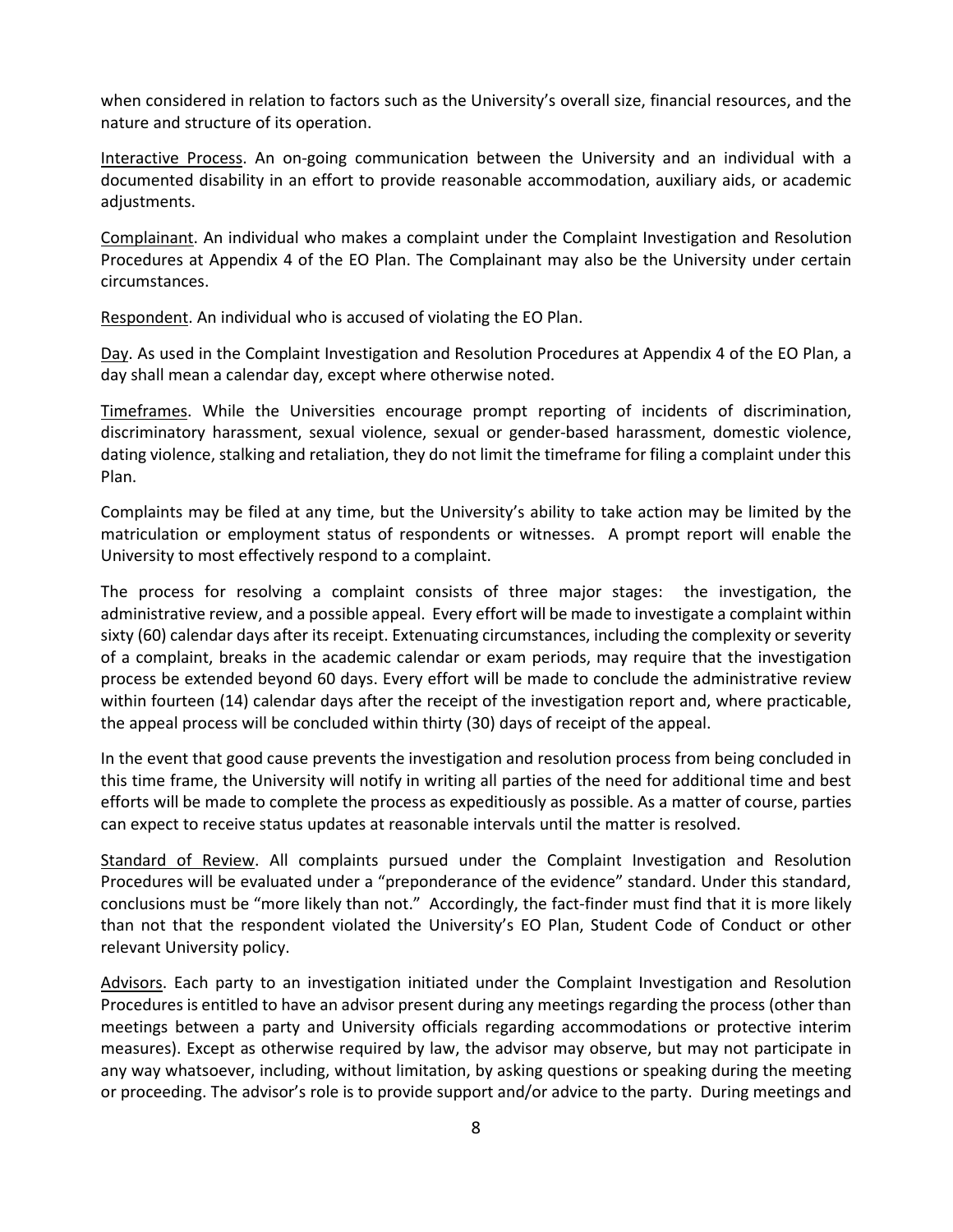when considered in relation to factors such as the University's overall size, financial resources, and the nature and structure of its operation.

Interactive Process. An on-going communication between the University and an individual with a documented disability in an effort to provide reasonable accommodation, auxiliary aids, or academic adjustments.

Complainant. An individual who makes a complaint under the Complaint Investigation and Resolution Procedures at Appendix 4 of the EO Plan. The Complainant may also be the University under certain circumstances.

Respondent. An individual who is accused of violating the EO Plan.

Day. As used in the Complaint Investigation and Resolution Procedures at Appendix 4 of the EO Plan, a day shall mean a calendar day, except where otherwise noted.

Timeframes. While the Universities encourage prompt reporting of incidents of discrimination, discriminatory harassment, sexual violence, sexual or gender-based harassment, domestic violence, dating violence, stalking and retaliation, they do not limit the timeframe for filing a complaint under this Plan.

Complaints may be filed at any time, but the University's ability to take action may be limited by the matriculation or employment status of respondents or witnesses. A prompt report will enable the University to most effectively respond to a complaint.

The process for resolving a complaint consists of three major stages: the investigation, the administrative review, and a possible appeal. Every effort will be made to investigate a complaint within sixty (60) calendar days after its receipt. Extenuating circumstances, including the complexity or severity of a complaint, breaks in the academic calendar or exam periods, may require that the investigation process be extended beyond 60 days. Every effort will be made to conclude the administrative review within fourteen (14) calendar days after the receipt of the investigation report and, where practicable, the appeal process will be concluded within thirty (30) days of receipt of the appeal.

In the event that good cause prevents the investigation and resolution process from being concluded in this time frame, the University will notify in writing all parties of the need for additional time and best efforts will be made to complete the process as expeditiously as possible. As a matter of course, parties can expect to receive status updates at reasonable intervals until the matter is resolved.

Standard of Review. All complaints pursued under the Complaint Investigation and Resolution Procedures will be evaluated under a "preponderance of the evidence" standard. Under this standard, conclusions must be "more likely than not." Accordingly, the fact-finder must find that it is more likely than not that the respondent violated the University's EO Plan, Student Code of Conduct or other relevant University policy.

Advisors. Each party to an investigation initiated under the Complaint Investigation and Resolution Procedures is entitled to have an advisor present during any meetings regarding the process (other than meetings between a party and University officials regarding accommodations or protective interim measures). Except as otherwise required by law, the advisor may observe, but may not participate in any way whatsoever, including, without limitation, by asking questions or speaking during the meeting or proceeding. The advisor's role is to provide support and/or advice to the party. During meetings and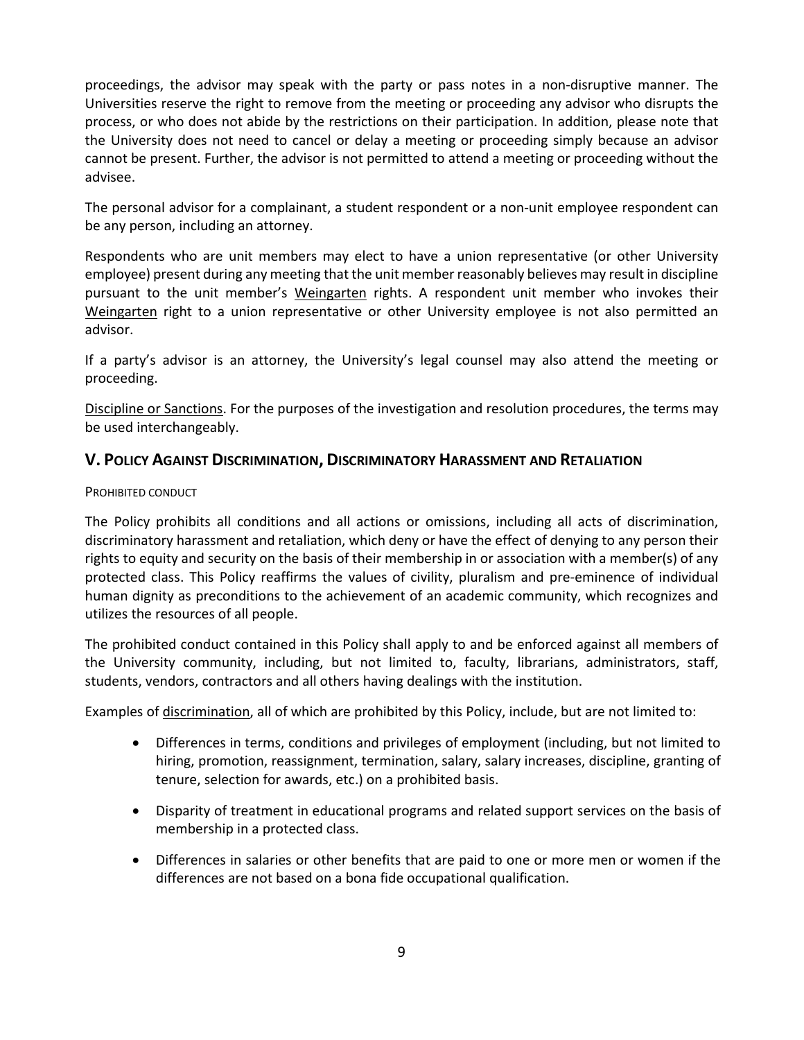proceedings, the advisor may speak with the party or pass notes in a non-disruptive manner. The Universities reserve the right to remove from the meeting or proceeding any advisor who disrupts the process, or who does not abide by the restrictions on their participation. In addition, please note that the University does not need to cancel or delay a meeting or proceeding simply because an advisor cannot be present. Further, the advisor is not permitted to attend a meeting or proceeding without the advisee.

The personal advisor for a complainant, a student respondent or a non-unit employee respondent can be any person, including an attorney.

Respondents who are unit members may elect to have a union representative (or other University employee) present during any meeting that the unit member reasonably believes may result in discipline pursuant to the unit member's Weingarten rights. A respondent unit member who invokes their Weingarten right to a union representative or other University employee is not also permitted an advisor.

If a party's advisor is an attorney, the University's legal counsel may also attend the meeting or proceeding.

Discipline or Sanctions. For the purposes of the investigation and resolution procedures, the terms may be used interchangeably.

## V. Policy Against Discrimination, Discriminatory Harassment and Retaliation

PROHIBITED CONDUCT

The Policy prohibits all conditions and all actions or omissions, including all acts of discrimination, discriminatory harassment and retaliation, which deny or have the effect of denying to any person their rights to equity and security on the basis of their membership in or association with a member(s) of any protected class. This Policy reaffirms the values of civility, pluralism and pre-eminence of individual human dignity as preconditions to the achievement of an academic community, which recognizes and utilizes the resources of all people.

The prohibited conduct contained in this Policy shall apply to and be enforced against all members of the University community, including, but not limited to, faculty, librarians, administrators, staff, students, vendors, contractors and all others having dealings with the institution.

Examples of discrimination, all of which are prohibited by this Policy, include, but are not limited to:

- Differences in terms, conditions and privileges of employment (including, but not limited to hiring, promotion, reassignment, termination, salary, salary increases, discipline, granting of tenure, selection for awards, etc.) on a prohibited basis.
- Disparity of treatment in educational programs and related support services on the basis of membership in a protected class.
- Differences in salaries or other benefits that are paid to one or more men or women if the differences are not based on a bona fide occupational qualification.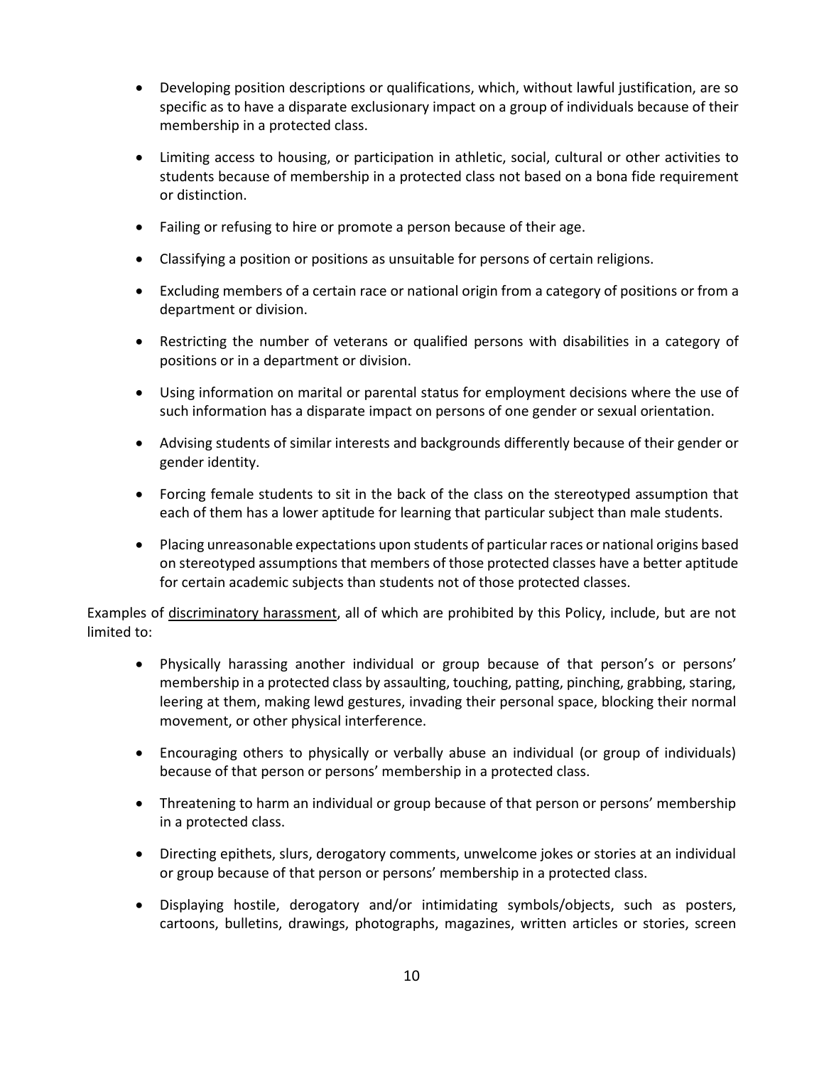- Developing position descriptions or qualifications, which, without lawful justification, are so specific as to have a disparate exclusionary impact on a group of individuals because of their membership in a protected class.
- Limiting access to housing, or participation in athletic, social, cultural or other activities to students because of membership in a protected class not based on a bona fide requirement or distinction.
- Failing or refusing to hire or promote a person because of their age.
- Classifying a position or positions as unsuitable for persons of certain religions.
- Excluding members of a certain race or national origin from a category of positions or from a department or division.
- Restricting the number of veterans or qualified persons with disabilities in a category of positions or in a department or division.
- Using information on marital or parental status for employment decisions where the use of such information has a disparate impact on persons of one gender or sexual orientation.
- Advising students of similar interests and backgrounds differently because of their gender or gender identity.
- Forcing female students to sit in the back of the class on the stereotyped assumption that each of them has a lower aptitude for learning that particular subject than male students.
- Placing unreasonable expectations upon students of particular races or national origins based on stereotyped assumptions that members of those protected classes have a better aptitude for certain academic subjects than students not of those protected classes.

Examples of discriminatory harassment, all of which are prohibited by this Policy, include, but are not limited to:

- Physically harassing another individual or group because of that person's or persons' membership in a protected class by assaulting, touching, patting, pinching, grabbing, staring, leering at them, making lewd gestures, invading their personal space, blocking their normal movement, or other physical interference.
- Encouraging others to physically or verbally abuse an individual (or group of individuals) because of that person or persons' membership in a protected class.
- Threatening to harm an individual or group because of that person or persons' membership in a protected class.
- Directing epithets, slurs, derogatory comments, unwelcome jokes or stories at an individual or group because of that person or persons' membership in a protected class.
- Displaying hostile, derogatory and/or intimidating symbols/objects, such as posters, cartoons, bulletins, drawings, photographs, magazines, written articles or stories, screen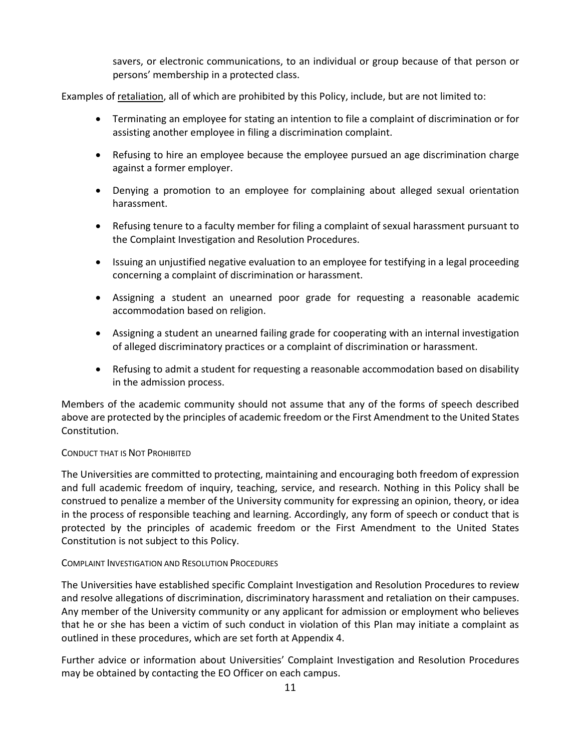savers, or electronic communications, to an individual or group because of that person or persons' membership in a protected class.

Examples of <u>retaliation</u>, all of which are prohibited by this Policy, include, but are not limited to:

- Terminating an employee for stating an intention to file a complaint of discrimination or for assisting another employee in filing a discrimination complaint.
- Refusing to hire an employee because the employee pursued an age discrimination charge against a former employer.
- Denying a promotion to an employee for complaining about alleged sexual orientation harassment.
- Refusing tenure to a faculty member for filing a complaint of sexual harassment pursuant to the Complaint Investigation and Resolution Procedures.
- Issuing an unjustified negative evaluation to an employee for testifying in a legal proceeding concerning a complaint of discrimination or harassment.
- Assigning a student an unearned poor grade for requesting a reasonable academic accommodation based on religion.
- Assigning a student an unearned failing grade for cooperating with an internal investigation of alleged discriminatory practices or a complaint of discrimination or harassment.
- Refusing to admit a student for requesting a reasonable accommodation based on disability in the admission process.

Members of the academic community should not assume that any of the forms of speech described above are protected by the principles of academic freedom or the First Amendment to the United States Constitution.

#### CONDUCT THAT IS NOT PROHIBITED

The Universities are committed to protecting, maintaining and encouraging both freedom of expression and full academic freedom of inquiry, teaching, service, and research. Nothing in this Policy shall be construed to penalize a member of the University community for expressing an opinion, theory, or idea in the process of responsible teaching and learning. Accordingly, any form of speech or conduct that is protected by the principles of academic freedom or the First Amendment to the United States Constitution is not subject to this Policy.

#### COMPLAINT INVESTIGATION AND RESOLUTION PROCEDURES

The Universities have established specific Complaint Investigation and Resolution Procedures to review and resolve allegations of discrimination, discriminatory harassment and retaliation on their campuses. Any member of the University community or any applicant for admission or employment who believes that he or she has been a victim of such conduct in violation of this Plan may initiate a complaint as outlined in these procedures, which are set forth at Appendix 4.

Further advice or information about Universities' Complaint Investigation and Resolution Procedures may be obtained by contacting the EO Officer on each campus.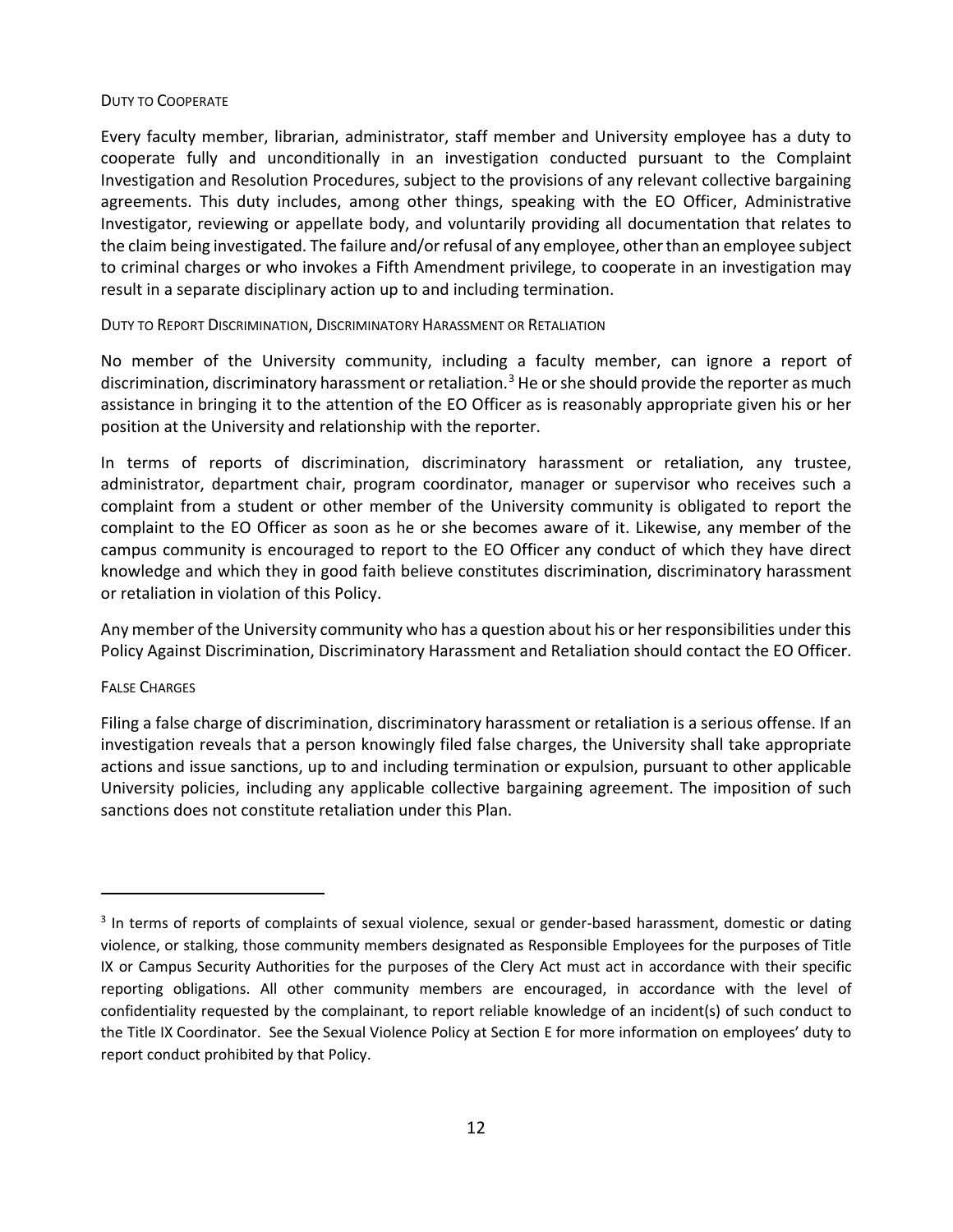### DUTY TO COOPERATE

Every faculty member, librarian, administrator, staff member and University employee has a duty to cooperate fully and unconditionally in an investigation conducted pursuant to the Complaint Investigation and Resolution Procedures, subject to the provisions of any relevant collective bargaining agreements. This duty includes, among other things, speaking with the EO Officer, Administrative Investigator, reviewing or appellate body, and voluntarily providing all documentation that relates to the claim being investigated. The failure and/or refusal of any employee, other than an employee subject to criminal charges or who invokes a Fifth Amendment privilege, to cooperate in an investigation may result in a separate disciplinary action up to and including termination.

### DUTY TO REPORT DISCRIMINATION, DISCRIMINATORY HARASSMENT OR RETALIATION

No member of the University community, including a faculty member, can ignore a report of discrimination, discriminatory harassment or retaliation.[3] He or she should provide the reporter as much assistance in bringing it to the attention of the EO Officer as is reasonably appropriate given his or her position at the University and relationship with the reporter.

In terms of reports of discrimination, discriminatory harassment or retaliation, any trustee, administrator, department chair, program coordinator, manager or supervisor who receives such a complaint from a student or other member of the University community is obligated to report the complaint to the EO Officer as soon as he or she becomes aware of it. Likewise, any member of the campus community is encouraged to report to the EO Officer any conduct of which they have direct knowledge and which they in good faith believe constitutes discrimination, discriminatory harassment or retaliation in violation of this Policy.

Any member of the University community who has a question about his or her responsibilities under this Policy Against Discrimination, Discriminatory Harassment and Retaliation should contact the EO Officer.

### FALSE CHARGES

Filing a false charge of discrimination, discriminatory harassment or retaliation is a serious offense. If an investigation reveals that a person knowingly filed false charges, the University shall take appropriate actions and issue sanctions, up to and including termination or expulsion, pursuant to other applicable University policies, including any applicable collective bargaining agreement. The imposition of such sanctions does not constitute retaliation under this Plan.

---

[3] In terms of reports of complaints of sexual violence, sexual or gender-based harassment, domestic or dating violence, or stalking, those community members designated as Responsible Employees for the purposes of Title IX or Campus Security Authorities for the purposes of the Clery Act must act in accordance with their specific reporting obligations. All other community members are encouraged, in accordance with the level of confidentiality requested by the complainant, to report reliable knowledge of an incident(s) of such conduct to the Title IX Coordinator. See the Sexual Violence Policy at Section E for more information on employees' duty to report conduct prohibited by that Policy.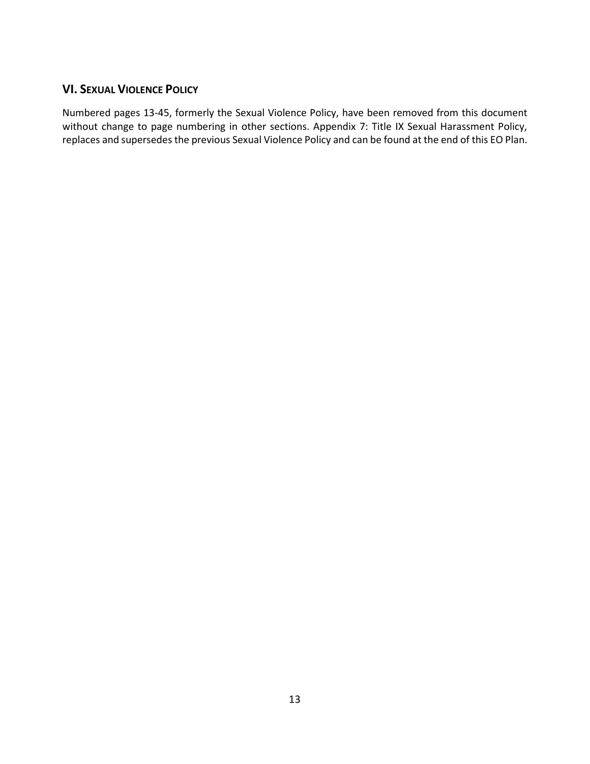## VI. Sexual Violence Policy

Numbered pages 13-45, formerly the Sexual Violence Policy, have been removed from this document without change to page numbering in other sections. Appendix 7: Title IX Sexual Harassment Policy, replaces and supersedes the previous Sexual Violence Policy and can be found at the end of this EO Plan.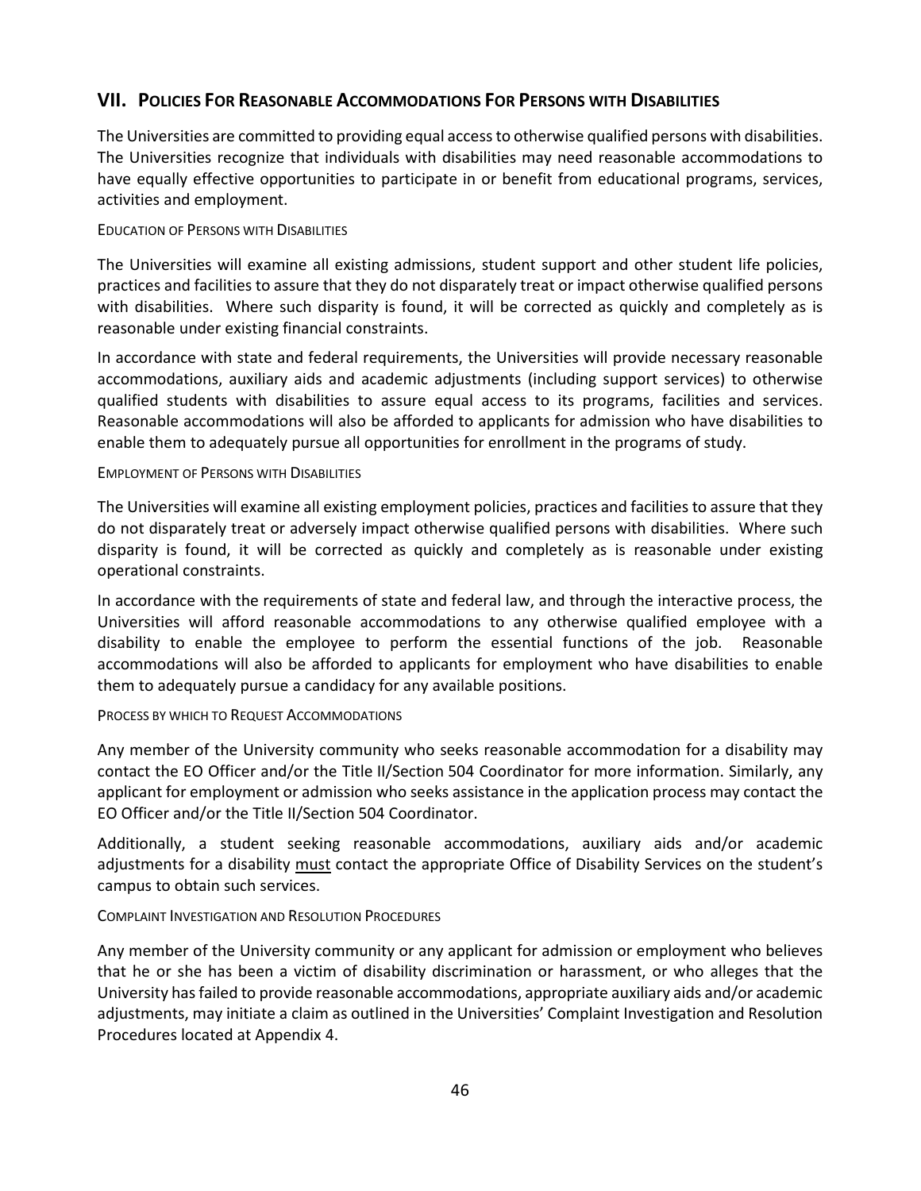## VII. Policies For Reasonable Accommodations For Persons with Disabilities

The Universities are committed to providing equal access to otherwise qualified persons with disabilities. The Universities recognize that individuals with disabilities may need reasonable accommodations to have equally effective opportunities to participate in or benefit from educational programs, services, activities and employment.

### Education of Persons with Disabilities

The Universities will examine all existing admissions, student support and other student life policies, practices and facilities to assure that they do not disparately treat or impact otherwise qualified persons with disabilities. Where such disparity is found, it will be corrected as quickly and completely as is reasonable under existing financial constraints.

In accordance with state and federal requirements, the Universities will provide necessary reasonable accommodations, auxiliary aids and academic adjustments (including support services) to otherwise qualified students with disabilities to assure equal access to its programs, facilities and services. Reasonable accommodations will also be afforded to applicants for admission who have disabilities to enable them to adequately pursue all opportunities for enrollment in the programs of study.

### Employment of Persons with Disabilities

The Universities will examine all existing employment policies, practices and facilities to assure that they do not disparately treat or adversely impact otherwise qualified persons with disabilities. Where such disparity is found, it will be corrected as quickly and completely as is reasonable under existing operational constraints.

In accordance with the requirements of state and federal law, and through the interactive process, the Universities will afford reasonable accommodations to any otherwise qualified employee with a disability to enable the employee to perform the essential functions of the job. Reasonable accommodations will also be afforded to applicants for employment who have disabilities to enable them to adequately pursue a candidacy for any available positions.

### Process by which to Request Accommodations

Any member of the University community who seeks reasonable accommodation for a disability may contact the EO Officer and/or the Title II/Section 504 Coordinator for more information. Similarly, any applicant for employment or admission who seeks assistance in the application process may contact the EO Officer and/or the Title II/Section 504 Coordinator.

Additionally, a student seeking reasonable accommodations, auxiliary aids and/or academic adjustments for a disability <u>must</u> contact the appropriate Office of Disability Services on the student's campus to obtain such services.

### Complaint Investigation and Resolution Procedures

Any member of the University community or any applicant for admission or employment who believes that he or she has been a victim of disability discrimination or harassment, or who alleges that the University has failed to provide reasonable accommodations, appropriate auxiliary aids and/or academic adjustments, may initiate a claim as outlined in the Universities' Complaint Investigation and Resolution Procedures located at Appendix 4.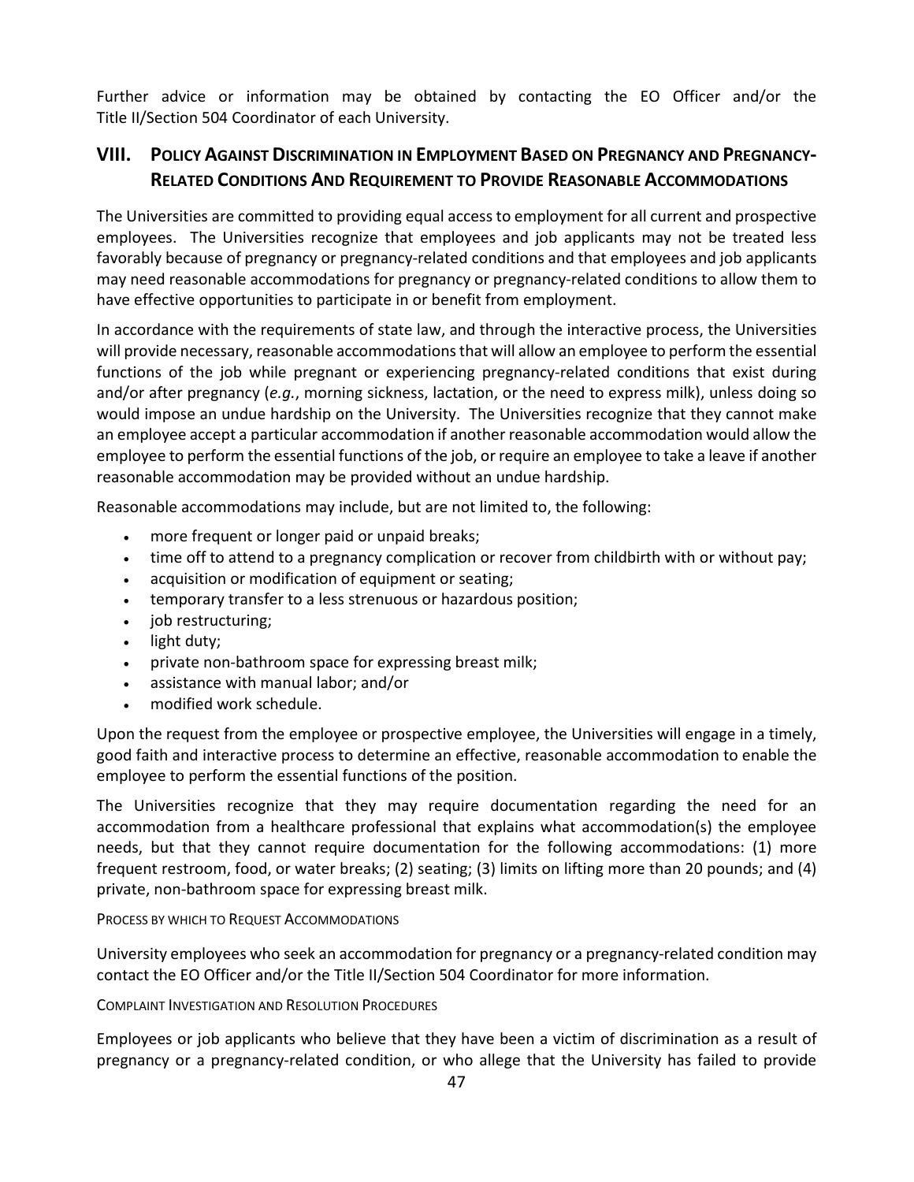Further advice or information may be obtained by contacting the EO Officer and/or the Title II/Section 504 Coordinator of each University.

## VIII. Policy Against Discrimination in Employment Based on Pregnancy and Pregnancy-Related Conditions And Requirement to Provide Reasonable Accommodations

The Universities are committed to providing equal access to employment for all current and prospective employees. The Universities recognize that employees and job applicants may not be treated less favorably because of pregnancy or pregnancy-related conditions and that employees and job applicants may need reasonable accommodations for pregnancy or pregnancy-related conditions to allow them to have effective opportunities to participate in or benefit from employment.

In accordance with the requirements of state law, and through the interactive process, the Universities will provide necessary, reasonable accommodations that will allow an employee to perform the essential functions of the job while pregnant or experiencing pregnancy-related conditions that exist during and/or after pregnancy (*e.g.*, morning sickness, lactation, or the need to express milk), unless doing so would impose an undue hardship on the University. The Universities recognize that they cannot make an employee accept a particular accommodation if another reasonable accommodation would allow the employee to perform the essential functions of the job, or require an employee to take a leave if another reasonable accommodation may be provided without an undue hardship.

Reasonable accommodations may include, but are not limited to, the following:

- more frequent or longer paid or unpaid breaks;
- time off to attend to a pregnancy complication or recover from childbirth with or without pay;
- acquisition or modification of equipment or seating;
- temporary transfer to a less strenuous or hazardous position;
- job restructuring;
- light duty;
- private non-bathroom space for expressing breast milk;
- assistance with manual labor; and/or
- modified work schedule.

Upon the request from the employee or prospective employee, the Universities will engage in a timely, good faith and interactive process to determine an effective, reasonable accommodation to enable the employee to perform the essential functions of the position.

The Universities recognize that they may require documentation regarding the need for an accommodation from a healthcare professional that explains what accommodation(s) the employee needs, but that they cannot require documentation for the following accommodations: (1) more frequent restroom, food, or water breaks; (2) seating; (3) limits on lifting more than 20 pounds; and (4) private, non-bathroom space for expressing breast milk.

#### Process by which to Request Accommodations

University employees who seek an accommodation for pregnancy or a pregnancy-related condition may contact the EO Officer and/or the Title II/Section 504 Coordinator for more information.

#### Complaint Investigation and Resolution Procedures

Employees or job applicants who believe that they have been a victim of discrimination as a result of pregnancy or a pregnancy-related condition, or who allege that the University has failed to provide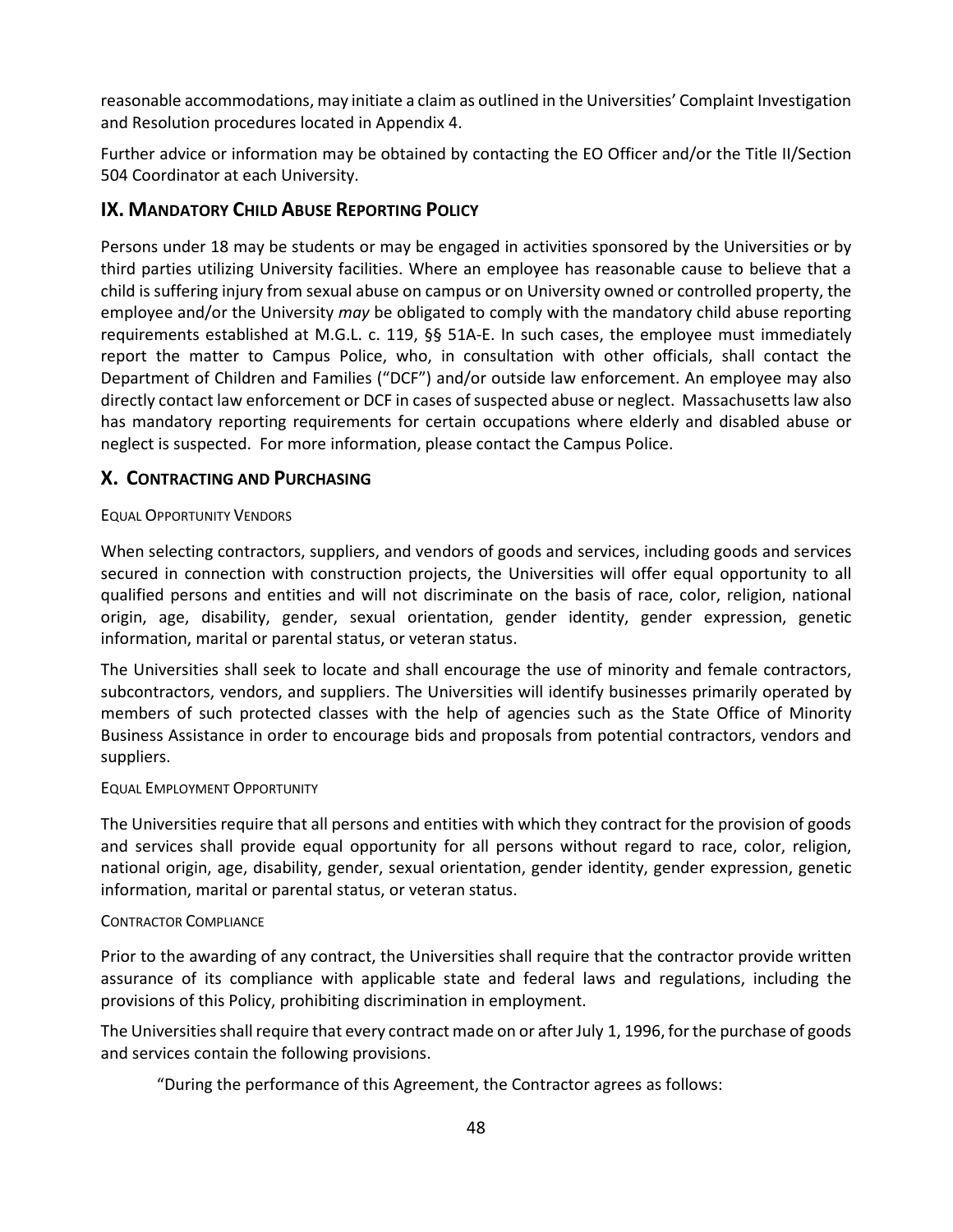reasonable accommodations, may initiate a claim as outlined in the Universities' Complaint Investigation and Resolution procedures located in Appendix 4.

Further advice or information may be obtained by contacting the EO Officer and/or the Title II/Section 504 Coordinator at each University.

## IX. Mandatory Child Abuse Reporting Policy

Persons under 18 may be students or may be engaged in activities sponsored by the Universities or by third parties utilizing University facilities. Where an employee has reasonable cause to believe that a child is suffering injury from sexual abuse on campus or on University owned or controlled property, the employee and/or the University *may* be obligated to comply with the mandatory child abuse reporting requirements established at M.G.L. c. 119, §§ 51A-E. In such cases, the employee must immediately report the matter to Campus Police, who, in consultation with other officials, shall contact the Department of Children and Families ("DCF") and/or outside law enforcement. An employee may also directly contact law enforcement or DCF in cases of suspected abuse or neglect. Massachusetts law also has mandatory reporting requirements for certain occupations where elderly and disabled abuse or neglect is suspected. For more information, please contact the Campus Police.

## X. Contracting and Purchasing

#### Equal Opportunity Vendors

When selecting contractors, suppliers, and vendors of goods and services, including goods and services secured in connection with construction projects, the Universities will offer equal opportunity to all qualified persons and entities and will not discriminate on the basis of race, color, religion, national origin, age, disability, gender, sexual orientation, gender identity, gender expression, genetic information, marital or parental status, or veteran status.

The Universities shall seek to locate and shall encourage the use of minority and female contractors, subcontractors, vendors, and suppliers. The Universities will identify businesses primarily operated by members of such protected classes with the help of agencies such as the State Office of Minority Business Assistance in order to encourage bids and proposals from potential contractors, vendors and suppliers.

#### Equal Employment Opportunity

The Universities require that all persons and entities with which they contract for the provision of goods and services shall provide equal opportunity for all persons without regard to race, color, religion, national origin, age, disability, gender, sexual orientation, gender identity, gender expression, genetic information, marital or parental status, or veteran status.

#### Contractor Compliance

Prior to the awarding of any contract, the Universities shall require that the contractor provide written assurance of its compliance with applicable state and federal laws and regulations, including the provisions of this Policy, prohibiting discrimination in employment.

The Universities shall require that every contract made on or after July 1, 1996, for the purchase of goods and services contain the following provisions.

"During the performance of this Agreement, the Contractor agrees as follows: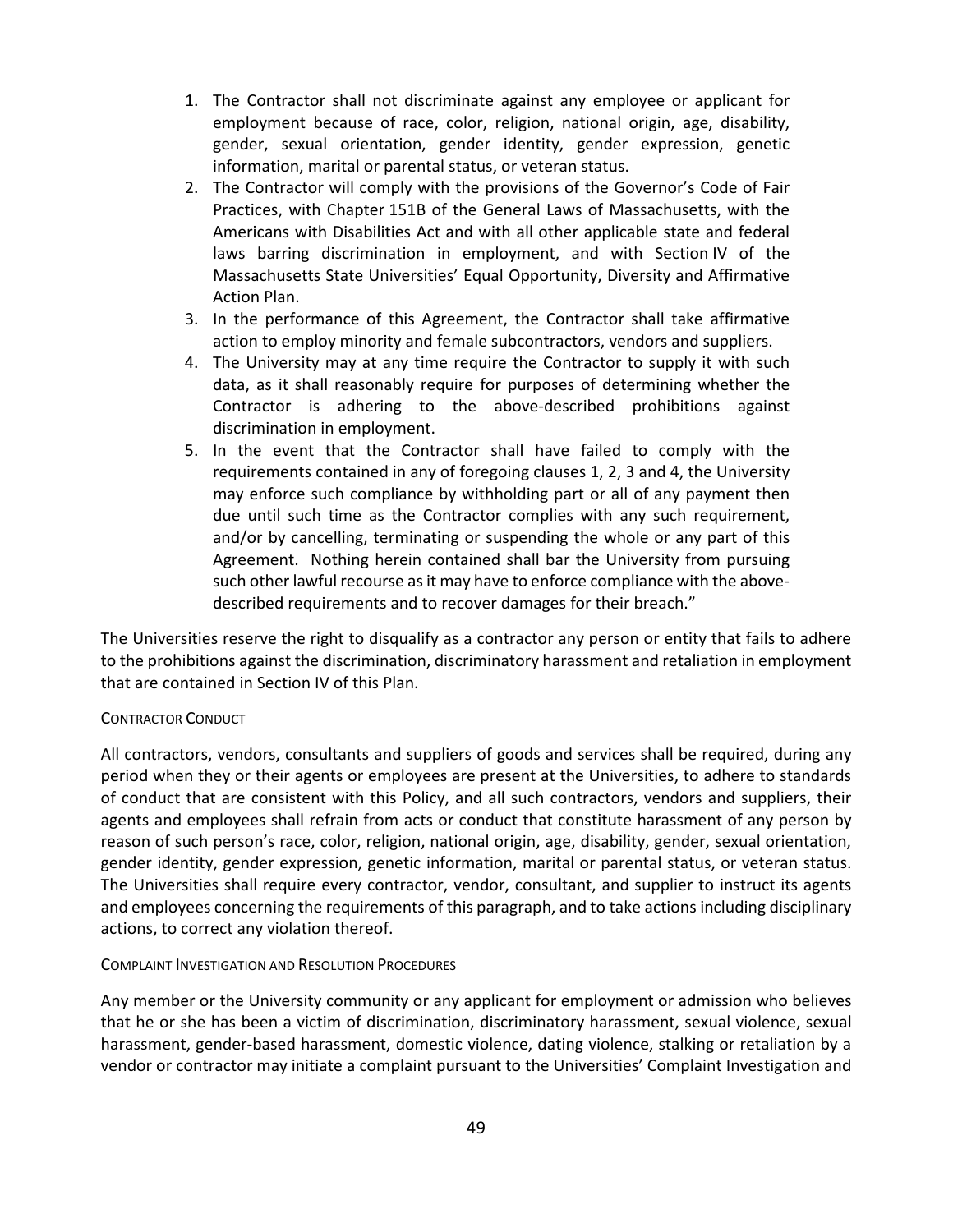1. The Contractor shall not discriminate against any employee or applicant for employment because of race, color, religion, national origin, age, disability, gender, sexual orientation, gender identity, gender expression, genetic information, marital or parental status, or veteran status.
2. The Contractor will comply with the provisions of the Governor's Code of Fair Practices, with Chapter 151B of the General Laws of Massachusetts, with the Americans with Disabilities Act and with all other applicable state and federal laws barring discrimination in employment, and with Section IV of the Massachusetts State Universities' Equal Opportunity, Diversity and Affirmative Action Plan.
3. In the performance of this Agreement, the Contractor shall take affirmative action to employ minority and female subcontractors, vendors and suppliers.
4. The University may at any time require the Contractor to supply it with such data, as it shall reasonably require for purposes of determining whether the Contractor is adhering to the above-described prohibitions against discrimination in employment.
5. In the event that the Contractor shall have failed to comply with the requirements contained in any of foregoing clauses 1, 2, 3 and 4, the University may enforce such compliance by withholding part or all of any payment then due until such time as the Contractor complies with any such requirement, and/or by cancelling, terminating or suspending the whole or any part of this Agreement. Nothing herein contained shall bar the University from pursuing such other lawful recourse as it may have to enforce compliance with the above-described requirements and to recover damages for their breach."

The Universities reserve the right to disqualify as a contractor any person or entity that fails to adhere to the prohibitions against the discrimination, discriminatory harassment and retaliation in employment that are contained in Section IV of this Plan.

#### CONTRACTOR CONDUCT

All contractors, vendors, consultants and suppliers of goods and services shall be required, during any period when they or their agents or employees are present at the Universities, to adhere to standards of conduct that are consistent with this Policy, and all such contractors, vendors and suppliers, their agents and employees shall refrain from acts or conduct that constitute harassment of any person by reason of such person's race, color, religion, national origin, age, disability, gender, sexual orientation, gender identity, gender expression, genetic information, marital or parental status, or veteran status. The Universities shall require every contractor, vendor, consultant, and supplier to instruct its agents and employees concerning the requirements of this paragraph, and to take actions including disciplinary actions, to correct any violation thereof.

#### COMPLAINT INVESTIGATION AND RESOLUTION PROCEDURES

Any member or the University community or any applicant for employment or admission who believes that he or she has been a victim of discrimination, discriminatory harassment, sexual violence, sexual harassment, gender-based harassment, domestic violence, dating violence, stalking or retaliation by a vendor or contractor may initiate a complaint pursuant to the Universities' Complaint Investigation and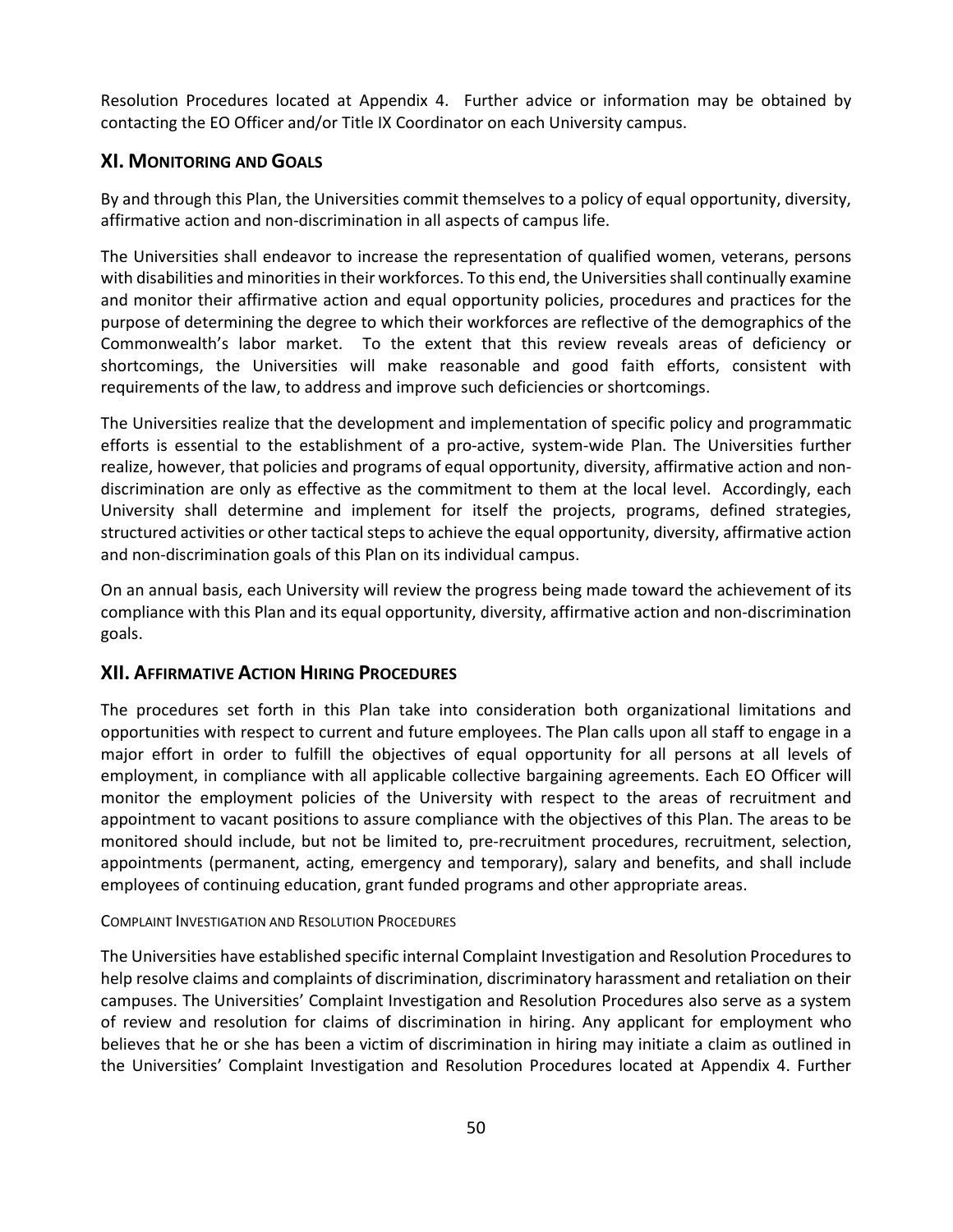Resolution Procedures located at Appendix 4. Further advice or information may be obtained by contacting the EO Officer and/or Title IX Coordinator on each University campus.

## XI. Monitoring and Goals

By and through this Plan, the Universities commit themselves to a policy of equal opportunity, diversity, affirmative action and non-discrimination in all aspects of campus life.

The Universities shall endeavor to increase the representation of qualified women, veterans, persons with disabilities and minorities in their workforces. To this end, the Universities shall continually examine and monitor their affirmative action and equal opportunity policies, procedures and practices for the purpose of determining the degree to which their workforces are reflective of the demographics of the Commonwealth's labor market. To the extent that this review reveals areas of deficiency or shortcomings, the Universities will make reasonable and good faith efforts, consistent with requirements of the law, to address and improve such deficiencies or shortcomings.

The Universities realize that the development and implementation of specific policy and programmatic efforts is essential to the establishment of a pro-active, system-wide Plan. The Universities further realize, however, that policies and programs of equal opportunity, diversity, affirmative action and non-discrimination are only as effective as the commitment to them at the local level. Accordingly, each University shall determine and implement for itself the projects, programs, defined strategies, structured activities or other tactical steps to achieve the equal opportunity, diversity, affirmative action and non-discrimination goals of this Plan on its individual campus.

On an annual basis, each University will review the progress being made toward the achievement of its compliance with this Plan and its equal opportunity, diversity, affirmative action and non-discrimination goals.

## XII. Affirmative Action Hiring Procedures

The procedures set forth in this Plan take into consideration both organizational limitations and opportunities with respect to current and future employees. The Plan calls upon all staff to engage in a major effort in order to fulfill the objectives of equal opportunity for all persons at all levels of employment, in compliance with all applicable collective bargaining agreements. Each EO Officer will monitor the employment policies of the University with respect to the areas of recruitment and appointment to vacant positions to assure compliance with the objectives of this Plan. The areas to be monitored should include, but not be limited to, pre-recruitment procedures, recruitment, selection, appointments (permanent, acting, emergency and temporary), salary and benefits, and shall include employees of continuing education, grant funded programs and other appropriate areas.

### Complaint Investigation and Resolution Procedures

The Universities have established specific internal Complaint Investigation and Resolution Procedures to help resolve claims and complaints of discrimination, discriminatory harassment and retaliation on their campuses. The Universities' Complaint Investigation and Resolution Procedures also serve as a system of review and resolution for claims of discrimination in hiring. Any applicant for employment who believes that he or she has been a victim of discrimination in hiring may initiate a claim as outlined in the Universities' Complaint Investigation and Resolution Procedures located at Appendix 4. Further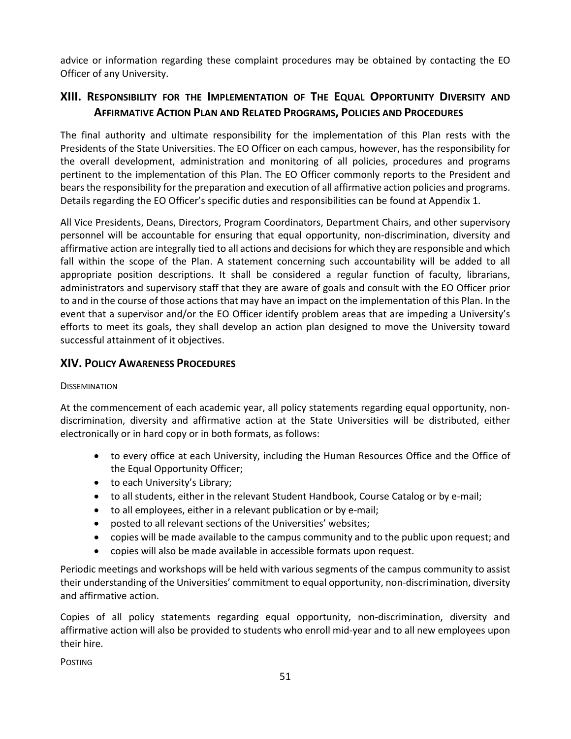advice or information regarding these complaint procedures may be obtained by contacting the EO Officer of any University.

## XIII. Responsibility for the Implementation of The Equal Opportunity Diversity and Affirmative Action Plan and Related Programs, Policies and Procedures

The final authority and ultimate responsibility for the implementation of this Plan rests with the Presidents of the State Universities. The EO Officer on each campus, however, has the responsibility for the overall development, administration and monitoring of all policies, procedures and programs pertinent to the implementation of this Plan. The EO Officer commonly reports to the President and bears the responsibility for the preparation and execution of all affirmative action policies and programs. Details regarding the EO Officer's specific duties and responsibilities can be found at Appendix 1.

All Vice Presidents, Deans, Directors, Program Coordinators, Department Chairs, and other supervisory personnel will be accountable for ensuring that equal opportunity, non-discrimination, diversity and affirmative action are integrally tied to all actions and decisions for which they are responsible and which fall within the scope of the Plan. A statement concerning such accountability will be added to all appropriate position descriptions. It shall be considered a regular function of faculty, librarians, administrators and supervisory staff that they are aware of goals and consult with the EO Officer prior to and in the course of those actions that may have an impact on the implementation of this Plan. In the event that a supervisor and/or the EO Officer identify problem areas that are impeding a University's efforts to meet its goals, they shall develop an action plan designed to move the University toward successful attainment of it objectives.

## XIV. Policy Awareness Procedures

DISSEMINATION

At the commencement of each academic year, all policy statements regarding equal opportunity, non-discrimination, diversity and affirmative action at the State Universities will be distributed, either electronically or in hard copy or in both formats, as follows:

- to every office at each University, including the Human Resources Office and the Office of the Equal Opportunity Officer;
- to each University's Library;
- to all students, either in the relevant Student Handbook, Course Catalog or by e-mail;
- to all employees, either in a relevant publication or by e-mail;
- posted to all relevant sections of the Universities' websites;
- copies will be made available to the campus community and to the public upon request; and
- copies will also be made available in accessible formats upon request.

Periodic meetings and workshops will be held with various segments of the campus community to assist their understanding of the Universities' commitment to equal opportunity, non-discrimination, diversity and affirmative action.

Copies of all policy statements regarding equal opportunity, non-discrimination, diversity and affirmative action will also be provided to students who enroll mid-year and to all new employees upon their hire.

POSTING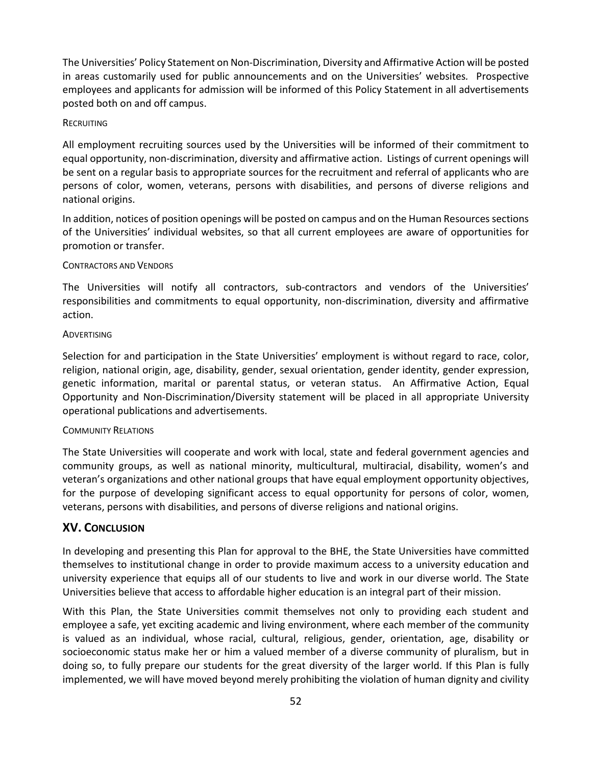The Universities' Policy Statement on Non-Discrimination, Diversity and Affirmative Action will be posted in areas customarily used for public announcements and on the Universities' websites. Prospective employees and applicants for admission will be informed of this Policy Statement in all advertisements posted both on and off campus.

#### RECRUITING

All employment recruiting sources used by the Universities will be informed of their commitment to equal opportunity, non-discrimination, diversity and affirmative action. Listings of current openings will be sent on a regular basis to appropriate sources for the recruitment and referral of applicants who are persons of color, women, veterans, persons with disabilities, and persons of diverse religions and national origins.

In addition, notices of position openings will be posted on campus and on the Human Resources sections of the Universities' individual websites, so that all current employees are aware of opportunities for promotion or transfer.

#### CONTRACTORS AND VENDORS

The Universities will notify all contractors, sub-contractors and vendors of the Universities' responsibilities and commitments to equal opportunity, non-discrimination, diversity and affirmative action.

#### ADVERTISING

Selection for and participation in the State Universities' employment is without regard to race, color, religion, national origin, age, disability, gender, sexual orientation, gender identity, gender expression, genetic information, marital or parental status, or veteran status. An Affirmative Action, Equal Opportunity and Non-Discrimination/Diversity statement will be placed in all appropriate University operational publications and advertisements.

#### COMMUNITY RELATIONS

The State Universities will cooperate and work with local, state and federal government agencies and community groups, as well as national minority, multicultural, multiracial, disability, women's and veteran's organizations and other national groups that have equal employment opportunity objectives, for the purpose of developing significant access to equal opportunity for persons of color, women, veterans, persons with disabilities, and persons of diverse religions and national origins.

## XV. CONCLUSION

In developing and presenting this Plan for approval to the BHE, the State Universities have committed themselves to institutional change in order to provide maximum access to a university education and university experience that equips all of our students to live and work in our diverse world. The State Universities believe that access to affordable higher education is an integral part of their mission.

With this Plan, the State Universities commit themselves not only to providing each student and employee a safe, yet exciting academic and living environment, where each member of the community is valued as an individual, whose racial, cultural, religious, gender, orientation, age, disability or socioeconomic status make her or him a valued member of a diverse community of pluralism, but in doing so, to fully prepare our students for the great diversity of the larger world. If this Plan is fully implemented, we will have moved beyond merely prohibiting the violation of human dignity and civility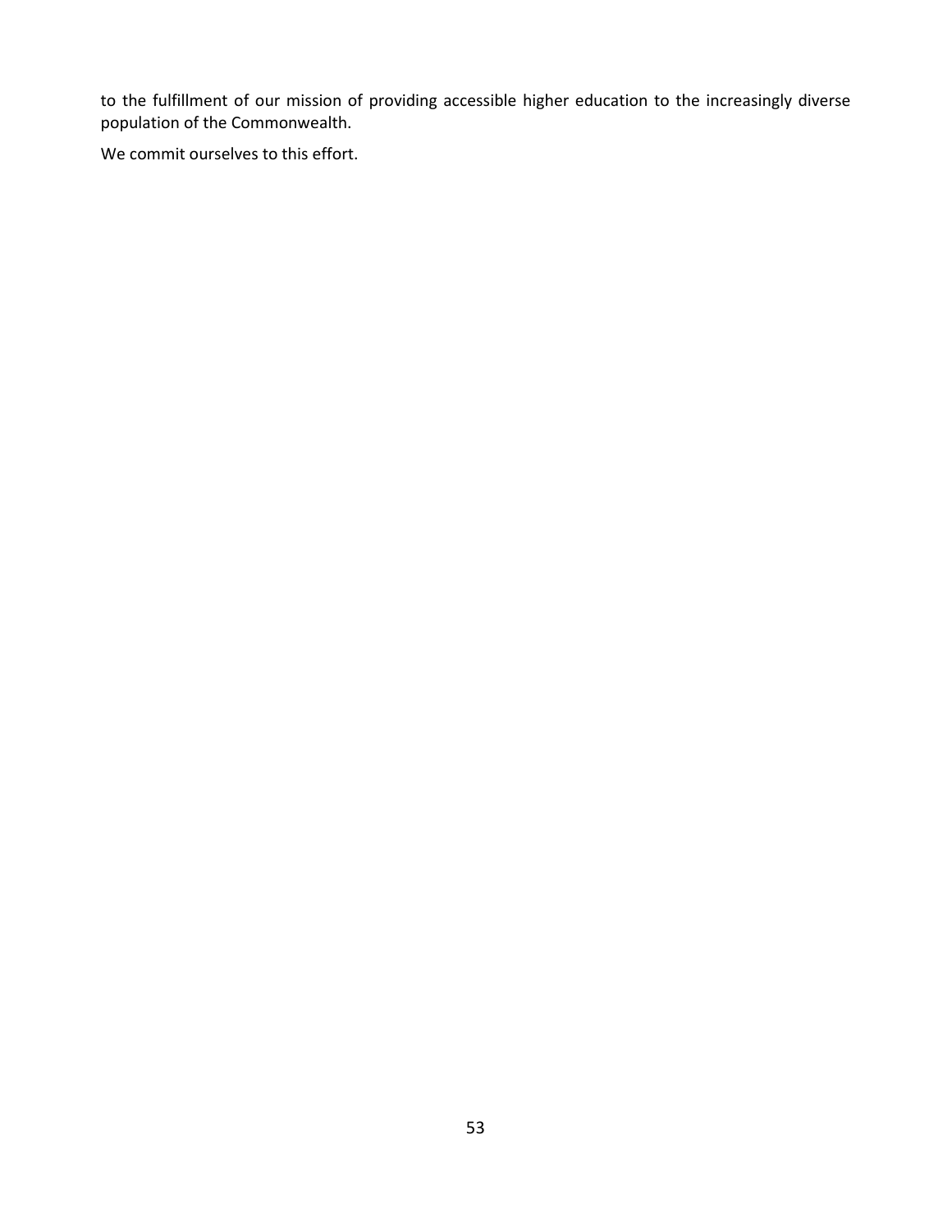to the fulfillment of our mission of providing accessible higher education to the increasingly diverse population of the Commonwealth.

We commit ourselves to this effort.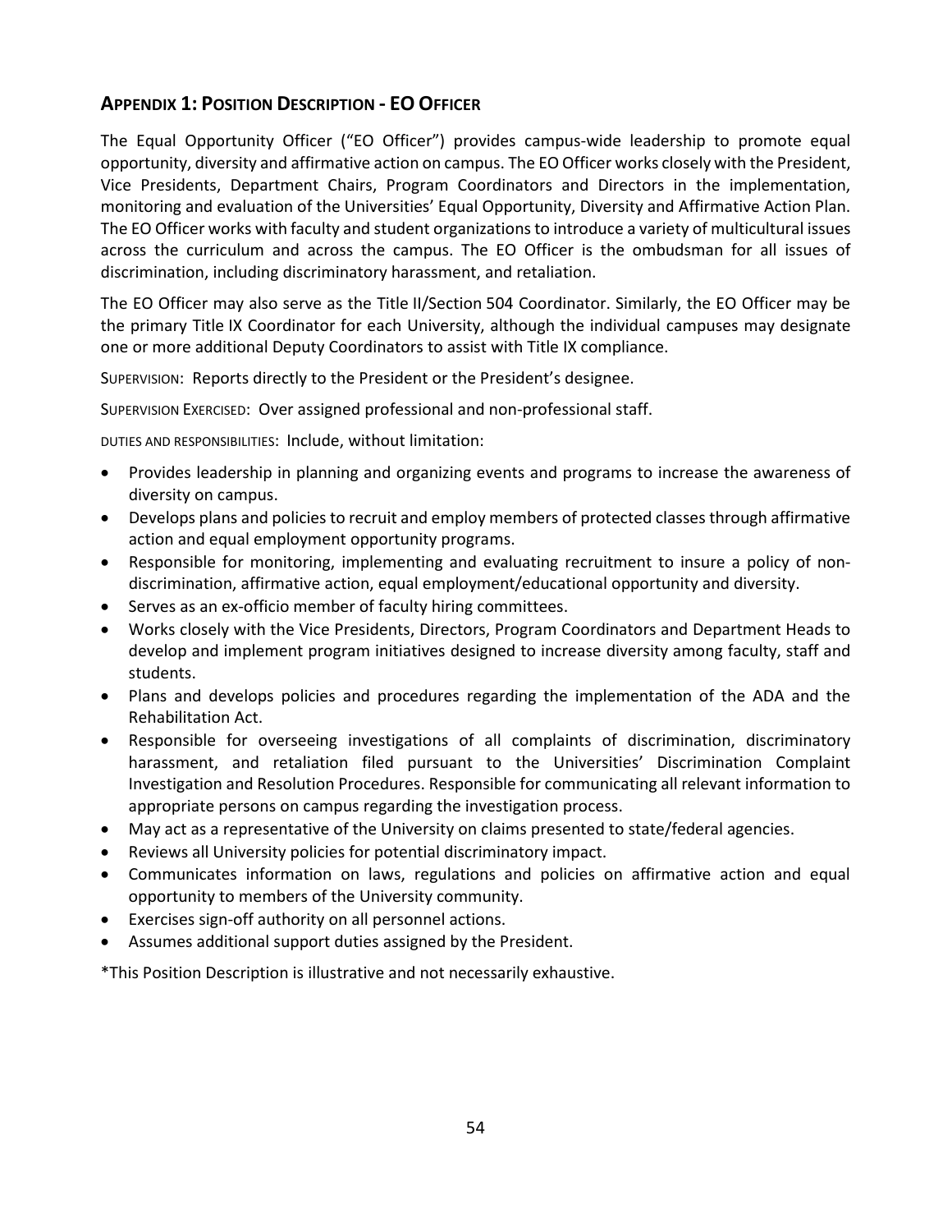## Appendix 1: Position Description - EO Officer

The Equal Opportunity Officer ("EO Officer") provides campus-wide leadership to promote equal opportunity, diversity and affirmative action on campus. The EO Officer works closely with the President, Vice Presidents, Department Chairs, Program Coordinators and Directors in the implementation, monitoring and evaluation of the Universities' Equal Opportunity, Diversity and Affirmative Action Plan. The EO Officer works with faculty and student organizations to introduce a variety of multicultural issues across the curriculum and across the campus. The EO Officer is the ombudsman for all issues of discrimination, including discriminatory harassment, and retaliation.

The EO Officer may also serve as the Title II/Section 504 Coordinator. Similarly, the EO Officer may be the primary Title IX Coordinator for each University, although the individual campuses may designate one or more additional Deputy Coordinators to assist with Title IX compliance.

Supervision: Reports directly to the President or the President's designee.

Supervision Exercised: Over assigned professional and non-professional staff.

Duties and Responsibilities: Include, without limitation:

- Provides leadership in planning and organizing events and programs to increase the awareness of diversity on campus.
- Develops plans and policies to recruit and employ members of protected classes through affirmative action and equal employment opportunity programs.
- Responsible for monitoring, implementing and evaluating recruitment to insure a policy of non-discrimination, affirmative action, equal employment/educational opportunity and diversity.
- Serves as an ex-officio member of faculty hiring committees.
- Works closely with the Vice Presidents, Directors, Program Coordinators and Department Heads to develop and implement program initiatives designed to increase diversity among faculty, staff and students.
- Plans and develops policies and procedures regarding the implementation of the ADA and the Rehabilitation Act.
- Responsible for overseeing investigations of all complaints of discrimination, discriminatory harassment, and retaliation filed pursuant to the Universities' Discrimination Complaint Investigation and Resolution Procedures. Responsible for communicating all relevant information to appropriate persons on campus regarding the investigation process.
- May act as a representative of the University on claims presented to state/federal agencies.
- Reviews all University policies for potential discriminatory impact.
- Communicates information on laws, regulations and policies on affirmative action and equal opportunity to members of the University community.
- Exercises sign-off authority on all personnel actions.
- Assumes additional support duties assigned by the President.

*This Position Description is illustrative and not necessarily exhaustive.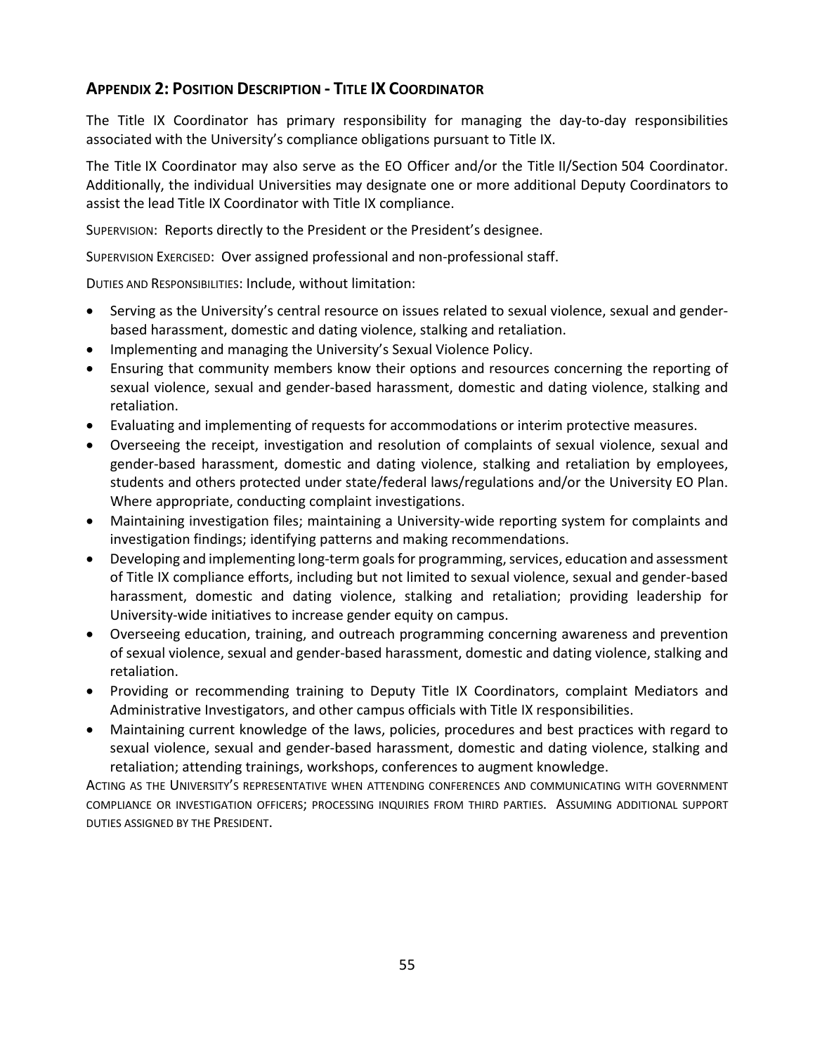## Appendix 2: Position Description - Title IX Coordinator

The Title IX Coordinator has primary responsibility for managing the day-to-day responsibilities associated with the University's compliance obligations pursuant to Title IX.

The Title IX Coordinator may also serve as the EO Officer and/or the Title II/Section 504 Coordinator. Additionally, the individual Universities may designate one or more additional Deputy Coordinators to assist the lead Title IX Coordinator with Title IX compliance.

Supervision: Reports directly to the President or the President's designee.

Supervision Exercised: Over assigned professional and non-professional staff.

Duties and Responsibilities: Include, without limitation:

- Serving as the University's central resource on issues related to sexual violence, sexual and gender-based harassment, domestic and dating violence, stalking and retaliation.
- Implementing and managing the University's Sexual Violence Policy.
- Ensuring that community members know their options and resources concerning the reporting of sexual violence, sexual and gender-based harassment, domestic and dating violence, stalking and retaliation.
- Evaluating and implementing of requests for accommodations or interim protective measures.
- Overseeing the receipt, investigation and resolution of complaints of sexual violence, sexual and gender-based harassment, domestic and dating violence, stalking and retaliation by employees, students and others protected under state/federal laws/regulations and/or the University EO Plan. Where appropriate, conducting complaint investigations.
- Maintaining investigation files; maintaining a University-wide reporting system for complaints and investigation findings; identifying patterns and making recommendations.
- Developing and implementing long-term goals for programming, services, education and assessment of Title IX compliance efforts, including but not limited to sexual violence, sexual and gender-based harassment, domestic and dating violence, stalking and retaliation; providing leadership for University-wide initiatives to increase gender equity on campus.
- Overseeing education, training, and outreach programming concerning awareness and prevention of sexual violence, sexual and gender-based harassment, domestic and dating violence, stalking and retaliation.
- Providing or recommending training to Deputy Title IX Coordinators, complaint Mediators and Administrative Investigators, and other campus officials with Title IX responsibilities.
- Maintaining current knowledge of the laws, policies, procedures and best practices with regard to sexual violence, sexual and gender-based harassment, domestic and dating violence, stalking and retaliation; attending trainings, workshops, conferences to augment knowledge.

Acting as the University's representative when attending conferences and communicating with government compliance or investigation officers; processing inquiries from third parties. Assuming additional support duties assigned by the President.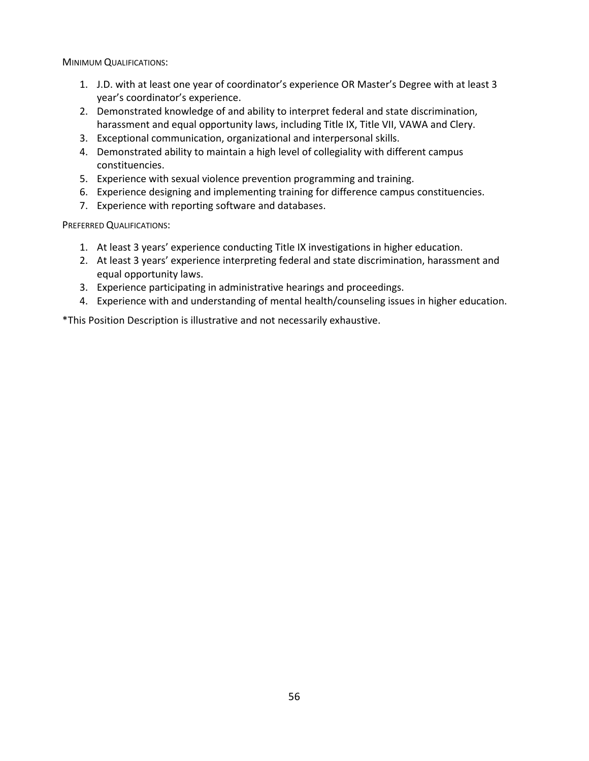Minimum Qualifications:

1. J.D. with at least one year of coordinator's experience OR Master's Degree with at least 3 year's coordinator's experience.
2. Demonstrated knowledge of and ability to interpret federal and state discrimination, harassment and equal opportunity laws, including Title IX, Title VII, VAWA and Clery.
3. Exceptional communication, organizational and interpersonal skills.
4. Demonstrated ability to maintain a high level of collegiality with different campus constituencies.
5. Experience with sexual violence prevention programming and training.
6. Experience designing and implementing training for difference campus constituencies.
7. Experience with reporting software and databases.

Preferred Qualifications:

1. At least 3 years' experience conducting Title IX investigations in higher education.
2. At least 3 years' experience interpreting federal and state discrimination, harassment and equal opportunity laws.
3. Experience participating in administrative hearings and proceedings.
4. Experience with and understanding of mental health/counseling issues in higher education.

*This Position Description is illustrative and not necessarily exhaustive.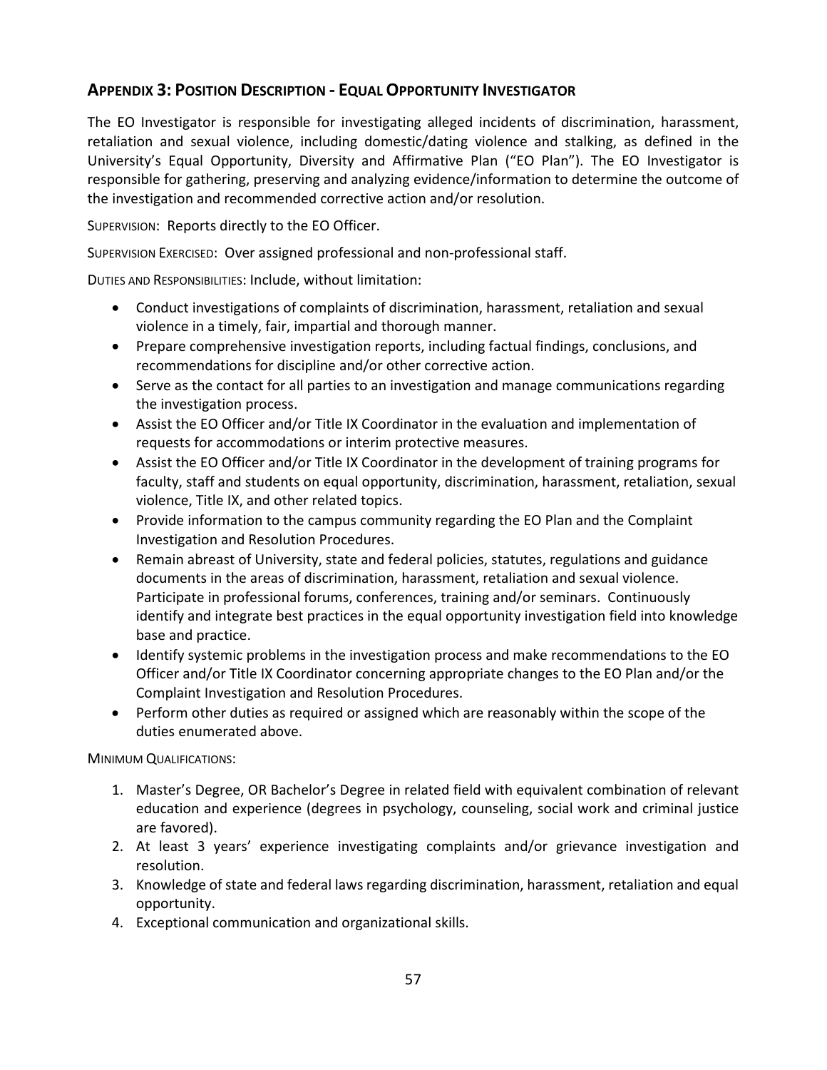## Appendix 3: Position Description - Equal Opportunity Investigator

The EO Investigator is responsible for investigating alleged incidents of discrimination, harassment, retaliation and sexual violence, including domestic/dating violence and stalking, as defined in the University's Equal Opportunity, Diversity and Affirmative Plan ("EO Plan"). The EO Investigator is responsible for gathering, preserving and analyzing evidence/information to determine the outcome of the investigation and recommended corrective action and/or resolution.

Supervision: Reports directly to the EO Officer.

Supervision Exercised: Over assigned professional and non-professional staff.

Duties and Responsibilities: Include, without limitation:

- Conduct investigations of complaints of discrimination, harassment, retaliation and sexual violence in a timely, fair, impartial and thorough manner.
- Prepare comprehensive investigation reports, including factual findings, conclusions, and recommendations for discipline and/or other corrective action.
- Serve as the contact for all parties to an investigation and manage communications regarding the investigation process.
- Assist the EO Officer and/or Title IX Coordinator in the evaluation and implementation of requests for accommodations or interim protective measures.
- Assist the EO Officer and/or Title IX Coordinator in the development of training programs for faculty, staff and students on equal opportunity, discrimination, harassment, retaliation, sexual violence, Title IX, and other related topics.
- Provide information to the campus community regarding the EO Plan and the Complaint Investigation and Resolution Procedures.
- Remain abreast of University, state and federal policies, statutes, regulations and guidance documents in the areas of discrimination, harassment, retaliation and sexual violence. Participate in professional forums, conferences, training and/or seminars. Continuously identify and integrate best practices in the equal opportunity investigation field into knowledge base and practice.
- Identify systemic problems in the investigation process and make recommendations to the EO Officer and/or Title IX Coordinator concerning appropriate changes to the EO Plan and/or the Complaint Investigation and Resolution Procedures.
- Perform other duties as required or assigned which are reasonably within the scope of the duties enumerated above.

Minimum Qualifications:

1. Master's Degree, OR Bachelor's Degree in related field with equivalent combination of relevant education and experience (degrees in psychology, counseling, social work and criminal justice are favored).
2. At least 3 years' experience investigating complaints and/or grievance investigation and resolution.
3. Knowledge of state and federal laws regarding discrimination, harassment, retaliation and equal opportunity.
4. Exceptional communication and organizational skills.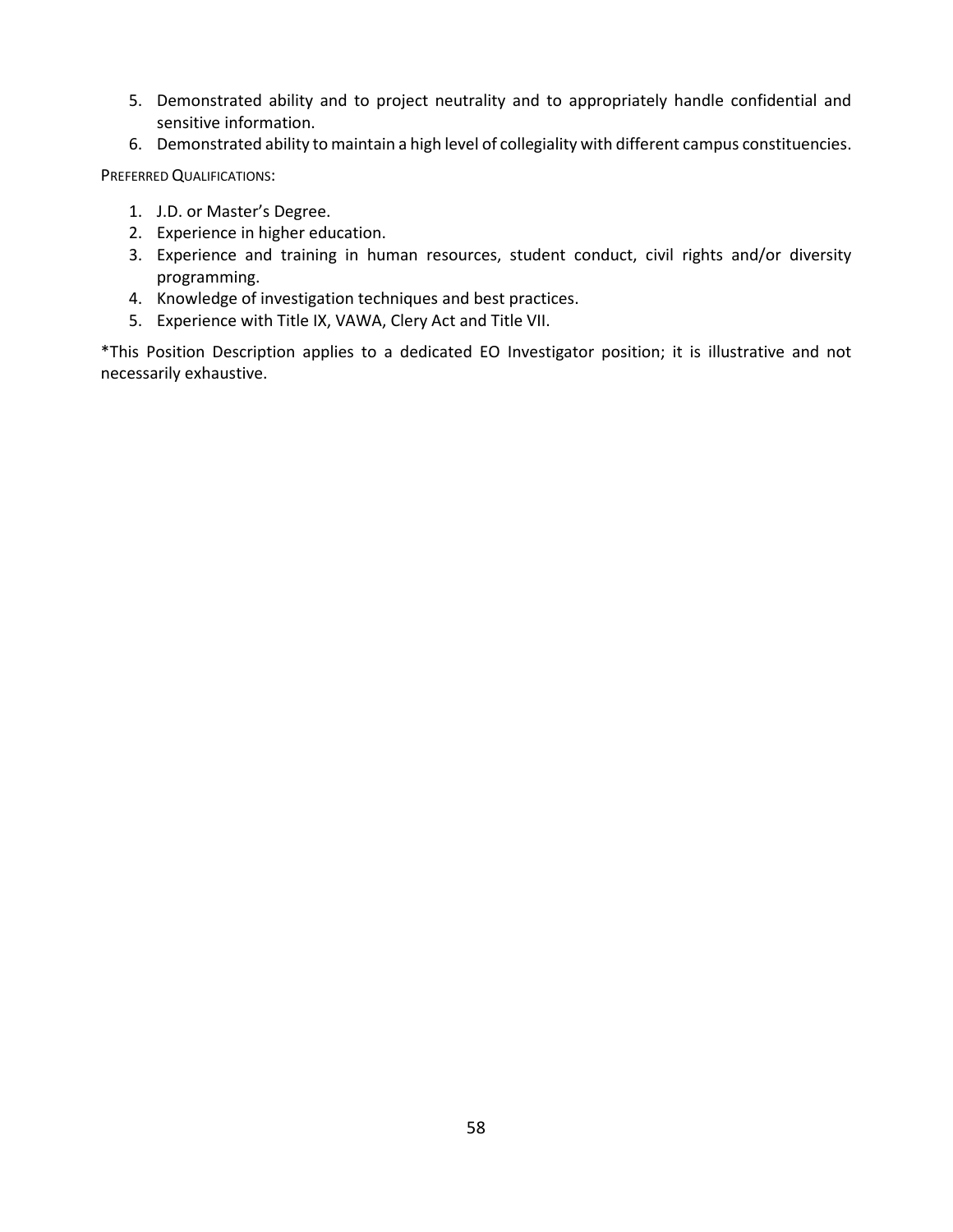5. Demonstrated ability and to project neutrality and to appropriately handle confidential and sensitive information.
6. Demonstrated ability to maintain a high level of collegiality with different campus constituencies.

PREFERRED QUALIFICATIONS:

1. J.D. or Master's Degree.
2. Experience in higher education.
3. Experience and training in human resources, student conduct, civil rights and/or diversity programming.
4. Knowledge of investigation techniques and best practices.
5. Experience with Title IX, VAWA, Clery Act and Title VII.

*This Position Description applies to a dedicated EO Investigator position; it is illustrative and not necessarily exhaustive.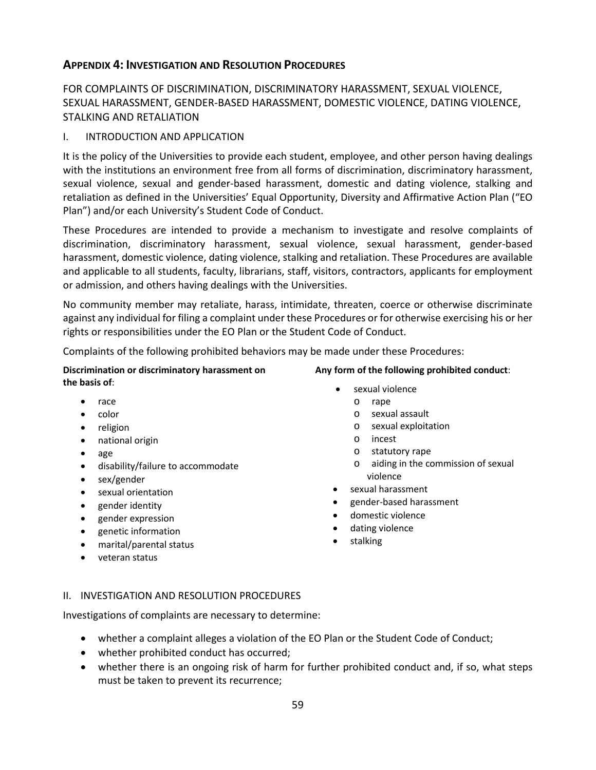## APPENDIX 4: INVESTIGATION AND RESOLUTION PROCEDURES

FOR COMPLAINTS OF DISCRIMINATION, DISCRIMINATORY HARASSMENT, SEXUAL VIOLENCE, SEXUAL HARASSMENT, GENDER-BASED HARASSMENT, DOMESTIC VIOLENCE, DATING VIOLENCE, STALKING AND RETALIATION

### I. INTRODUCTION AND APPLICATION

It is the policy of the Universities to provide each student, employee, and other person having dealings with the institutions an environment free from all forms of discrimination, discriminatory harassment, sexual violence, sexual and gender-based harassment, domestic and dating violence, stalking and retaliation as defined in the Universities' Equal Opportunity, Diversity and Affirmative Action Plan ("EO Plan") and/or each University's Student Code of Conduct.

These Procedures are intended to provide a mechanism to investigate and resolve complaints of discrimination, discriminatory harassment, sexual violence, sexual harassment, gender-based harassment, domestic violence, dating violence, stalking and retaliation. These Procedures are available and applicable to all students, faculty, librarians, staff, visitors, contractors, applicants for employment or admission, and others having dealings with the Universities.

No community member may retaliate, harass, intimidate, threaten, coerce or otherwise discriminate against any individual for filing a complaint under these Procedures or for otherwise exercising his or her rights or responsibilities under the EO Plan or the Student Code of Conduct.

Complaints of the following prohibited behaviors may be made under these Procedures:

**Discrimination or discriminatory harassment on the basis of**:

- race
- color
- religion
- national origin
- age
- disability/failure to accommodate
- sex/gender
- sexual orientation
- gender identity
- gender expression
- genetic information
- marital/parental status
- veteran status

**Any form of the following prohibited conduct**:

- sexual violence
  - rape
  - sexual assault
  - sexual exploitation
  - incest
  - statutory rape
  - aiding in the commission of sexual violence
- sexual harassment
- gender-based harassment
- domestic violence
- dating violence
- stalking

### II. INVESTIGATION AND RESOLUTION PROCEDURES

Investigations of complaints are necessary to determine:

- whether a complaint alleges a violation of the EO Plan or the Student Code of Conduct;
- whether prohibited conduct has occurred;
- whether there is an ongoing risk of harm for further prohibited conduct and, if so, what steps must be taken to prevent its recurrence;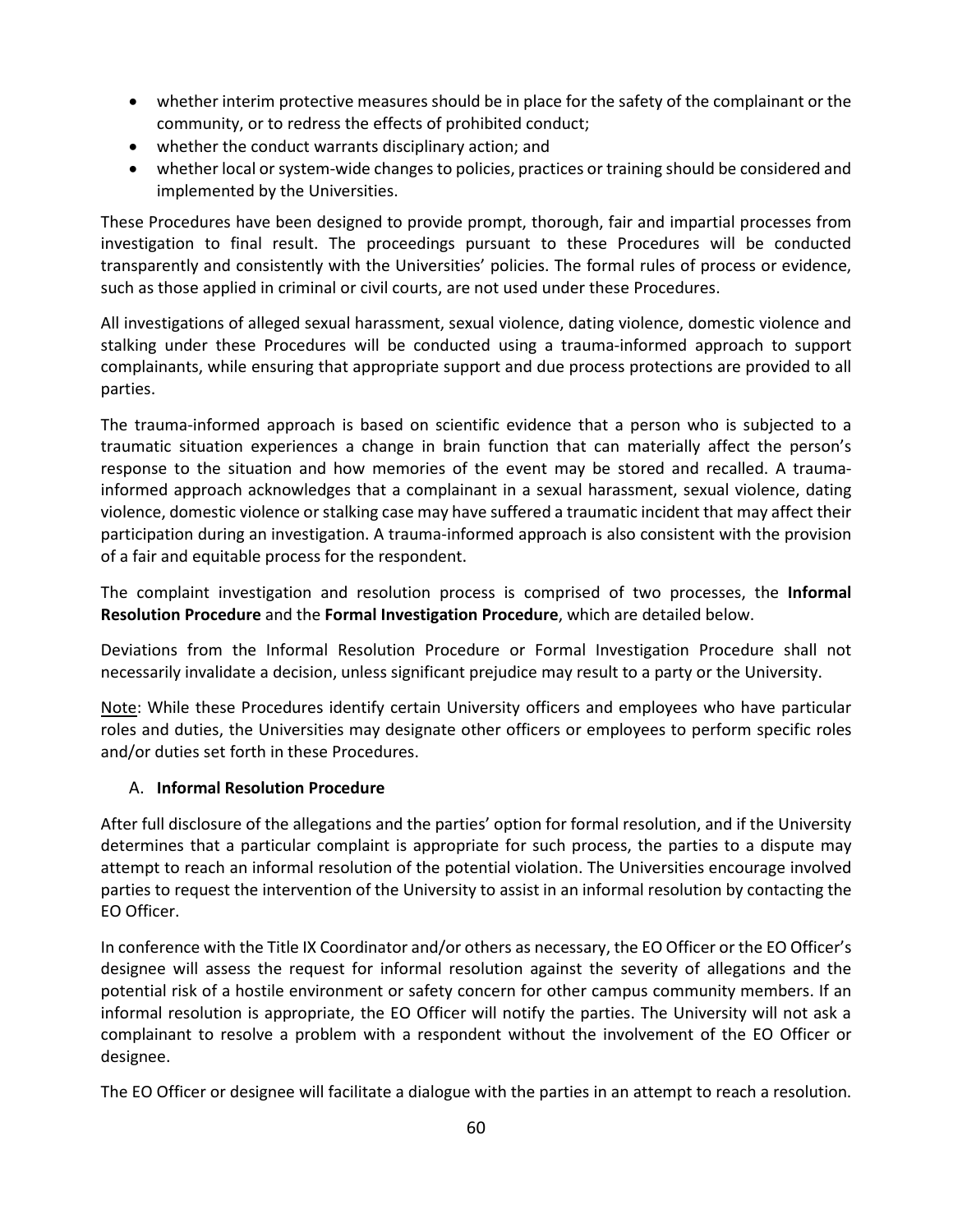- whether interim protective measures should be in place for the safety of the complainant or the community, or to redress the effects of prohibited conduct;
- whether the conduct warrants disciplinary action; and
- whether local or system-wide changes to policies, practices or training should be considered and implemented by the Universities.

These Procedures have been designed to provide prompt, thorough, fair and impartial processes from investigation to final result. The proceedings pursuant to these Procedures will be conducted transparently and consistently with the Universities' policies. The formal rules of process or evidence, such as those applied in criminal or civil courts, are not used under these Procedures.

All investigations of alleged sexual harassment, sexual violence, dating violence, domestic violence and stalking under these Procedures will be conducted using a trauma-informed approach to support complainants, while ensuring that appropriate support and due process protections are provided to all parties.

The trauma-informed approach is based on scientific evidence that a person who is subjected to a traumatic situation experiences a change in brain function that can materially affect the person's response to the situation and how memories of the event may be stored and recalled. A trauma-informed approach acknowledges that a complainant in a sexual harassment, sexual violence, dating violence, domestic violence or stalking case may have suffered a traumatic incident that may affect their participation during an investigation. A trauma-informed approach is also consistent with the provision of a fair and equitable process for the respondent.

The complaint investigation and resolution process is comprised of two processes, the **Informal Resolution Procedure** and the **Formal Investigation Procedure**, which are detailed below.

Deviations from the Informal Resolution Procedure or Formal Investigation Procedure shall not necessarily invalidate a decision, unless significant prejudice may result to a party or the University.

Note: While these Procedures identify certain University officers and employees who have particular roles and duties, the Universities may designate other officers or employees to perform specific roles and/or duties set forth in these Procedures.

### A. **Informal Resolution Procedure**

After full disclosure of the allegations and the parties' option for formal resolution, and if the University determines that a particular complaint is appropriate for such process, the parties to a dispute may attempt to reach an informal resolution of the potential violation. The Universities encourage involved parties to request the intervention of the University to assist in an informal resolution by contacting the EO Officer.

In conference with the Title IX Coordinator and/or others as necessary, the EO Officer or the EO Officer's designee will assess the request for informal resolution against the severity of allegations and the potential risk of a hostile environment or safety concern for other campus community members. If an informal resolution is appropriate, the EO Officer will notify the parties. The University will not ask a complainant to resolve a problem with a respondent without the involvement of the EO Officer or designee.

The EO Officer or designee will facilitate a dialogue with the parties in an attempt to reach a resolution.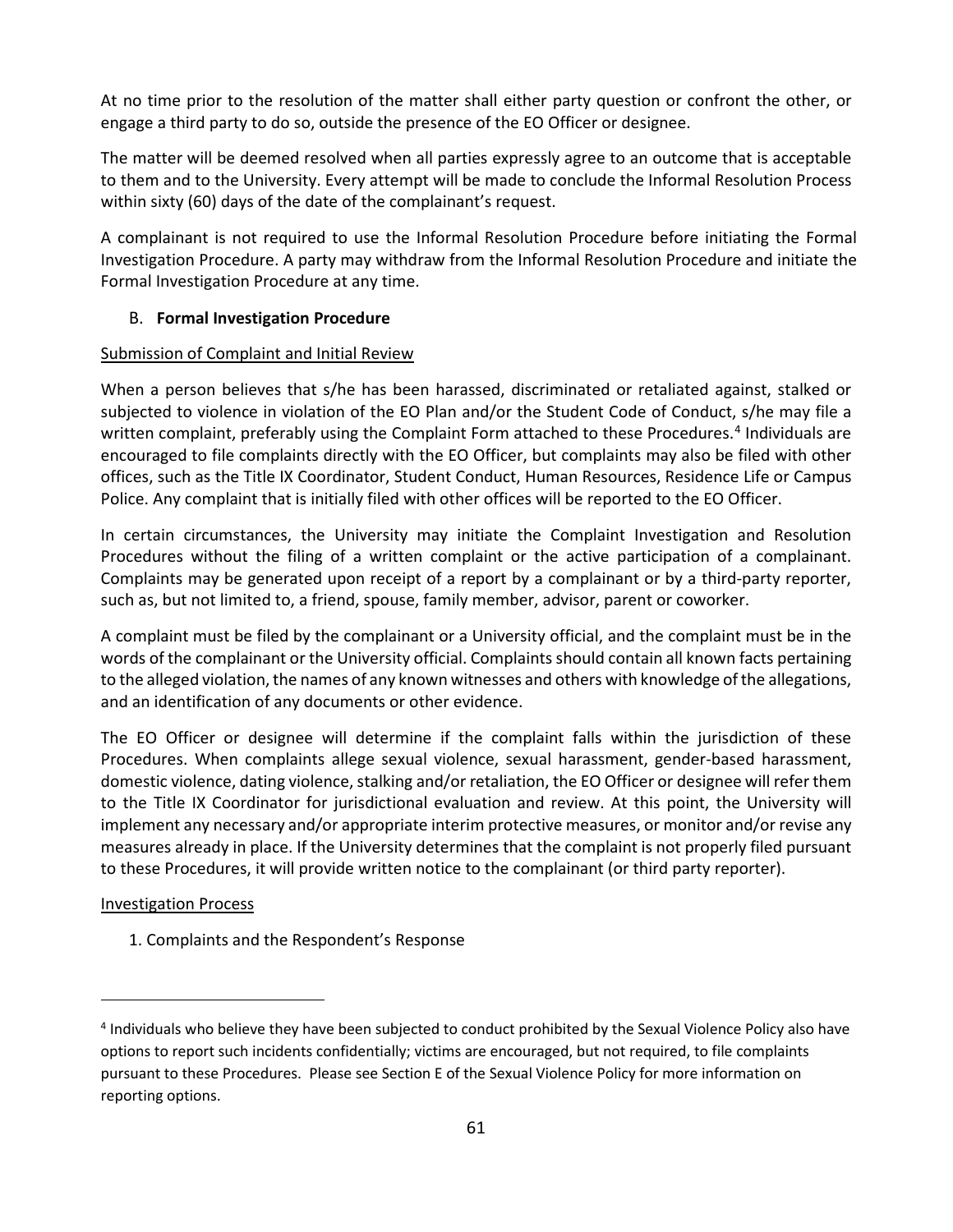At no time prior to the resolution of the matter shall either party question or confront the other, or engage a third party to do so, outside the presence of the EO Officer or designee.

The matter will be deemed resolved when all parties expressly agree to an outcome that is acceptable to them and to the University. Every attempt will be made to conclude the Informal Resolution Process within sixty (60) days of the date of the complainant's request.

A complainant is not required to use the Informal Resolution Procedure before initiating the Formal Investigation Procedure. A party may withdraw from the Informal Resolution Procedure and initiate the Formal Investigation Procedure at any time.

### B. **Formal Investigation Procedure**

Submission of Complaint and Initial Review

When a person believes that s/he has been harassed, discriminated or retaliated against, stalked or subjected to violence in violation of the EO Plan and/or the Student Code of Conduct, s/he may file a written complaint, preferably using the Complaint Form attached to these Procedures.[4] Individuals are encouraged to file complaints directly with the EO Officer, but complaints may also be filed with other offices, such as the Title IX Coordinator, Student Conduct, Human Resources, Residence Life or Campus Police. Any complaint that is initially filed with other offices will be reported to the EO Officer.

In certain circumstances, the University may initiate the Complaint Investigation and Resolution Procedures without the filing of a written complaint or the active participation of a complainant. Complaints may be generated upon receipt of a report by a complainant or by a third-party reporter, such as, but not limited to, a friend, spouse, family member, advisor, parent or coworker.

A complaint must be filed by the complainant or a University official, and the complaint must be in the words of the complainant or the University official. Complaints should contain all known facts pertaining to the alleged violation, the names of any known witnesses and others with knowledge of the allegations, and an identification of any documents or other evidence.

The EO Officer or designee will determine if the complaint falls within the jurisdiction of these Procedures. When complaints allege sexual violence, sexual harassment, gender-based harassment, domestic violence, dating violence, stalking and/or retaliation, the EO Officer or designee will refer them to the Title IX Coordinator for jurisdictional evaluation and review. At this point, the University will implement any necessary and/or appropriate interim protective measures, or monitor and/or revise any measures already in place. If the University determines that the complaint is not properly filed pursuant to these Procedures, it will provide written notice to the complainant (or third party reporter).

Investigation Process

1. Complaints and the Respondent's Response

[4] Individuals who believe they have been subjected to conduct prohibited by the Sexual Violence Policy also have options to report such incidents confidentially; victims are encouraged, but not required, to file complaints pursuant to these Procedures. Please see Section E of the Sexual Violence Policy for more information on reporting options.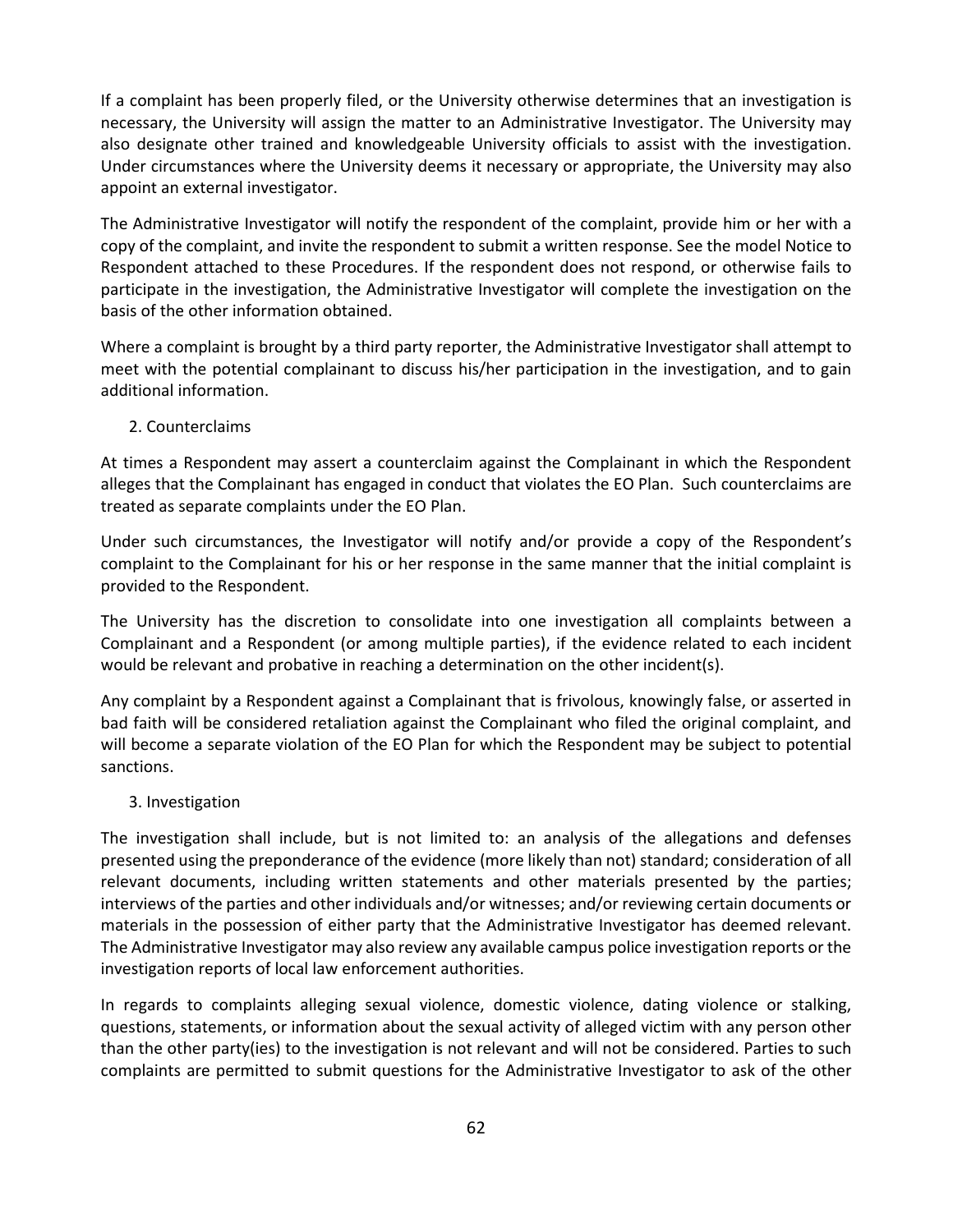If a complaint has been properly filed, or the University otherwise determines that an investigation is necessary, the University will assign the matter to an Administrative Investigator. The University may also designate other trained and knowledgeable University officials to assist with the investigation. Under circumstances where the University deems it necessary or appropriate, the University may also appoint an external investigator.

The Administrative Investigator will notify the respondent of the complaint, provide him or her with a copy of the complaint, and invite the respondent to submit a written response. See the model Notice to Respondent attached to these Procedures. If the respondent does not respond, or otherwise fails to participate in the investigation, the Administrative Investigator will complete the investigation on the basis of the other information obtained.

Where a complaint is brought by a third party reporter, the Administrative Investigator shall attempt to meet with the potential complainant to discuss his/her participation in the investigation, and to gain additional information.

2. Counterclaims

At times a Respondent may assert a counterclaim against the Complainant in which the Respondent alleges that the Complainant has engaged in conduct that violates the EO Plan. Such counterclaims are treated as separate complaints under the EO Plan.

Under such circumstances, the Investigator will notify and/or provide a copy of the Respondent's complaint to the Complainant for his or her response in the same manner that the initial complaint is provided to the Respondent.

The University has the discretion to consolidate into one investigation all complaints between a Complainant and a Respondent (or among multiple parties), if the evidence related to each incident would be relevant and probative in reaching a determination on the other incident(s).

Any complaint by a Respondent against a Complainant that is frivolous, knowingly false, or asserted in bad faith will be considered retaliation against the Complainant who filed the original complaint, and will become a separate violation of the EO Plan for which the Respondent may be subject to potential sanctions.

3. Investigation

The investigation shall include, but is not limited to: an analysis of the allegations and defenses presented using the preponderance of the evidence (more likely than not) standard; consideration of all relevant documents, including written statements and other materials presented by the parties; interviews of the parties and other individuals and/or witnesses; and/or reviewing certain documents or materials in the possession of either party that the Administrative Investigator has deemed relevant. The Administrative Investigator may also review any available campus police investigation reports or the investigation reports of local law enforcement authorities.

In regards to complaints alleging sexual violence, domestic violence, dating violence or stalking, questions, statements, or information about the sexual activity of alleged victim with any person other than the other party(ies) to the investigation is not relevant and will not be considered. Parties to such complaints are permitted to submit questions for the Administrative Investigator to ask of the other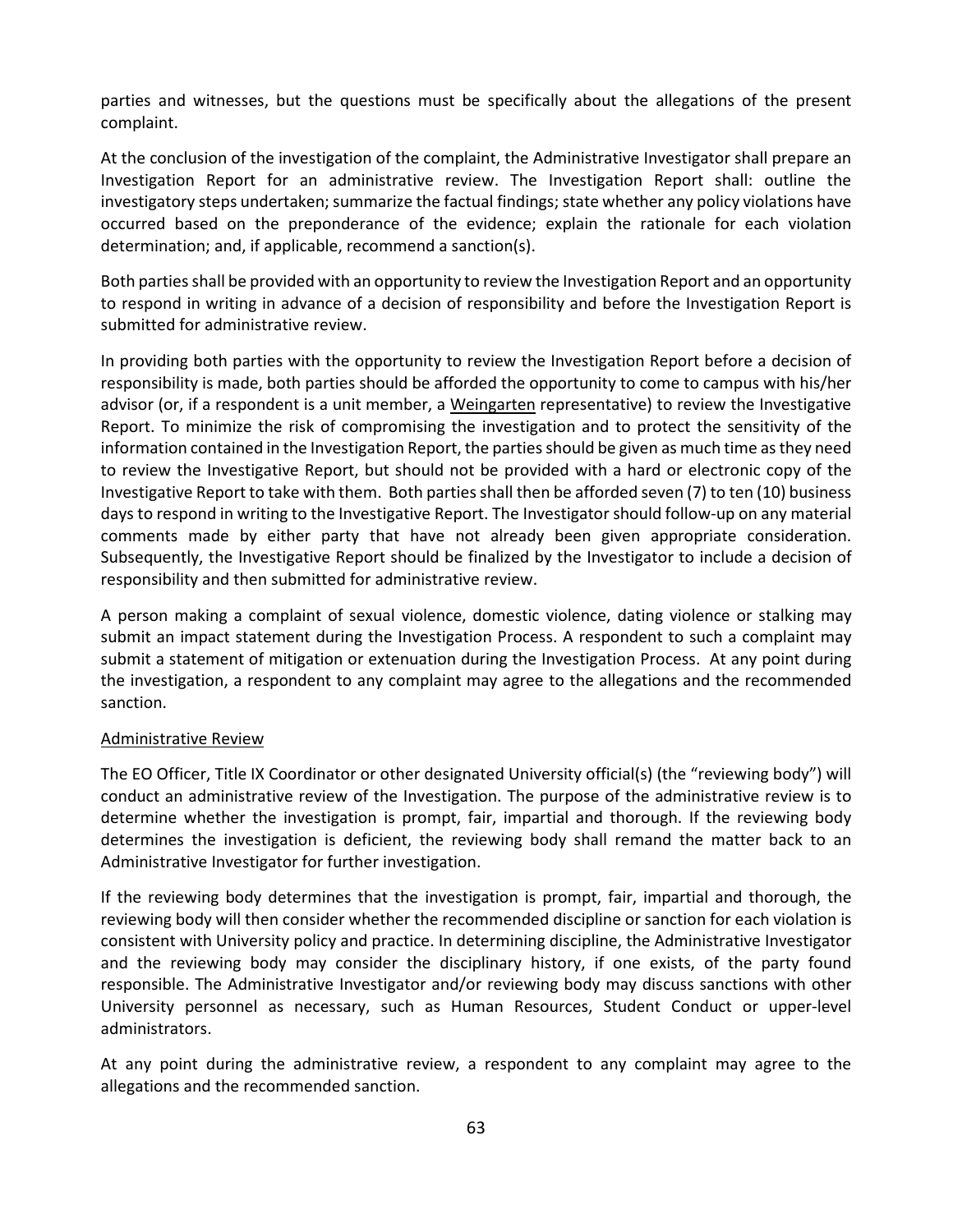parties and witnesses, but the questions must be specifically about the allegations of the present complaint.

At the conclusion of the investigation of the complaint, the Administrative Investigator shall prepare an Investigation Report for an administrative review. The Investigation Report shall: outline the investigatory steps undertaken; summarize the factual findings; state whether any policy violations have occurred based on the preponderance of the evidence; explain the rationale for each violation determination; and, if applicable, recommend a sanction(s).

Both parties shall be provided with an opportunity to review the Investigation Report and an opportunity to respond in writing in advance of a decision of responsibility and before the Investigation Report is submitted for administrative review.

In providing both parties with the opportunity to review the Investigation Report before a decision of responsibility is made, both parties should be afforded the opportunity to come to campus with his/her advisor (or, if a respondent is a unit member, a Weingarten representative) to review the Investigative Report. To minimize the risk of compromising the investigation and to protect the sensitivity of the information contained in the Investigation Report, the parties should be given as much time as they need to review the Investigative Report, but should not be provided with a hard or electronic copy of the Investigative Report to take with them. Both parties shall then be afforded seven (7) to ten (10) business days to respond in writing to the Investigative Report. The Investigator should follow-up on any material comments made by either party that have not already been given appropriate consideration. Subsequently, the Investigative Report should be finalized by the Investigator to include a decision of responsibility and then submitted for administrative review.

A person making a complaint of sexual violence, domestic violence, dating violence or stalking may submit an impact statement during the Investigation Process. A respondent to such a complaint may submit a statement of mitigation or extenuation during the Investigation Process. At any point during the investigation, a respondent to any complaint may agree to the allegations and the recommended sanction.

Administrative Review

The EO Officer, Title IX Coordinator or other designated University official(s) (the "reviewing body") will conduct an administrative review of the Investigation. The purpose of the administrative review is to determine whether the investigation is prompt, fair, impartial and thorough. If the reviewing body determines the investigation is deficient, the reviewing body shall remand the matter back to an Administrative Investigator for further investigation.

If the reviewing body determines that the investigation is prompt, fair, impartial and thorough, the reviewing body will then consider whether the recommended discipline or sanction for each violation is consistent with University policy and practice. In determining discipline, the Administrative Investigator and the reviewing body may consider the disciplinary history, if one exists, of the party found responsible. The Administrative Investigator and/or reviewing body may discuss sanctions with other University personnel as necessary, such as Human Resources, Student Conduct or upper-level administrators.

At any point during the administrative review, a respondent to any complaint may agree to the allegations and the recommended sanction.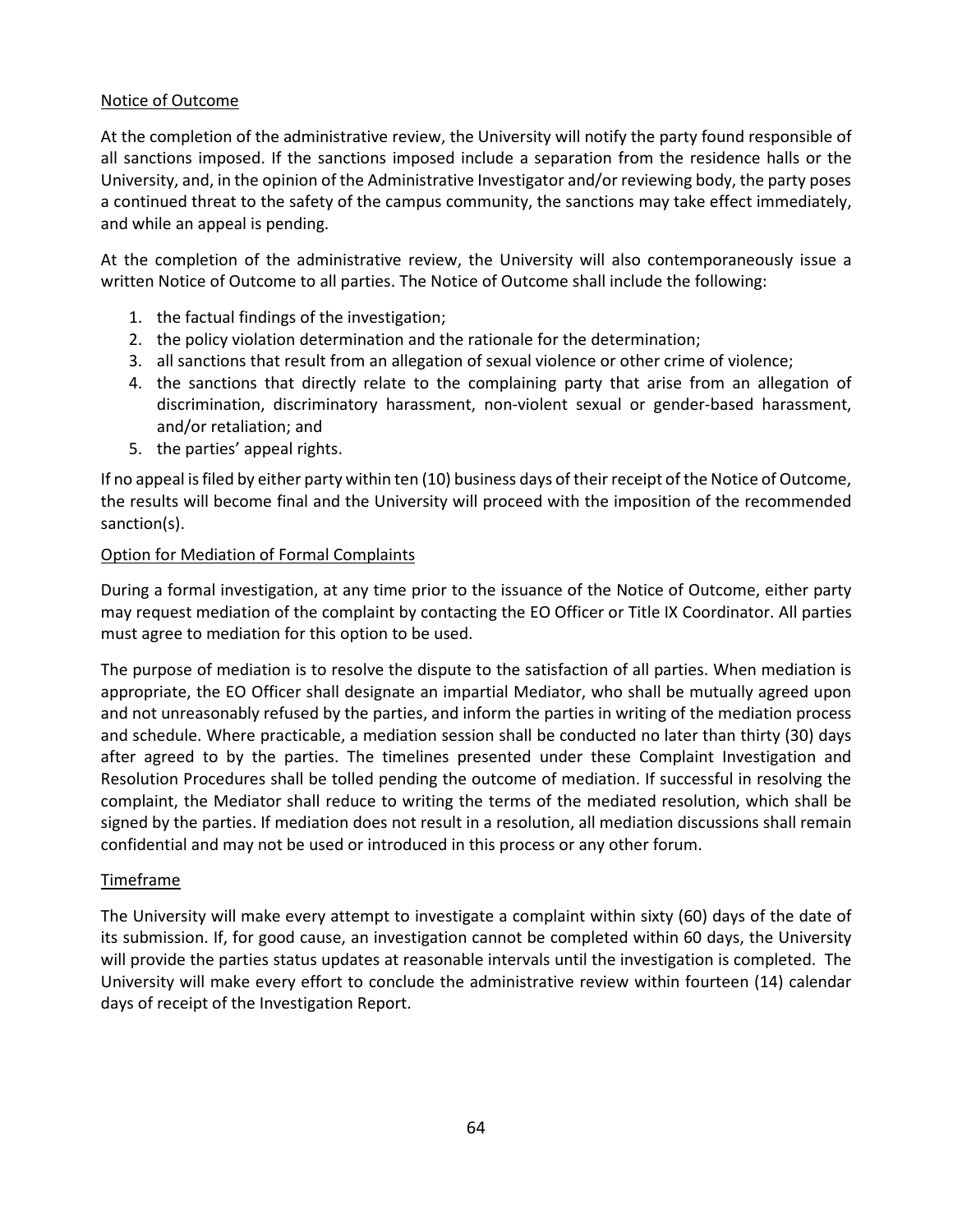## Notice of Outcome

At the completion of the administrative review, the University will notify the party found responsible of all sanctions imposed. If the sanctions imposed include a separation from the residence halls or the University, and, in the opinion of the Administrative Investigator and/or reviewing body, the party poses a continued threat to the safety of the campus community, the sanctions may take effect immediately, and while an appeal is pending.

At the completion of the administrative review, the University will also contemporaneously issue a written Notice of Outcome to all parties. The Notice of Outcome shall include the following:

1. the factual findings of the investigation;
2. the policy violation determination and the rationale for the determination;
3. all sanctions that result from an allegation of sexual violence or other crime of violence;
4. the sanctions that directly relate to the complaining party that arise from an allegation of discrimination, discriminatory harassment, non-violent sexual or gender-based harassment, and/or retaliation; and
5. the parties' appeal rights.

If no appeal is filed by either party within ten (10) business days of their receipt of the Notice of Outcome, the results will become final and the University will proceed with the imposition of the recommended sanction(s).

## Option for Mediation of Formal Complaints

During a formal investigation, at any time prior to the issuance of the Notice of Outcome, either party may request mediation of the complaint by contacting the EO Officer or Title IX Coordinator. All parties must agree to mediation for this option to be used.

The purpose of mediation is to resolve the dispute to the satisfaction of all parties. When mediation is appropriate, the EO Officer shall designate an impartial Mediator, who shall be mutually agreed upon and not unreasonably refused by the parties, and inform the parties in writing of the mediation process and schedule. Where practicable, a mediation session shall be conducted no later than thirty (30) days after agreed to by the parties. The timelines presented under these Complaint Investigation and Resolution Procedures shall be tolled pending the outcome of mediation. If successful in resolving the complaint, the Mediator shall reduce to writing the terms of the mediated resolution, which shall be signed by the parties. If mediation does not result in a resolution, all mediation discussions shall remain confidential and may not be used or introduced in this process or any other forum.

## Timeframe

The University will make every attempt to investigate a complaint within sixty (60) days of the date of its submission. If, for good cause, an investigation cannot be completed within 60 days, the University will provide the parties status updates at reasonable intervals until the investigation is completed. The University will make every effort to conclude the administrative review within fourteen (14) calendar days of receipt of the Investigation Report.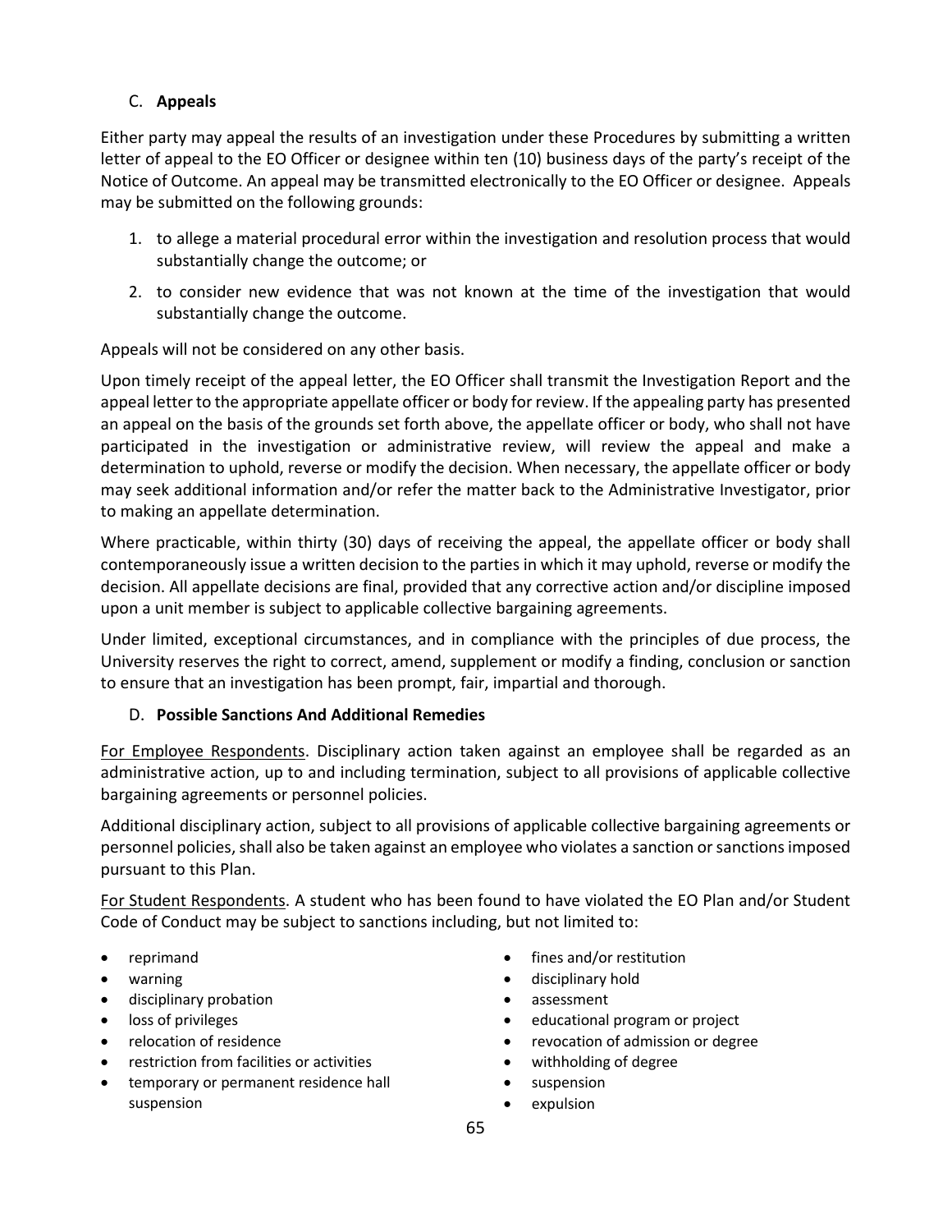### C. **Appeals**

Either party may appeal the results of an investigation under these Procedures by submitting a written letter of appeal to the EO Officer or designee within ten (10) business days of the party's receipt of the Notice of Outcome. An appeal may be transmitted electronically to the EO Officer or designee. Appeals may be submitted on the following grounds:

1. to allege a material procedural error within the investigation and resolution process that would substantially change the outcome; or
2. to consider new evidence that was not known at the time of the investigation that would substantially change the outcome.

Appeals will not be considered on any other basis.

Upon timely receipt of the appeal letter, the EO Officer shall transmit the Investigation Report and the appeal letter to the appropriate appellate officer or body for review. If the appealing party has presented an appeal on the basis of the grounds set forth above, the appellate officer or body, who shall not have participated in the investigation or administrative review, will review the appeal and make a determination to uphold, reverse or modify the decision. When necessary, the appellate officer or body may seek additional information and/or refer the matter back to the Administrative Investigator, prior to making an appellate determination.

Where practicable, within thirty (30) days of receiving the appeal, the appellate officer or body shall contemporaneously issue a written decision to the parties in which it may uphold, reverse or modify the decision. All appellate decisions are final, provided that any corrective action and/or discipline imposed upon a unit member is subject to applicable collective bargaining agreements.

Under limited, exceptional circumstances, and in compliance with the principles of due process, the University reserves the right to correct, amend, supplement or modify a finding, conclusion or sanction to ensure that an investigation has been prompt, fair, impartial and thorough.

### D. **Possible Sanctions And Additional Remedies**

For Employee Respondents. Disciplinary action taken against an employee shall be regarded as an administrative action, up to and including termination, subject to all provisions of applicable collective bargaining agreements or personnel policies.

Additional disciplinary action, subject to all provisions of applicable collective bargaining agreements or personnel policies, shall also be taken against an employee who violates a sanction or sanctions imposed pursuant to this Plan.

For Student Respondents. A student who has been found to have violated the EO Plan and/or Student Code of Conduct may be subject to sanctions including, but not limited to:

- reprimand
- warning
- disciplinary probation
- loss of privileges
- relocation of residence
- restriction from facilities or activities
- temporary or permanent residence hall suspension
- fines and/or restitution
- disciplinary hold
- assessment
- educational program or project
- revocation of admission or degree
- withholding of degree
- suspension
- expulsion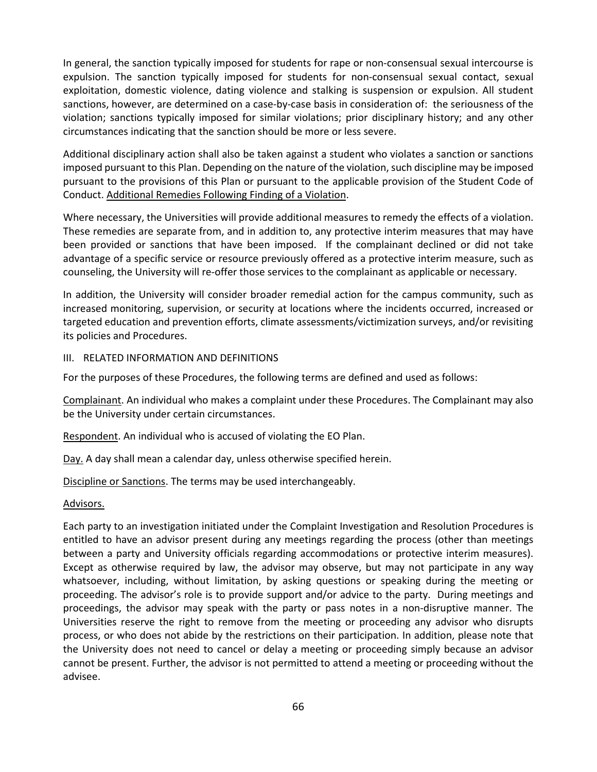In general, the sanction typically imposed for students for rape or non-consensual sexual intercourse is expulsion. The sanction typically imposed for students for non-consensual sexual contact, sexual exploitation, domestic violence, dating violence and stalking is suspension or expulsion. All student sanctions, however, are determined on a case-by-case basis in consideration of: the seriousness of the violation; sanctions typically imposed for similar violations; prior disciplinary history; and any other circumstances indicating that the sanction should be more or less severe.

Additional disciplinary action shall also be taken against a student who violates a sanction or sanctions imposed pursuant to this Plan. Depending on the nature of the violation, such discipline may be imposed pursuant to the provisions of this Plan or pursuant to the applicable provision of the Student Code of Conduct. Additional Remedies Following Finding of a Violation.

Where necessary, the Universities will provide additional measures to remedy the effects of a violation. These remedies are separate from, and in addition to, any protective interim measures that may have been provided or sanctions that have been imposed. If the complainant declined or did not take advantage of a specific service or resource previously offered as a protective interim measure, such as counseling, the University will re-offer those services to the complainant as applicable or necessary.

In addition, the University will consider broader remedial action for the campus community, such as increased monitoring, supervision, or security at locations where the incidents occurred, increased or targeted education and prevention efforts, climate assessments/victimization surveys, and/or revisiting its policies and Procedures.

## III. RELATED INFORMATION AND DEFINITIONS

For the purposes of these Procedures, the following terms are defined and used as follows:

Complainant. An individual who makes a complaint under these Procedures. The Complainant may also be the University under certain circumstances.

Respondent. An individual who is accused of violating the EO Plan.

Day. A day shall mean a calendar day, unless otherwise specified herein.

Discipline or Sanctions. The terms may be used interchangeably.

Advisors.

Each party to an investigation initiated under the Complaint Investigation and Resolution Procedures is entitled to have an advisor present during any meetings regarding the process (other than meetings between a party and University officials regarding accommodations or protective interim measures). Except as otherwise required by law, the advisor may observe, but may not participate in any way whatsoever, including, without limitation, by asking questions or speaking during the meeting or proceeding. The advisor's role is to provide support and/or advice to the party. During meetings and proceedings, the advisor may speak with the party or pass notes in a non-disruptive manner. The Universities reserve the right to remove from the meeting or proceeding any advisor who disrupts process, or who does not abide by the restrictions on their participation. In addition, please note that the University does not need to cancel or delay a meeting or proceeding simply because an advisor cannot be present. Further, the advisor is not permitted to attend a meeting or proceeding without the advisee.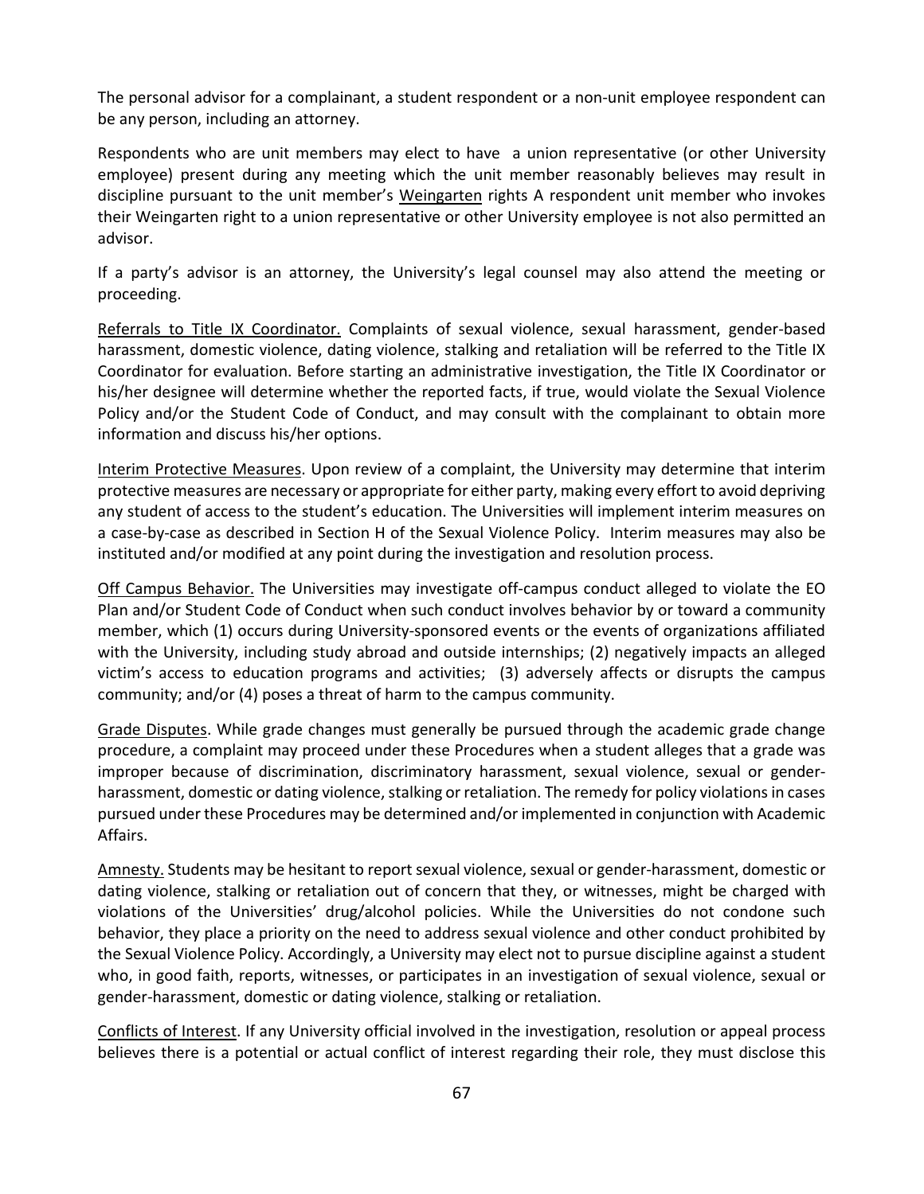The personal advisor for a complainant, a student respondent or a non-unit employee respondent can be any person, including an attorney.

Respondents who are unit members may elect to have a union representative (or other University employee) present during any meeting which the unit member reasonably believes may result in discipline pursuant to the unit member's Weingarten rights A respondent unit member who invokes their Weingarten right to a union representative or other University employee is not also permitted an advisor.

If a party's advisor is an attorney, the University's legal counsel may also attend the meeting or proceeding.

Referrals to Title IX Coordinator. Complaints of sexual violence, sexual harassment, gender-based harassment, domestic violence, dating violence, stalking and retaliation will be referred to the Title IX Coordinator for evaluation. Before starting an administrative investigation, the Title IX Coordinator or his/her designee will determine whether the reported facts, if true, would violate the Sexual Violence Policy and/or the Student Code of Conduct, and may consult with the complainant to obtain more information and discuss his/her options.

Interim Protective Measures. Upon review of a complaint, the University may determine that interim protective measures are necessary or appropriate for either party, making every effort to avoid depriving any student of access to the student's education. The Universities will implement interim measures on a case-by-case as described in Section H of the Sexual Violence Policy. Interim measures may also be instituted and/or modified at any point during the investigation and resolution process.

Off Campus Behavior. The Universities may investigate off-campus conduct alleged to violate the EO Plan and/or Student Code of Conduct when such conduct involves behavior by or toward a community member, which (1) occurs during University-sponsored events or the events of organizations affiliated with the University, including study abroad and outside internships; (2) negatively impacts an alleged victim's access to education programs and activities; (3) adversely affects or disrupts the campus community; and/or (4) poses a threat of harm to the campus community.

Grade Disputes. While grade changes must generally be pursued through the academic grade change procedure, a complaint may proceed under these Procedures when a student alleges that a grade was improper because of discrimination, discriminatory harassment, sexual violence, sexual or gender-harassment, domestic or dating violence, stalking or retaliation. The remedy for policy violations in cases pursued under these Procedures may be determined and/or implemented in conjunction with Academic Affairs.

Amnesty. Students may be hesitant to report sexual violence, sexual or gender-harassment, domestic or dating violence, stalking or retaliation out of concern that they, or witnesses, might be charged with violations of the Universities' drug/alcohol policies. While the Universities do not condone such behavior, they place a priority on the need to address sexual violence and other conduct prohibited by the Sexual Violence Policy. Accordingly, a University may elect not to pursue discipline against a student who, in good faith, reports, witnesses, or participates in an investigation of sexual violence, sexual or gender-harassment, domestic or dating violence, stalking or retaliation.

Conflicts of Interest. If any University official involved in the investigation, resolution or appeal process believes there is a potential or actual conflict of interest regarding their role, they must disclose this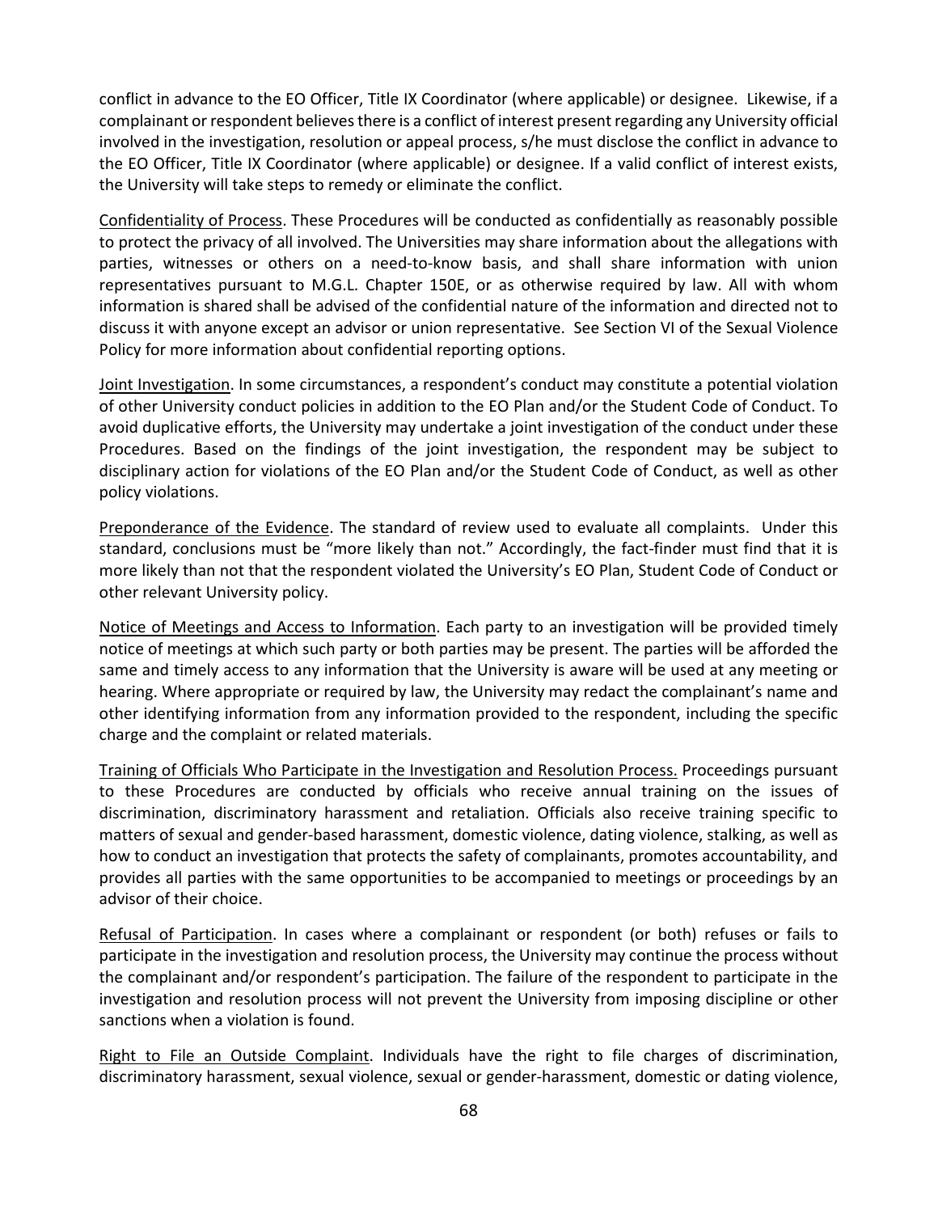conflict in advance to the EO Officer, Title IX Coordinator (where applicable) or designee. Likewise, if a complainant or respondent believes there is a conflict of interest present regarding any University official involved in the investigation, resolution or appeal process, s/he must disclose the conflict in advance to the EO Officer, Title IX Coordinator (where applicable) or designee. If a valid conflict of interest exists, the University will take steps to remedy or eliminate the conflict.

Confidentiality of Process. These Procedures will be conducted as confidentially as reasonably possible to protect the privacy of all involved. The Universities may share information about the allegations with parties, witnesses or others on a need-to-know basis, and shall share information with union representatives pursuant to M.G.L. Chapter 150E, or as otherwise required by law. All with whom information is shared shall be advised of the confidential nature of the information and directed not to discuss it with anyone except an advisor or union representative. See Section VI of the Sexual Violence Policy for more information about confidential reporting options.

Joint Investigation. In some circumstances, a respondent's conduct may constitute a potential violation of other University conduct policies in addition to the EO Plan and/or the Student Code of Conduct. To avoid duplicative efforts, the University may undertake a joint investigation of the conduct under these Procedures. Based on the findings of the joint investigation, the respondent may be subject to disciplinary action for violations of the EO Plan and/or the Student Code of Conduct, as well as other policy violations.

Preponderance of the Evidence. The standard of review used to evaluate all complaints. Under this standard, conclusions must be "more likely than not." Accordingly, the fact-finder must find that it is more likely than not that the respondent violated the University's EO Plan, Student Code of Conduct or other relevant University policy.

Notice of Meetings and Access to Information. Each party to an investigation will be provided timely notice of meetings at which such party or both parties may be present. The parties will be afforded the same and timely access to any information that the University is aware will be used at any meeting or hearing. Where appropriate or required by law, the University may redact the complainant's name and other identifying information from any information provided to the respondent, including the specific charge and the complaint or related materials.

Training of Officials Who Participate in the Investigation and Resolution Process. Proceedings pursuant to these Procedures are conducted by officials who receive annual training on the issues of discrimination, discriminatory harassment and retaliation. Officials also receive training specific to matters of sexual and gender-based harassment, domestic violence, dating violence, stalking, as well as how to conduct an investigation that protects the safety of complainants, promotes accountability, and provides all parties with the same opportunities to be accompanied to meetings or proceedings by an advisor of their choice.

Refusal of Participation. In cases where a complainant or respondent (or both) refuses or fails to participate in the investigation and resolution process, the University may continue the process without the complainant and/or respondent's participation. The failure of the respondent to participate in the investigation and resolution process will not prevent the University from imposing discipline or other sanctions when a violation is found.

Right to File an Outside Complaint. Individuals have the right to file charges of discrimination, discriminatory harassment, sexual violence, sexual or gender-harassment, domestic or dating violence,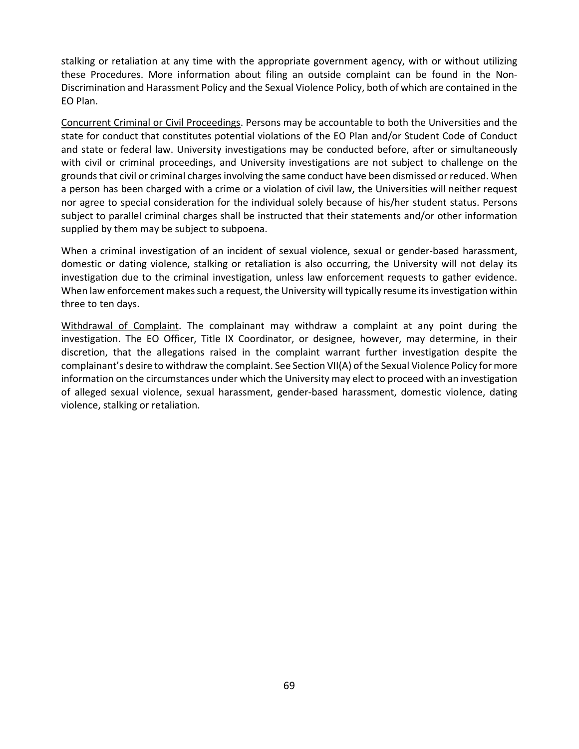stalking or retaliation at any time with the appropriate government agency, with or without utilizing these Procedures. More information about filing an outside complaint can be found in the Non-Discrimination and Harassment Policy and the Sexual Violence Policy, both of which are contained in the EO Plan.

<u>Concurrent Criminal or Civil Proceedings</u>. Persons may be accountable to both the Universities and the state for conduct that constitutes potential violations of the EO Plan and/or Student Code of Conduct and state or federal law. University investigations may be conducted before, after or simultaneously with civil or criminal proceedings, and University investigations are not subject to challenge on the grounds that civil or criminal charges involving the same conduct have been dismissed or reduced. When a person has been charged with a crime or a violation of civil law, the Universities will neither request nor agree to special consideration for the individual solely because of his/her student status. Persons subject to parallel criminal charges shall be instructed that their statements and/or other information supplied by them may be subject to subpoena.

When a criminal investigation of an incident of sexual violence, sexual or gender-based harassment, domestic or dating violence, stalking or retaliation is also occurring, the University will not delay its investigation due to the criminal investigation, unless law enforcement requests to gather evidence. When law enforcement makes such a request, the University will typically resume its investigation within three to ten days.

<u>Withdrawal of Complaint</u>. The complainant may withdraw a complaint at any point during the investigation. The EO Officer, Title IX Coordinator, or designee, however, may determine, in their discretion, that the allegations raised in the complaint warrant further investigation despite the complainant's desire to withdraw the complaint. See Section VII(A) of the Sexual Violence Policy for more information on the circumstances under which the University may elect to proceed with an investigation of alleged sexual violence, sexual harassment, gender-based harassment, domestic violence, dating violence, stalking or retaliation.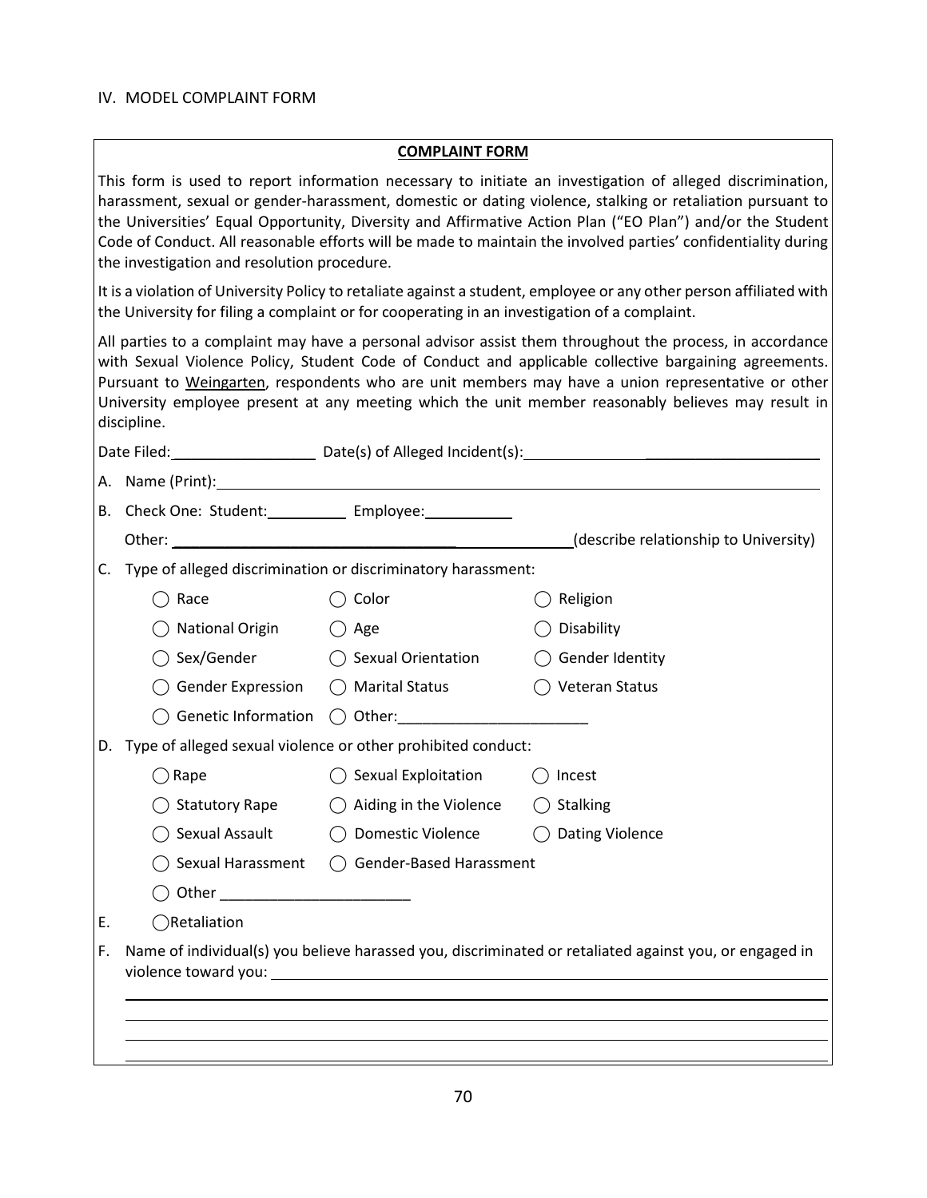IV. MODEL COMPLAINT FORM

**COMPLAINT FORM**

This form is used to report information necessary to initiate an investigation of alleged discrimination, harassment, sexual or gender-harassment, domestic or dating violence, stalking or retaliation pursuant to the Universities' Equal Opportunity, Diversity and Affirmative Action Plan ("EO Plan") and/or the Student Code of Conduct. All reasonable efforts will be made to maintain the involved parties' confidentiality during the investigation and resolution procedure.

It is a violation of University Policy to retaliate against a student, employee or any other person affiliated with the University for filing a complaint or for cooperating in an investigation of a complaint.

All parties to a complaint may have a personal advisor assist them throughout the process, in accordance with Sexual Violence Policy, Student Code of Conduct and applicable collective bargaining agreements. Pursuant to Weingarten, respondents who are unit members may have a union representative or other University employee present at any meeting which the unit member reasonably believes may result in discipline.

Date Filed: ________________ Date(s) of Alleged Incident(s): ______________________________

A. Name (Print): ____________________________________________________________

B. Check One: Student: __________ Employee: ___________

Other: __________________________________________ (describe relationship to University)

C. Type of alleged discrimination or discriminatory harassment:

◯ Race ◯ Color ◯ Religion

◯ National Origin ◯ Age ◯ Disability

◯ Sex/Gender ◯ Sexual Orientation ◯ Gender Identity

◯ Gender Expression ◯ Marital Status ◯ Veteran Status

◯ Genetic Information ◯ Other: _______________________

D. Type of alleged sexual violence or other prohibited conduct:

◯ Rape ◯ Sexual Exploitation ◯ Incest

◯ Statutory Rape ◯ Aiding in the Violence ◯ Stalking

◯ Sexual Assault ◯ Domestic Violence ◯ Dating Violence

◯ Sexual Harassment ◯ Gender-Based Harassment

◯ Other _______________________

E. ◯ Retaliation

F. Name of individual(s) you believe harassed you, discriminated or retaliated against you, or engaged in violence toward you: ____________________________________________________________

____________________________________________________________

____________________________________________________________

____________________________________________________________

____________________________________________________________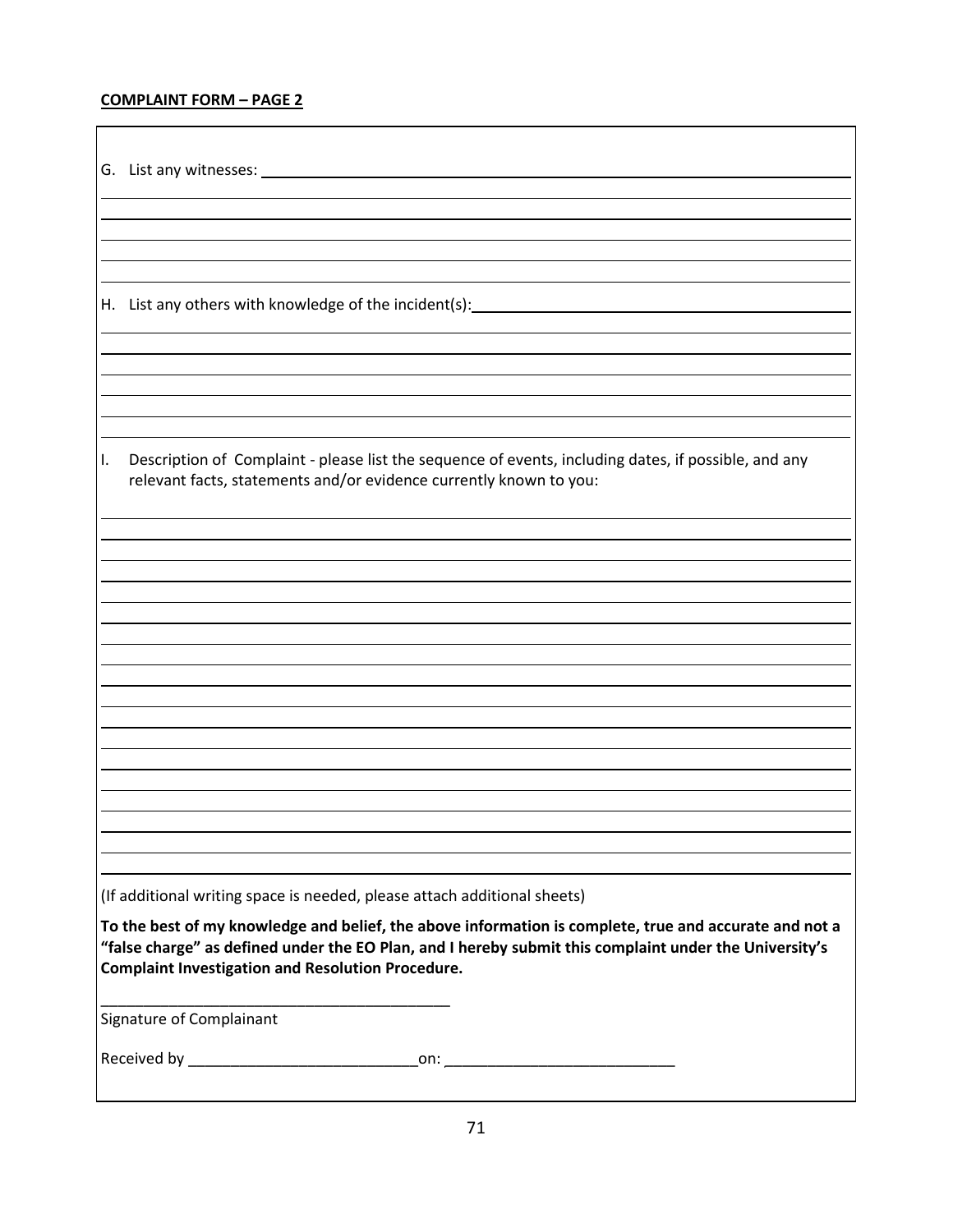**COMPLAINT FORM – PAGE 2**

G. List any witnesses: ____________________________________________

____________________________________________

____________________________________________

____________________________________________

____________________________________________

____________________________________________

H. List any others with knowledge of the incident(s): ____________________________________________

____________________________________________

____________________________________________

____________________________________________

____________________________________________

____________________________________________

I. Description of Complaint - please list the sequence of events, including dates, if possible, and any relevant facts, statements and/or evidence currently known to you:

____________________________________________

____________________________________________

____________________________________________

____________________________________________

____________________________________________

____________________________________________

____________________________________________

____________________________________________

____________________________________________

____________________________________________

____________________________________________

____________________________________________

____________________________________________

____________________________________________

____________________________________________

____________________________________________

____________________________________________

____________________________________________

(If additional writing space is needed, please attach additional sheets)

**To the best of my knowledge and belief, the above information is complete, true and accurate and not a "false charge" as defined under the EO Plan, and I hereby submit this complaint under the University's Complaint Investigation and Resolution Procedure.**

__________________________________________

Signature of Complainant

Received by ___________________________on: ___________________________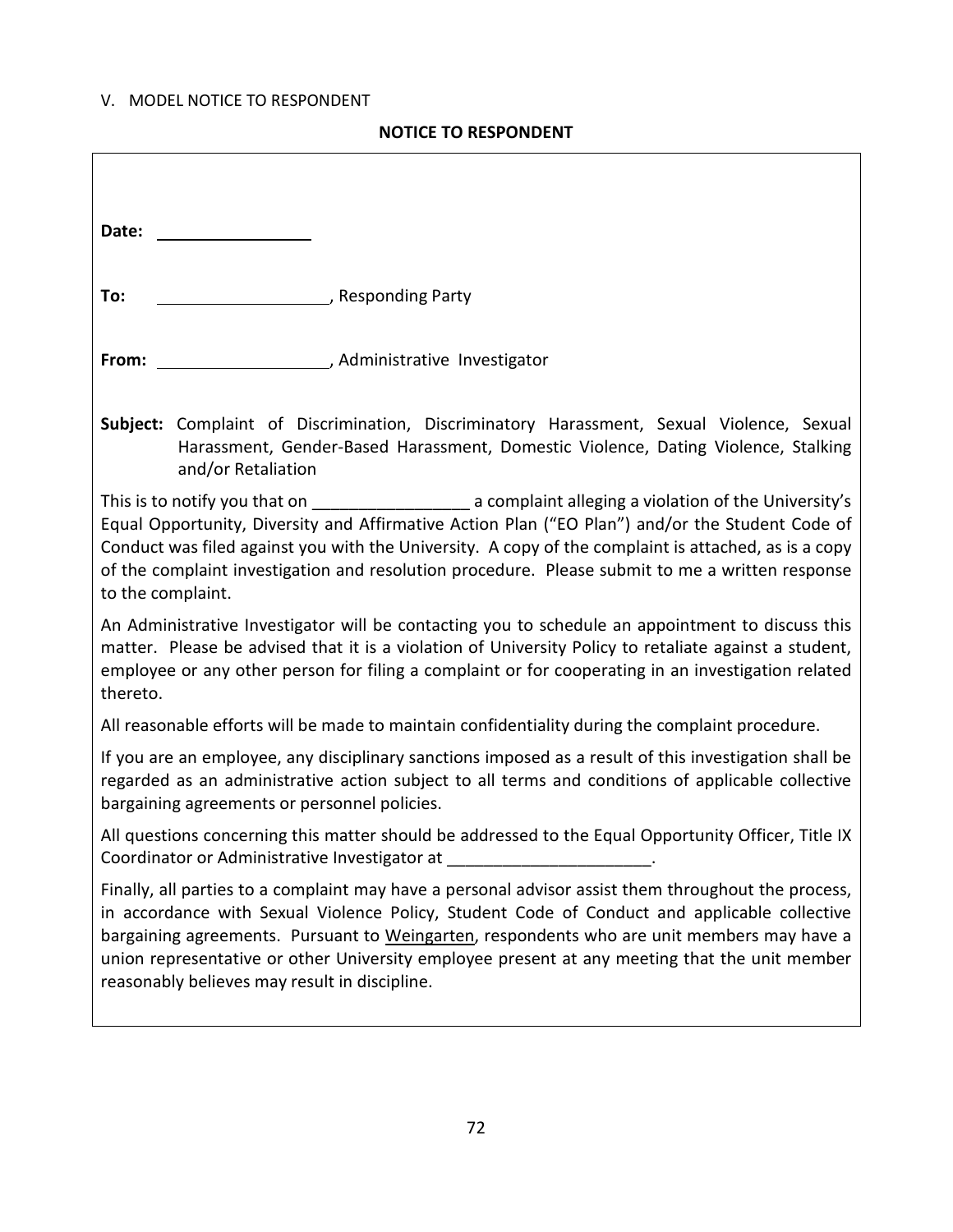V. MODEL NOTICE TO RESPONDENT

## NOTICE TO RESPONDENT

**Date:** ____________________

**To:** ____________________, Responding Party

**From:** ____________________, Administrative Investigator

**Subject:** Complaint of Discrimination, Discriminatory Harassment, Sexual Violence, Sexual Harassment, Gender-Based Harassment, Domestic Violence, Dating Violence, Stalking and/or Retaliation

This is to notify you that on _________________ a complaint alleging a violation of the University's Equal Opportunity, Diversity and Affirmative Action Plan ("EO Plan") and/or the Student Code of Conduct was filed against you with the University. A copy of the complaint is attached, as is a copy of the complaint investigation and resolution procedure. Please submit to me a written response to the complaint.

An Administrative Investigator will be contacting you to schedule an appointment to discuss this matter. Please be advised that it is a violation of University Policy to retaliate against a student, employee or any other person for filing a complaint or for cooperating in an investigation related thereto.

All reasonable efforts will be made to maintain confidentiality during the complaint procedure.

If you are an employee, any disciplinary sanctions imposed as a result of this investigation shall be regarded as an administrative action subject to all terms and conditions of applicable collective bargaining agreements or personnel policies.

All questions concerning this matter should be addressed to the Equal Opportunity Officer, Title IX Coordinator or Administrative Investigator at ______________________.

Finally, all parties to a complaint may have a personal advisor assist them throughout the process, in accordance with Sexual Violence Policy, Student Code of Conduct and applicable collective bargaining agreements. Pursuant to Weingarten, respondents who are unit members may have a union representative or other University employee present at any meeting that the unit member reasonably believes may result in discipline.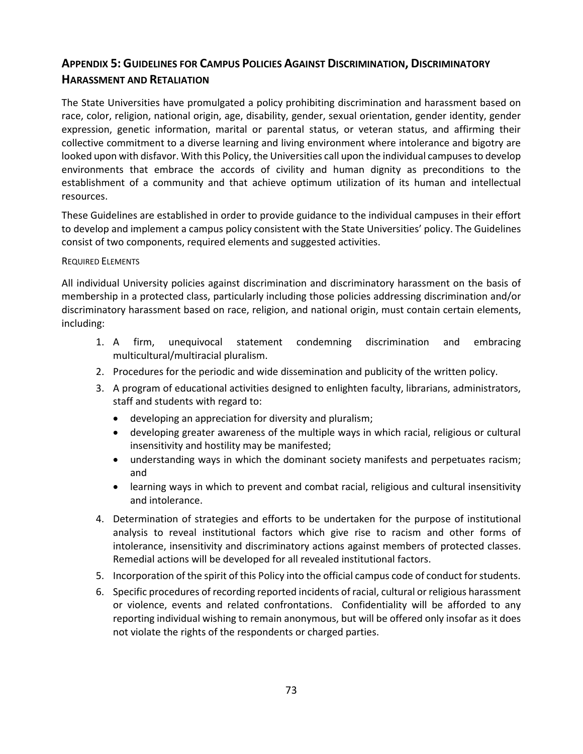## Appendix 5: Guidelines for Campus Policies Against Discrimination, Discriminatory Harassment and Retaliation

The State Universities have promulgated a policy prohibiting discrimination and harassment based on race, color, religion, national origin, age, disability, gender, sexual orientation, gender identity, gender expression, genetic information, marital or parental status, or veteran status, and affirming their collective commitment to a diverse learning and living environment where intolerance and bigotry are looked upon with disfavor. With this Policy, the Universities call upon the individual campuses to develop environments that embrace the accords of civility and human dignity as preconditions to the establishment of a community and that achieve optimum utilization of its human and intellectual resources.

These Guidelines are established in order to provide guidance to the individual campuses in their effort to develop and implement a campus policy consistent with the State Universities' policy. The Guidelines consist of two components, required elements and suggested activities.

### Required Elements

All individual University policies against discrimination and discriminatory harassment on the basis of membership in a protected class, particularly including those policies addressing discrimination and/or discriminatory harassment based on race, religion, and national origin, must contain certain elements, including:

1. A firm, unequivocal statement condemning discrimination and embracing multicultural/multiracial pluralism.
2. Procedures for the periodic and wide dissemination and publicity of the written policy.
3. A program of educational activities designed to enlighten faculty, librarians, administrators, staff and students with regard to:
   - developing an appreciation for diversity and pluralism;
   - developing greater awareness of the multiple ways in which racial, religious or cultural insensitivity and hostility may be manifested;
   - understanding ways in which the dominant society manifests and perpetuates racism; and
   - learning ways in which to prevent and combat racial, religious and cultural insensitivity and intolerance.
4. Determination of strategies and efforts to be undertaken for the purpose of institutional analysis to reveal institutional factors which give rise to racism and other forms of intolerance, insensitivity and discriminatory actions against members of protected classes. Remedial actions will be developed for all revealed institutional factors.
5. Incorporation of the spirit of this Policy into the official campus code of conduct for students.
6. Specific procedures of recording reported incidents of racial, cultural or religious harassment or violence, events and related confrontations. Confidentiality will be afforded to any reporting individual wishing to remain anonymous, but will be offered only insofar as it does not violate the rights of the respondents or charged parties.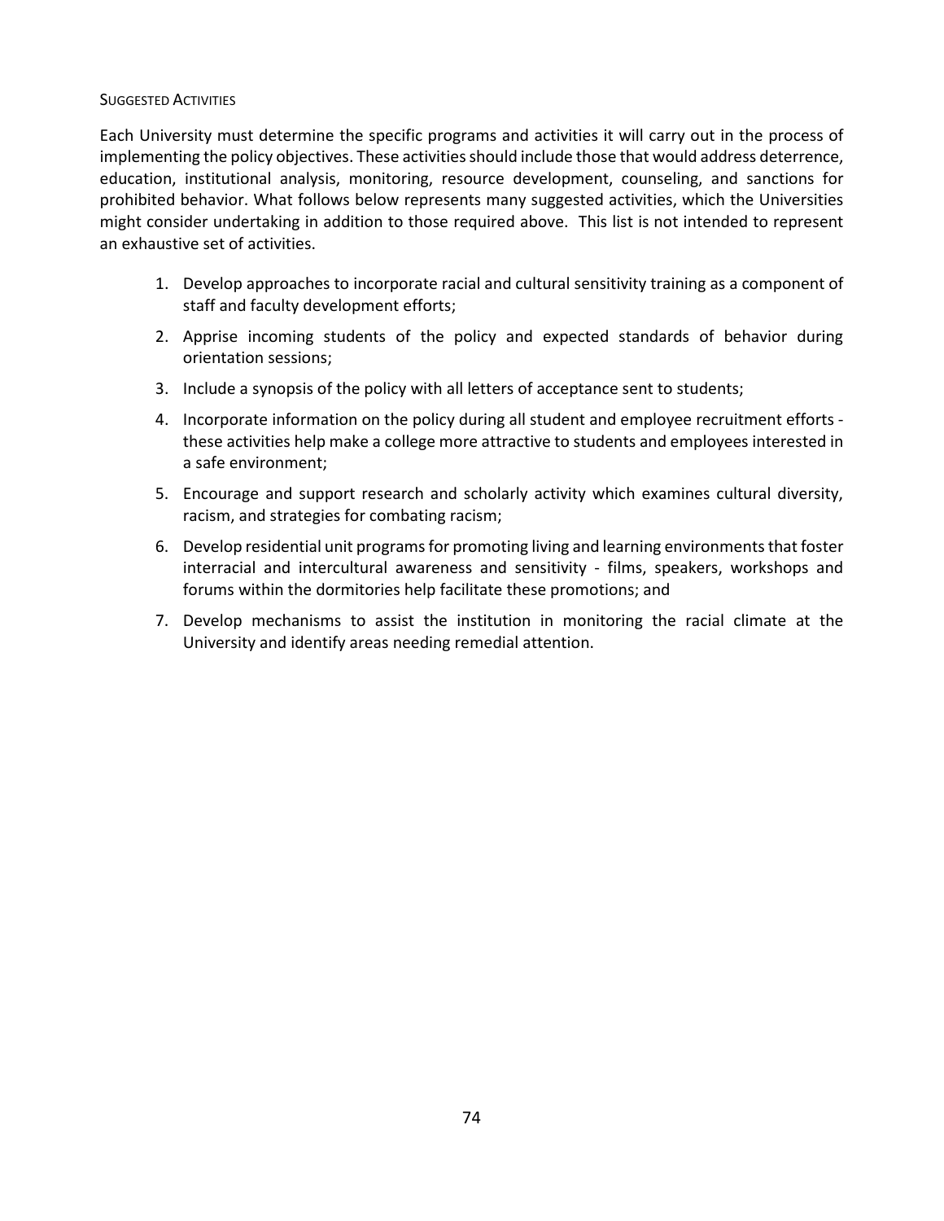### Suggested Activities

Each University must determine the specific programs and activities it will carry out in the process of implementing the policy objectives. These activities should include those that would address deterrence, education, institutional analysis, monitoring, resource development, counseling, and sanctions for prohibited behavior. What follows below represents many suggested activities, which the Universities might consider undertaking in addition to those required above. This list is not intended to represent an exhaustive set of activities.

1. Develop approaches to incorporate racial and cultural sensitivity training as a component of staff and faculty development efforts;
2. Apprise incoming students of the policy and expected standards of behavior during orientation sessions;
3. Include a synopsis of the policy with all letters of acceptance sent to students;
4. Incorporate information on the policy during all student and employee recruitment efforts - these activities help make a college more attractive to students and employees interested in a safe environment;
5. Encourage and support research and scholarly activity which examines cultural diversity, racism, and strategies for combating racism;
6. Develop residential unit programs for promoting living and learning environments that foster interracial and intercultural awareness and sensitivity - films, speakers, workshops and forums within the dormitories help facilitate these promotions; and
7. Develop mechanisms to assist the institution in monitoring the racial climate at the University and identify areas needing remedial attention.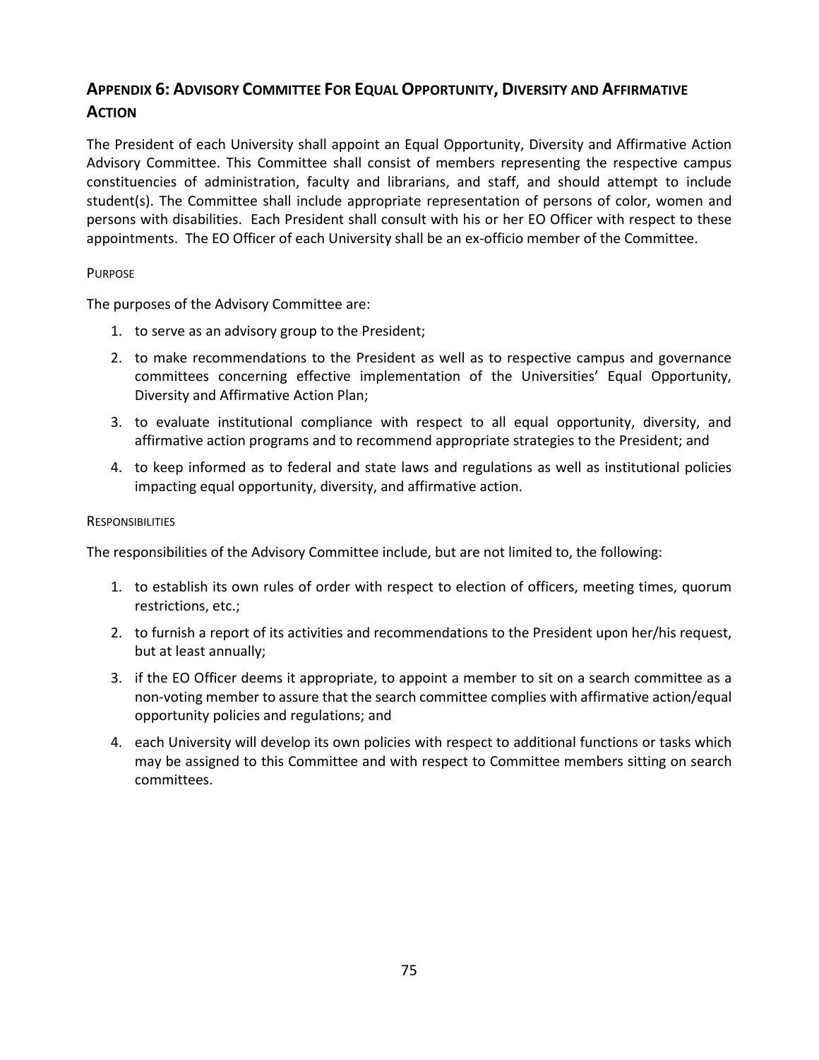## Appendix 6: Advisory Committee For Equal Opportunity, Diversity and Affirmative Action

The President of each University shall appoint an Equal Opportunity, Diversity and Affirmative Action Advisory Committee. This Committee shall consist of members representing the respective campus constituencies of administration, faculty and librarians, and staff, and should attempt to include student(s). The Committee shall include appropriate representation of persons of color, women and persons with disabilities. Each President shall consult with his or her EO Officer with respect to these appointments. The EO Officer of each University shall be an ex-officio member of the Committee.

### Purpose

The purposes of the Advisory Committee are:

1. to serve as an advisory group to the President;
2. to make recommendations to the President as well as to respective campus and governance committees concerning effective implementation of the Universities' Equal Opportunity, Diversity and Affirmative Action Plan;
3. to evaluate institutional compliance with respect to all equal opportunity, diversity, and affirmative action programs and to recommend appropriate strategies to the President; and
4. to keep informed as to federal and state laws and regulations as well as institutional policies impacting equal opportunity, diversity, and affirmative action.

### Responsibilities

The responsibilities of the Advisory Committee include, but are not limited to, the following:

1. to establish its own rules of order with respect to election of officers, meeting times, quorum restrictions, etc.;
2. to furnish a report of its activities and recommendations to the President upon her/his request, but at least annually;
3. if the EO Officer deems it appropriate, to appoint a member to sit on a search committee as a non-voting member to assure that the search committee complies with affirmative action/equal opportunity policies and regulations; and
4. each University will develop its own policies with respect to additional functions or tasks which may be assigned to this Committee and with respect to Committee members sitting on search committees.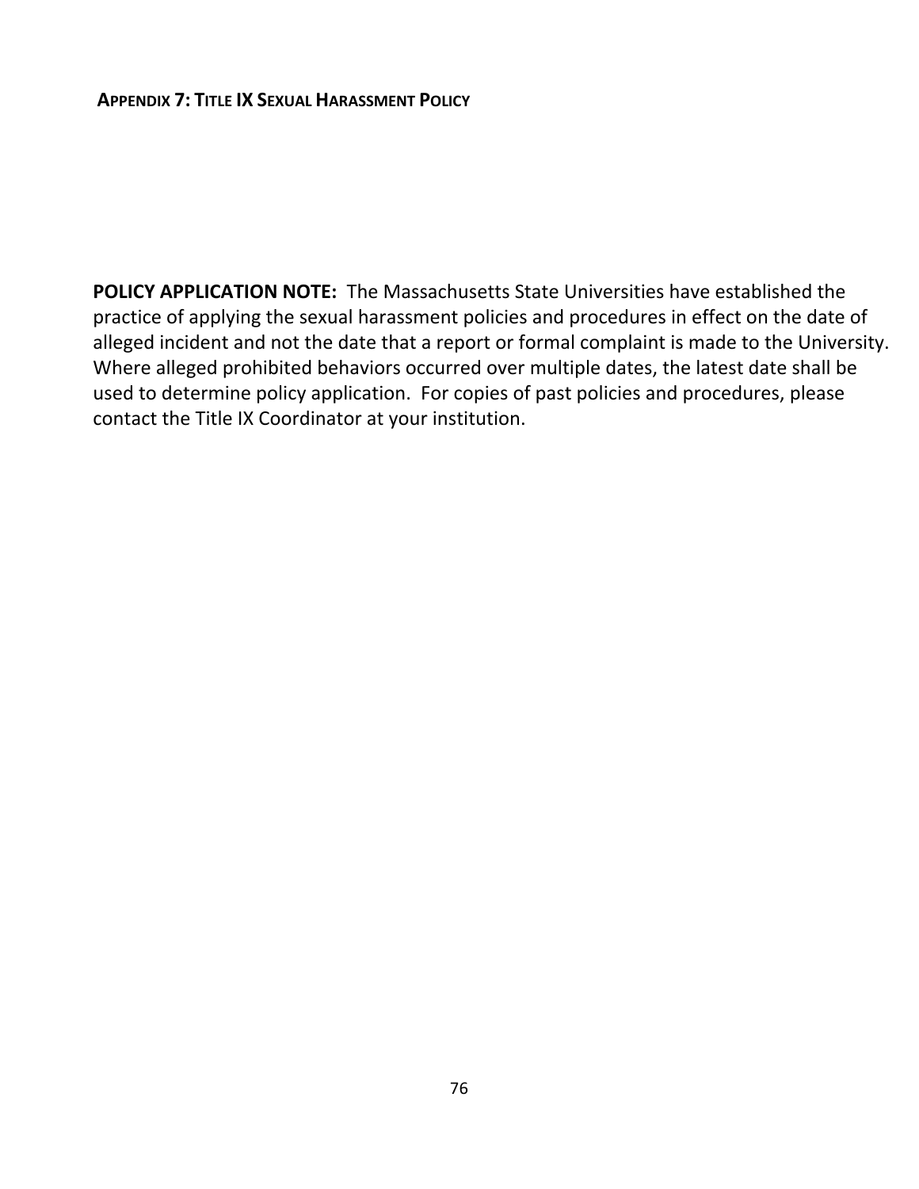## APPENDIX 7: TITLE IX SEXUAL HARASSMENT POLICY

**POLICY APPLICATION NOTE:** The Massachusetts State Universities have established the practice of applying the sexual harassment policies and procedures in effect on the date of alleged incident and not the date that a report or formal complaint is made to the University. Where alleged prohibited behaviors occurred over multiple dates, the latest date shall be used to determine policy application. For copies of past policies and procedures, please contact the Title IX Coordinator at your institution.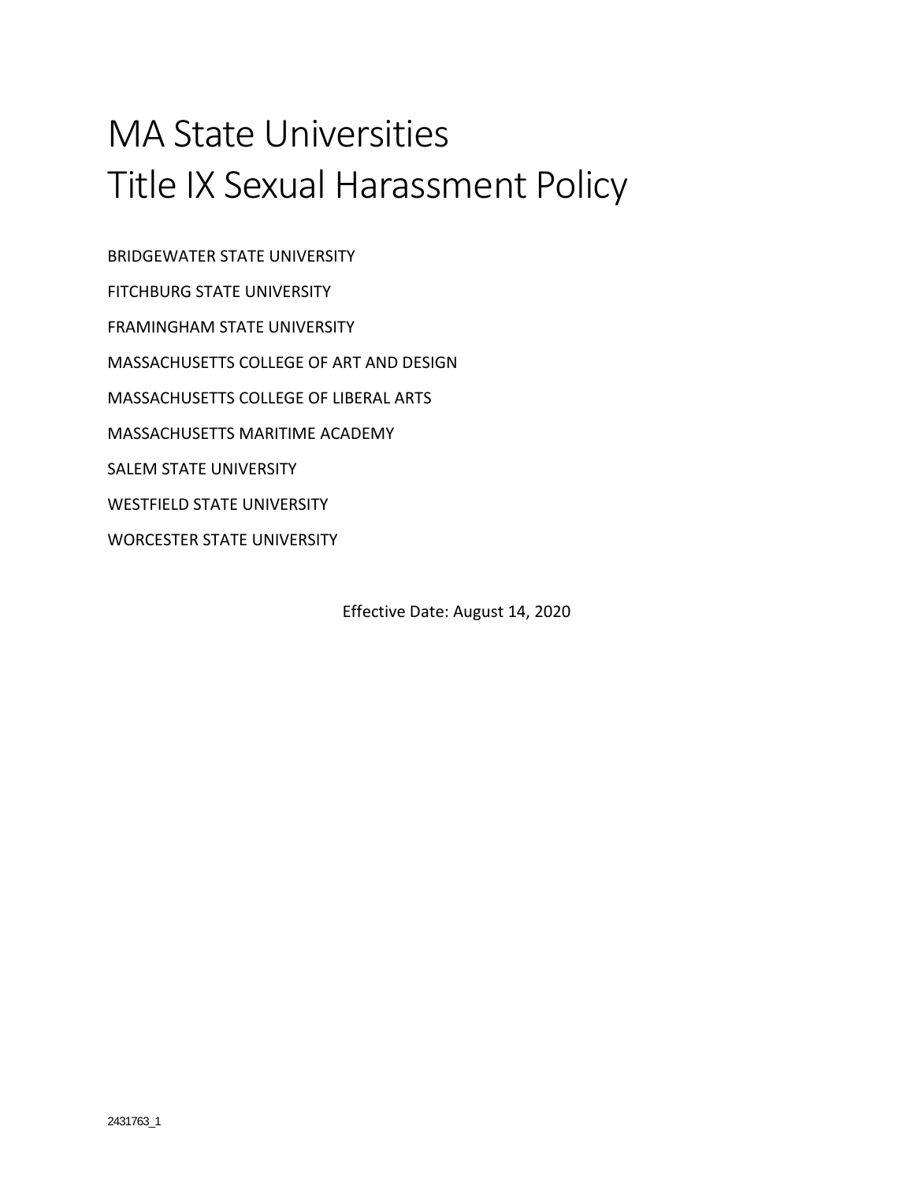# MA State Universities
# Title IX Sexual Harassment Policy

BRIDGEWATER STATE UNIVERSITY

FITCHBURG STATE UNIVERSITY

FRAMINGHAM STATE UNIVERSITY

MASSACHUSETTS COLLEGE OF ART AND DESIGN

MASSACHUSETTS COLLEGE OF LIBERAL ARTS

MASSACHUSETTS MARITIME ACADEMY

SALEM STATE UNIVERSITY

WESTFIELD STATE UNIVERSITY

WORCESTER STATE UNIVERSITY

Effective Date: August 14, 2020

2431763_1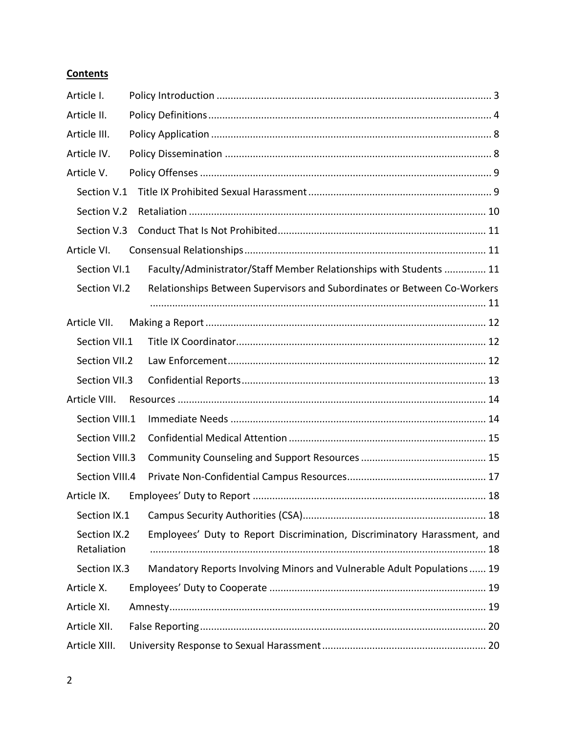**Contents**

| | | |
|---|---|---|
| Article I. | Policy Introduction | 3 |
| Article II. | Policy Definitions | 4 |
| Article III. | Policy Application | 8 |
| Article IV. | Policy Dissemination | 8 |
| Article V. | Policy Offenses | 9 |
| Section V.1 | Title IX Prohibited Sexual Harassment | 9 |
| Section V.2 | Retaliation | 10 |
| Section V.3 | Conduct That Is Not Prohibited | 11 |
| Article VI. | Consensual Relationships | 11 |
| Section VI.1 | Faculty/Administrator/Staff Member Relationships with Students | 11 |
| Section VI.2 | Relationships Between Supervisors and Subordinates or Between Co-Workers | 11 |
| Article VII. | Making a Report | 12 |
| Section VII.1 | Title IX Coordinator | 12 |
| Section VII.2 | Law Enforcement | 12 |
| Section VII.3 | Confidential Reports | 13 |
| Article VIII. | Resources | 14 |
| Section VIII.1 | Immediate Needs | 14 |
| Section VIII.2 | Confidential Medical Attention | 15 |
| Section VIII.3 | Community Counseling and Support Resources | 15 |
| Section VIII.4 | Private Non-Confidential Campus Resources | 17 |
| Article IX. | Employees' Duty to Report | 18 |
| Section IX.1 | Campus Security Authorities (CSA) | 18 |
| Section IX.2 | Employees' Duty to Report Discrimination, Discriminatory Harassment, and Retaliation | 18 |
| Section IX.3 | Mandatory Reports Involving Minors and Vulnerable Adult Populations | 19 |
| Article X. | Employees' Duty to Cooperate | 19 |
| Article XI. | Amnesty | 19 |
| Article XII. | False Reporting | 20 |
| Article XIII. | University Response to Sexual Harassment | 20 |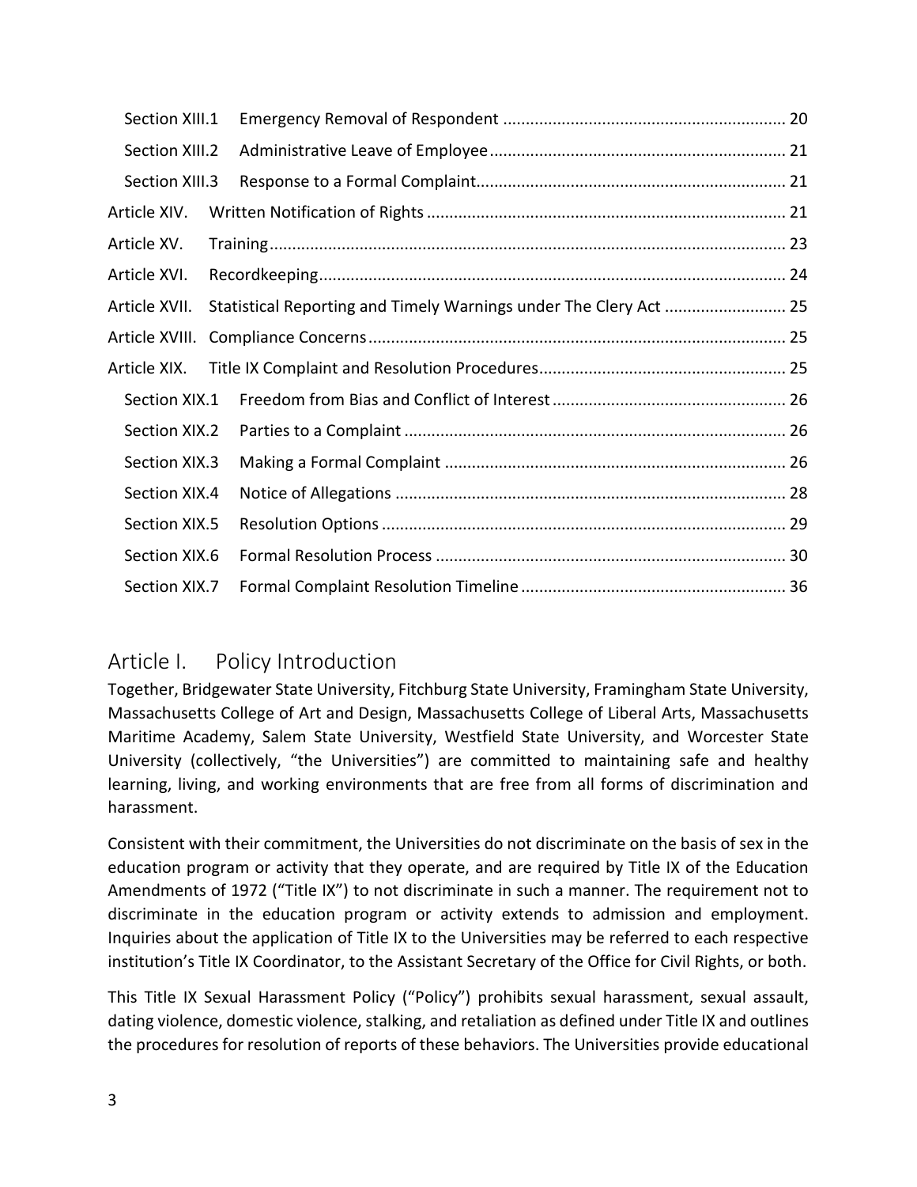| | | |
|---|---|---|
| Section XIII.1 | Emergency Removal of Respondent | 20 |
| Section XIII.2 | Administrative Leave of Employee | 21 |
| Section XIII.3 | Response to a Formal Complaint | 21 |
| Article XIV. | Written Notification of Rights | 21 |
| Article XV. | Training | 23 |
| Article XVI. | Recordkeeping | 24 |
| Article XVII. | Statistical Reporting and Timely Warnings under The Clery Act | 25 |
| Article XVIII. | Compliance Concerns | 25 |
| Article XIX. | Title IX Complaint and Resolution Procedures | 25 |
| Section XIX.1 | Freedom from Bias and Conflict of Interest | 26 |
| Section XIX.2 | Parties to a Complaint | 26 |
| Section XIX.3 | Making a Formal Complaint | 26 |
| Section XIX.4 | Notice of Allegations | 28 |
| Section XIX.5 | Resolution Options | 29 |
| Section XIX.6 | Formal Resolution Process | 30 |
| Section XIX.7 | Formal Complaint Resolution Timeline | 36 |

## Article I. Policy Introduction

Together, Bridgewater State University, Fitchburg State University, Framingham State University, Massachusetts College of Art and Design, Massachusetts College of Liberal Arts, Massachusetts Maritime Academy, Salem State University, Westfield State University, and Worcester State University (collectively, "the Universities") are committed to maintaining safe and healthy learning, living, and working environments that are free from all forms of discrimination and harassment.

Consistent with their commitment, the Universities do not discriminate on the basis of sex in the education program or activity that they operate, and are required by Title IX of the Education Amendments of 1972 ("Title IX") to not discriminate in such a manner. The requirement not to discriminate in the education program or activity extends to admission and employment. Inquiries about the application of Title IX to the Universities may be referred to each respective institution's Title IX Coordinator, to the Assistant Secretary of the Office for Civil Rights, or both.

This Title IX Sexual Harassment Policy ("Policy") prohibits sexual harassment, sexual assault, dating violence, domestic violence, stalking, and retaliation as defined under Title IX and outlines the procedures for resolution of reports of these behaviors. The Universities provide educational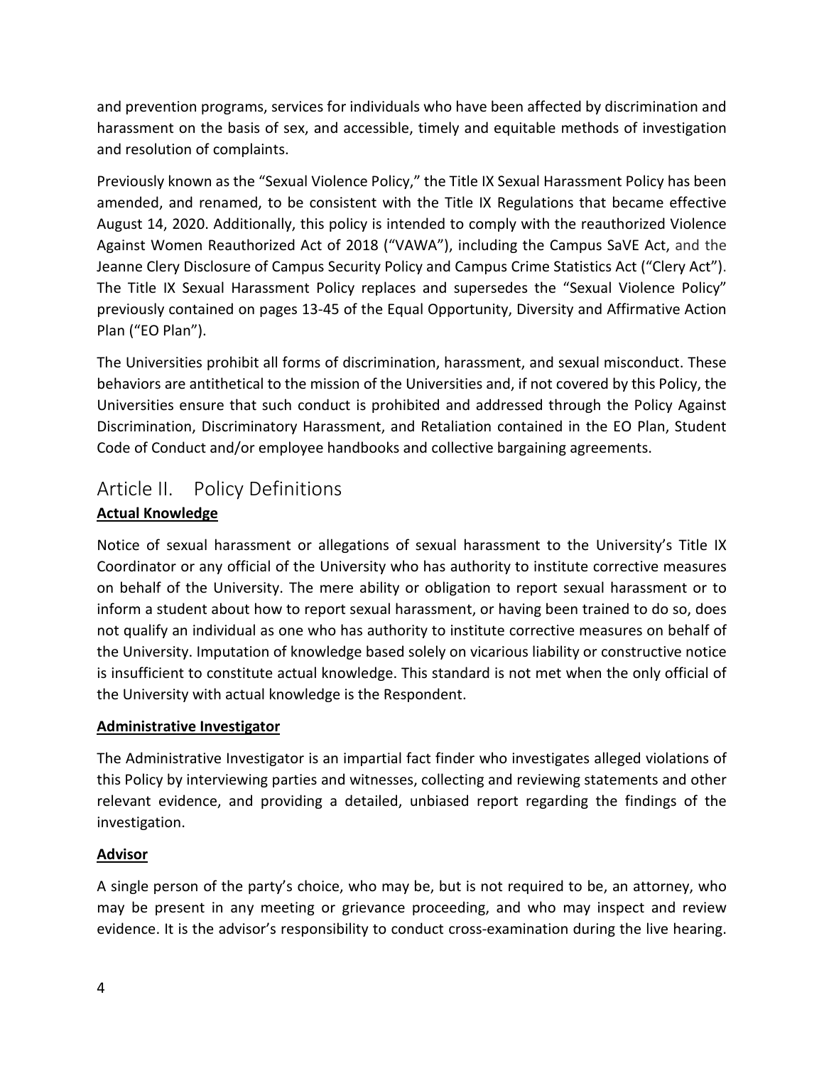and prevention programs, services for individuals who have been affected by discrimination and harassment on the basis of sex, and accessible, timely and equitable methods of investigation and resolution of complaints.

Previously known as the "Sexual Violence Policy," the Title IX Sexual Harassment Policy has been amended, and renamed, to be consistent with the Title IX Regulations that became effective August 14, 2020. Additionally, this policy is intended to comply with the reauthorized Violence Against Women Reauthorized Act of 2018 ("VAWA"), including the Campus SaVE Act, and the Jeanne Clery Disclosure of Campus Security Policy and Campus Crime Statistics Act ("Clery Act"). The Title IX Sexual Harassment Policy replaces and supersedes the "Sexual Violence Policy" previously contained on pages 13-45 of the Equal Opportunity, Diversity and Affirmative Action Plan ("EO Plan").

The Universities prohibit all forms of discrimination, harassment, and sexual misconduct. These behaviors are antithetical to the mission of the Universities and, if not covered by this Policy, the Universities ensure that such conduct is prohibited and addressed through the Policy Against Discrimination, Discriminatory Harassment, and Retaliation contained in the EO Plan, Student Code of Conduct and/or employee handbooks and collective bargaining agreements.

## Article II. Policy Definitions

**Actual Knowledge**

Notice of sexual harassment or allegations of sexual harassment to the University's Title IX Coordinator or any official of the University who has authority to institute corrective measures on behalf of the University. The mere ability or obligation to report sexual harassment or to inform a student about how to report sexual harassment, or having been trained to do so, does not qualify an individual as one who has authority to institute corrective measures on behalf of the University. Imputation of knowledge based solely on vicarious liability or constructive notice is insufficient to constitute actual knowledge. This standard is not met when the only official of the University with actual knowledge is the Respondent.

**Administrative Investigator**

The Administrative Investigator is an impartial fact finder who investigates alleged violations of this Policy by interviewing parties and witnesses, collecting and reviewing statements and other relevant evidence, and providing a detailed, unbiased report regarding the findings of the investigation.

**Advisor**

A single person of the party's choice, who may be, but is not required to be, an attorney, who may be present in any meeting or grievance proceeding, and who may inspect and review evidence. It is the advisor's responsibility to conduct cross-examination during the live hearing.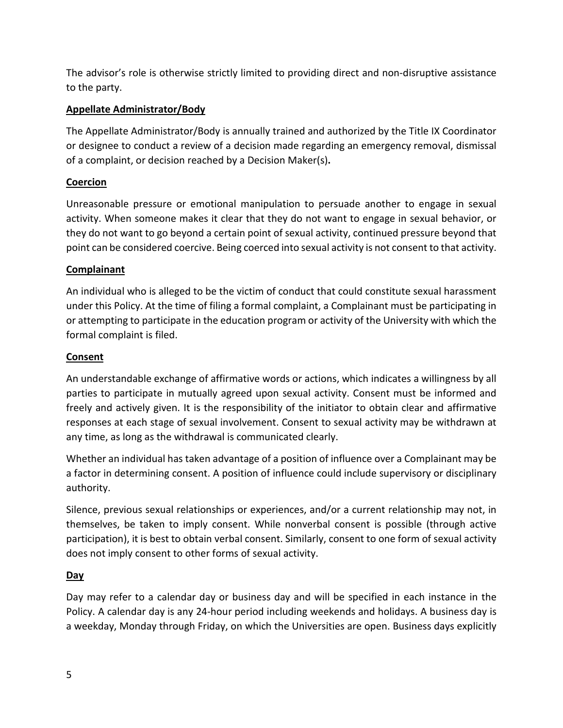The advisor's role is otherwise strictly limited to providing direct and non-disruptive assistance to the party.

**Appellate Administrator/Body**

The Appellate Administrator/Body is annually trained and authorized by the Title IX Coordinator or designee to conduct a review of a decision made regarding an emergency removal, dismissal of a complaint, or decision reached by a Decision Maker(s)**.**

**Coercion**

Unreasonable pressure or emotional manipulation to persuade another to engage in sexual activity. When someone makes it clear that they do not want to engage in sexual behavior, or they do not want to go beyond a certain point of sexual activity, continued pressure beyond that point can be considered coercive. Being coerced into sexual activity is not consent to that activity.

**Complainant**

An individual who is alleged to be the victim of conduct that could constitute sexual harassment under this Policy. At the time of filing a formal complaint, a Complainant must be participating in or attempting to participate in the education program or activity of the University with which the formal complaint is filed.

**Consent**

An understandable exchange of affirmative words or actions, which indicates a willingness by all parties to participate in mutually agreed upon sexual activity. Consent must be informed and freely and actively given. It is the responsibility of the initiator to obtain clear and affirmative responses at each stage of sexual involvement. Consent to sexual activity may be withdrawn at any time, as long as the withdrawal is communicated clearly.

Whether an individual has taken advantage of a position of influence over a Complainant may be a factor in determining consent. A position of influence could include supervisory or disciplinary authority.

Silence, previous sexual relationships or experiences, and/or a current relationship may not, in themselves, be taken to imply consent. While nonverbal consent is possible (through active participation), it is best to obtain verbal consent. Similarly, consent to one form of sexual activity does not imply consent to other forms of sexual activity.

**Day**

Day may refer to a calendar day or business day and will be specified in each instance in the Policy. A calendar day is any 24-hour period including weekends and holidays. A business day is a weekday, Monday through Friday, on which the Universities are open. Business days explicitly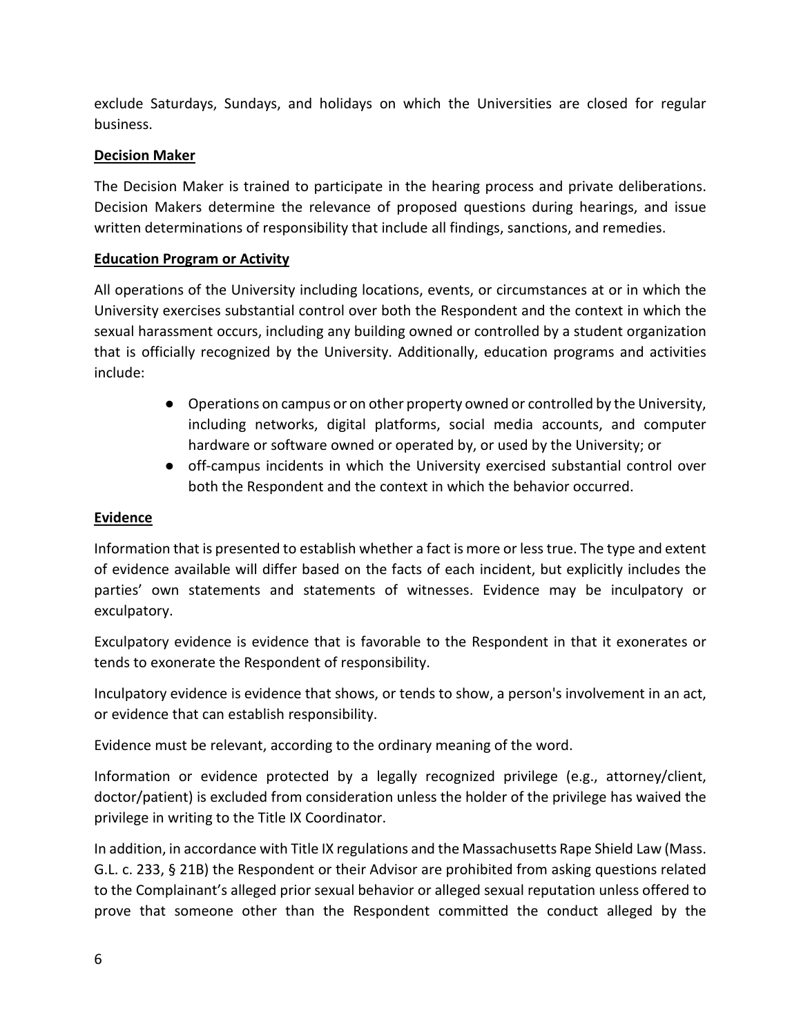exclude Saturdays, Sundays, and holidays on which the Universities are closed for regular business.

**Decision Maker**

The Decision Maker is trained to participate in the hearing process and private deliberations. Decision Makers determine the relevance of proposed questions during hearings, and issue written determinations of responsibility that include all findings, sanctions, and remedies.

**Education Program or Activity**

All operations of the University including locations, events, or circumstances at or in which the University exercises substantial control over both the Respondent and the context in which the sexual harassment occurs, including any building owned or controlled by a student organization that is officially recognized by the University. Additionally, education programs and activities include:

- Operations on campus or on other property owned or controlled by the University, including networks, digital platforms, social media accounts, and computer hardware or software owned or operated by, or used by the University; or
- off-campus incidents in which the University exercised substantial control over both the Respondent and the context in which the behavior occurred.

**Evidence**

Information that is presented to establish whether a fact is more or less true. The type and extent of evidence available will differ based on the facts of each incident, but explicitly includes the parties' own statements and statements of witnesses. Evidence may be inculpatory or exculpatory.

Exculpatory evidence is evidence that is favorable to the Respondent in that it exonerates or tends to exonerate the Respondent of responsibility.

Inculpatory evidence is evidence that shows, or tends to show, a person's involvement in an act, or evidence that can establish responsibility.

Evidence must be relevant, according to the ordinary meaning of the word.

Information or evidence protected by a legally recognized privilege (e.g., attorney/client, doctor/patient) is excluded from consideration unless the holder of the privilege has waived the privilege in writing to the Title IX Coordinator.

In addition, in accordance with Title IX regulations and the Massachusetts Rape Shield Law (Mass. G.L. c. 233, § 21B) the Respondent or their Advisor are prohibited from asking questions related to the Complainant's alleged prior sexual behavior or alleged sexual reputation unless offered to prove that someone other than the Respondent committed the conduct alleged by the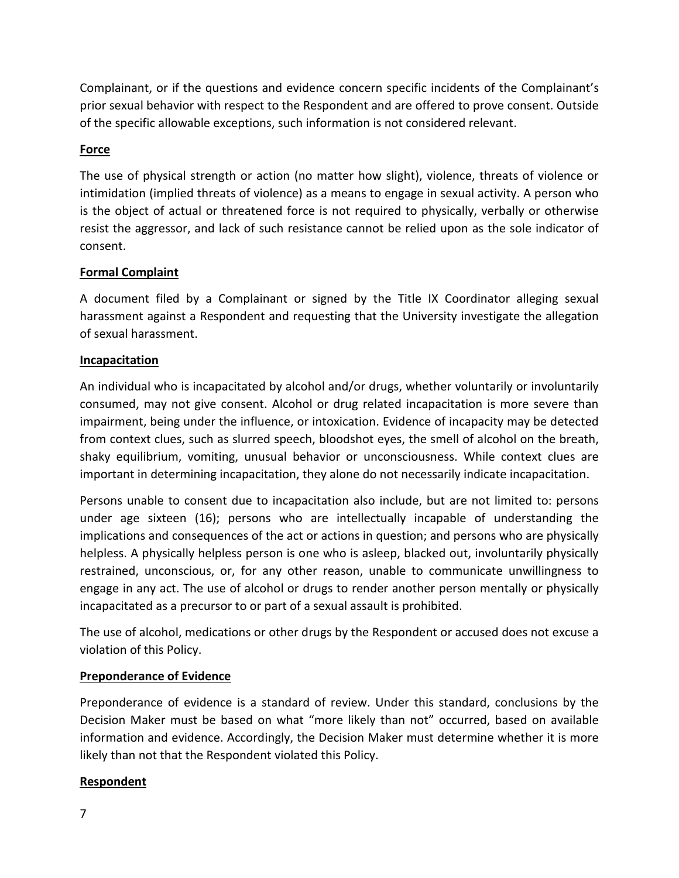Complainant, or if the questions and evidence concern specific incidents of the Complainant's prior sexual behavior with respect to the Respondent and are offered to prove consent. Outside of the specific allowable exceptions, such information is not considered relevant.

**Force**

The use of physical strength or action (no matter how slight), violence, threats of violence or intimidation (implied threats of violence) as a means to engage in sexual activity. A person who is the object of actual or threatened force is not required to physically, verbally or otherwise resist the aggressor, and lack of such resistance cannot be relied upon as the sole indicator of consent.

**Formal Complaint**

A document filed by a Complainant or signed by the Title IX Coordinator alleging sexual harassment against a Respondent and requesting that the University investigate the allegation of sexual harassment.

**Incapacitation**

An individual who is incapacitated by alcohol and/or drugs, whether voluntarily or involuntarily consumed, may not give consent. Alcohol or drug related incapacitation is more severe than impairment, being under the influence, or intoxication. Evidence of incapacity may be detected from context clues, such as slurred speech, bloodshot eyes, the smell of alcohol on the breath, shaky equilibrium, vomiting, unusual behavior or unconsciousness. While context clues are important in determining incapacitation, they alone do not necessarily indicate incapacitation.

Persons unable to consent due to incapacitation also include, but are not limited to: persons under age sixteen (16); persons who are intellectually incapable of understanding the implications and consequences of the act or actions in question; and persons who are physically helpless. A physically helpless person is one who is asleep, blacked out, involuntarily physically restrained, unconscious, or, for any other reason, unable to communicate unwillingness to engage in any act. The use of alcohol or drugs to render another person mentally or physically incapacitated as a precursor to or part of a sexual assault is prohibited.

The use of alcohol, medications or other drugs by the Respondent or accused does not excuse a violation of this Policy.

**Preponderance of Evidence**

Preponderance of evidence is a standard of review. Under this standard, conclusions by the Decision Maker must be based on what "more likely than not" occurred, based on available information and evidence. Accordingly, the Decision Maker must determine whether it is more likely than not that the Respondent violated this Policy.

**Respondent**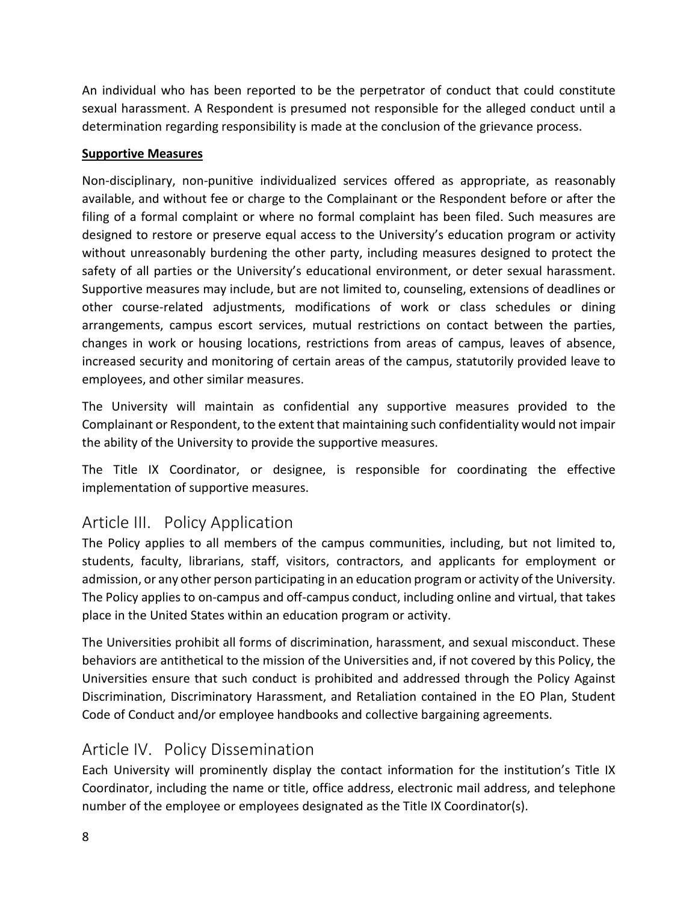An individual who has been reported to be the perpetrator of conduct that could constitute sexual harassment. A Respondent is presumed not responsible for the alleged conduct until a determination regarding responsibility is made at the conclusion of the grievance process.

**Supportive Measures**

Non-disciplinary, non-punitive individualized services offered as appropriate, as reasonably available, and without fee or charge to the Complainant or the Respondent before or after the filing of a formal complaint or where no formal complaint has been filed. Such measures are designed to restore or preserve equal access to the University's education program or activity without unreasonably burdening the other party, including measures designed to protect the safety of all parties or the University's educational environment, or deter sexual harassment. Supportive measures may include, but are not limited to, counseling, extensions of deadlines or other course-related adjustments, modifications of work or class schedules or dining arrangements, campus escort services, mutual restrictions on contact between the parties, changes in work or housing locations, restrictions from areas of campus, leaves of absence, increased security and monitoring of certain areas of the campus, statutorily provided leave to employees, and other similar measures.

The University will maintain as confidential any supportive measures provided to the Complainant or Respondent, to the extent that maintaining such confidentiality would not impair the ability of the University to provide the supportive measures.

The Title IX Coordinator, or designee, is responsible for coordinating the effective implementation of supportive measures.

## Article III. Policy Application

The Policy applies to all members of the campus communities, including, but not limited to, students, faculty, librarians, staff, visitors, contractors, and applicants for employment or admission, or any other person participating in an education program or activity of the University. The Policy applies to on-campus and off-campus conduct, including online and virtual, that takes place in the United States within an education program or activity.

The Universities prohibit all forms of discrimination, harassment, and sexual misconduct. These behaviors are antithetical to the mission of the Universities and, if not covered by this Policy, the Universities ensure that such conduct is prohibited and addressed through the Policy Against Discrimination, Discriminatory Harassment, and Retaliation contained in the EO Plan, Student Code of Conduct and/or employee handbooks and collective bargaining agreements.

## Article IV. Policy Dissemination

Each University will prominently display the contact information for the institution's Title IX Coordinator, including the name or title, office address, electronic mail address, and telephone number of the employee or employees designated as the Title IX Coordinator(s).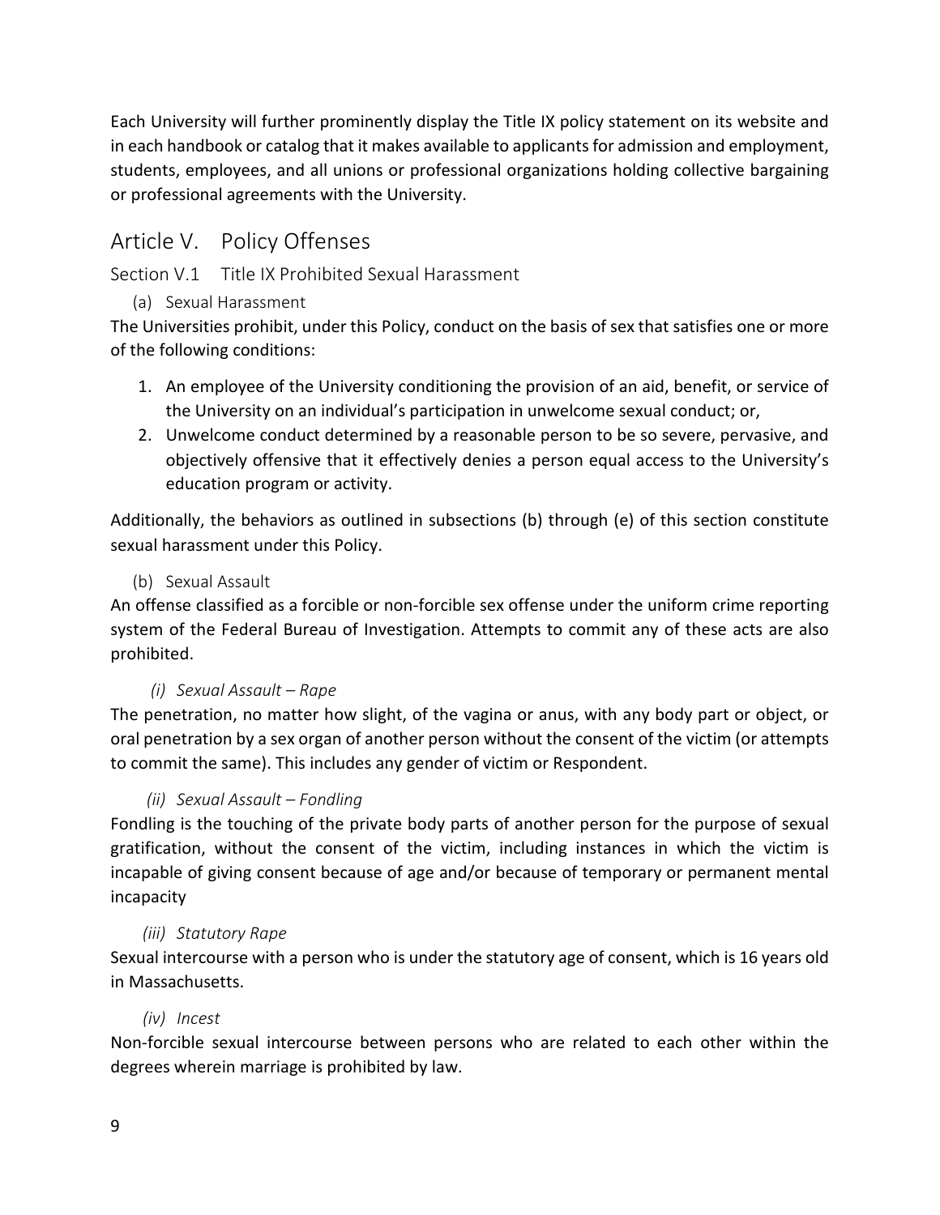Each University will further prominently display the Title IX policy statement on its website and in each handbook or catalog that it makes available to applicants for admission and employment, students, employees, and all unions or professional organizations holding collective bargaining or professional agreements with the University.

# Article V. Policy Offenses

## Section V.1 Title IX Prohibited Sexual Harassment

### (a) Sexual Harassment

The Universities prohibit, under this Policy, conduct on the basis of sex that satisfies one or more of the following conditions:

1. An employee of the University conditioning the provision of an aid, benefit, or service of the University on an individual's participation in unwelcome sexual conduct; or,
2. Unwelcome conduct determined by a reasonable person to be so severe, pervasive, and objectively offensive that it effectively denies a person equal access to the University's education program or activity.

Additionally, the behaviors as outlined in subsections (b) through (e) of this section constitute sexual harassment under this Policy.

### (b) Sexual Assault

An offense classified as a forcible or non-forcible sex offense under the uniform crime reporting system of the Federal Bureau of Investigation. Attempts to commit any of these acts are also prohibited.

#### *(i) Sexual Assault – Rape*

The penetration, no matter how slight, of the vagina or anus, with any body part or object, or oral penetration by a sex organ of another person without the consent of the victim (or attempts to commit the same). This includes any gender of victim or Respondent.

#### *(ii) Sexual Assault – Fondling*

Fondling is the touching of the private body parts of another person for the purpose of sexual gratification, without the consent of the victim, including instances in which the victim is incapable of giving consent because of age and/or because of temporary or permanent mental incapacity

#### *(iii) Statutory Rape*

Sexual intercourse with a person who is under the statutory age of consent, which is 16 years old in Massachusetts.

#### *(iv) Incest*

Non-forcible sexual intercourse between persons who are related to each other within the degrees wherein marriage is prohibited by law.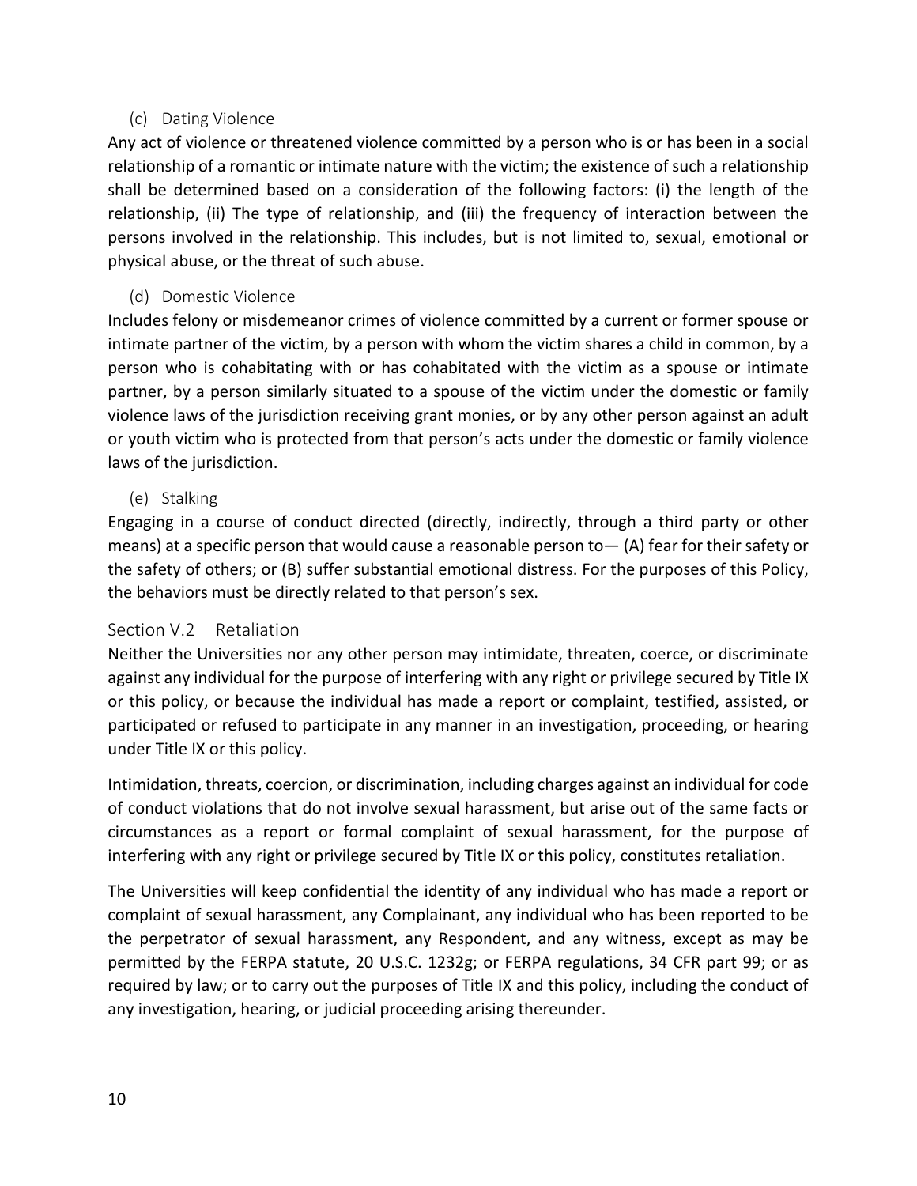#### (c) Dating Violence

Any act of violence or threatened violence committed by a person who is or has been in a social relationship of a romantic or intimate nature with the victim; the existence of such a relationship shall be determined based on a consideration of the following factors: (i) the length of the relationship, (ii) The type of relationship, and (iii) the frequency of interaction between the persons involved in the relationship. This includes, but is not limited to, sexual, emotional or physical abuse, or the threat of such abuse.

#### (d) Domestic Violence

Includes felony or misdemeanor crimes of violence committed by a current or former spouse or intimate partner of the victim, by a person with whom the victim shares a child in common, by a person who is cohabitating with or has cohabitated with the victim as a spouse or intimate partner, by a person similarly situated to a spouse of the victim under the domestic or family violence laws of the jurisdiction receiving grant monies, or by any other person against an adult or youth victim who is protected from that person's acts under the domestic or family violence laws of the jurisdiction.

#### (e) Stalking

Engaging in a course of conduct directed (directly, indirectly, through a third party or other means) at a specific person that would cause a reasonable person to— (A) fear for their safety or the safety of others; or (B) suffer substantial emotional distress. For the purposes of this Policy, the behaviors must be directly related to that person's sex.

### Section V.2 Retaliation

Neither the Universities nor any other person may intimidate, threaten, coerce, or discriminate against any individual for the purpose of interfering with any right or privilege secured by Title IX or this policy, or because the individual has made a report or complaint, testified, assisted, or participated or refused to participate in any manner in an investigation, proceeding, or hearing under Title IX or this policy.

Intimidation, threats, coercion, or discrimination, including charges against an individual for code of conduct violations that do not involve sexual harassment, but arise out of the same facts or circumstances as a report or formal complaint of sexual harassment, for the purpose of interfering with any right or privilege secured by Title IX or this policy, constitutes retaliation.

The Universities will keep confidential the identity of any individual who has made a report or complaint of sexual harassment, any Complainant, any individual who has been reported to be the perpetrator of sexual harassment, any Respondent, and any witness, except as may be permitted by the FERPA statute, 20 U.S.C. 1232g; or FERPA regulations, 34 CFR part 99; or as required by law; or to carry out the purposes of Title IX and this policy, including the conduct of any investigation, hearing, or judicial proceeding arising thereunder.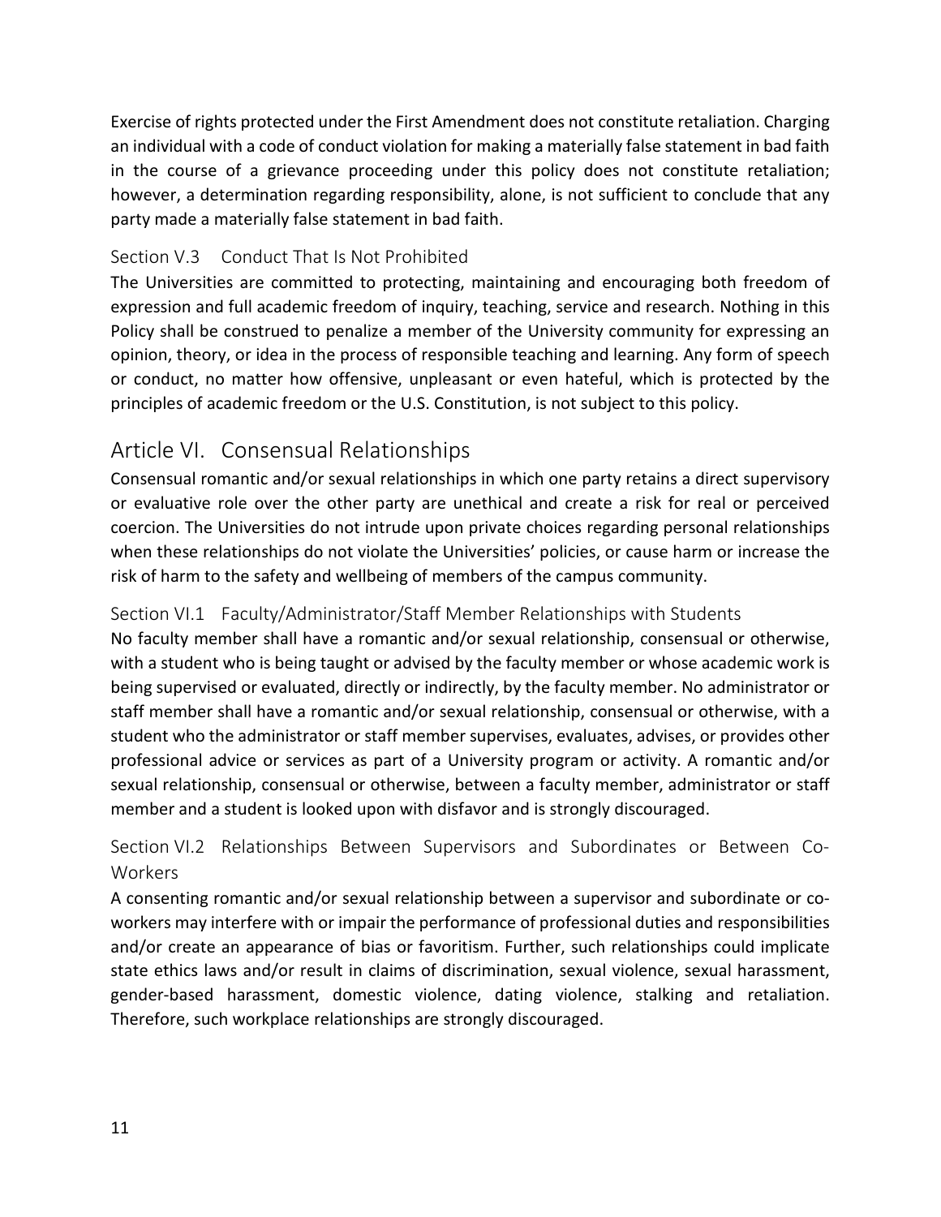Exercise of rights protected under the First Amendment does not constitute retaliation. Charging an individual with a code of conduct violation for making a materially false statement in bad faith in the course of a grievance proceeding under this policy does not constitute retaliation; however, a determination regarding responsibility, alone, is not sufficient to conclude that any party made a materially false statement in bad faith.

### Section V.3 Conduct That Is Not Prohibited

The Universities are committed to protecting, maintaining and encouraging both freedom of expression and full academic freedom of inquiry, teaching, service and research. Nothing in this Policy shall be construed to penalize a member of the University community for expressing an opinion, theory, or idea in the process of responsible teaching and learning. Any form of speech or conduct, no matter how offensive, unpleasant or even hateful, which is protected by the principles of academic freedom or the U.S. Constitution, is not subject to this policy.

## Article VI. Consensual Relationships

Consensual romantic and/or sexual relationships in which one party retains a direct supervisory or evaluative role over the other party are unethical and create a risk for real or perceived coercion. The Universities do not intrude upon private choices regarding personal relationships when these relationships do not violate the Universities' policies, or cause harm or increase the risk of harm to the safety and wellbeing of members of the campus community.

### Section VI.1 Faculty/Administrator/Staff Member Relationships with Students

No faculty member shall have a romantic and/or sexual relationship, consensual or otherwise, with a student who is being taught or advised by the faculty member or whose academic work is being supervised or evaluated, directly or indirectly, by the faculty member. No administrator or staff member shall have a romantic and/or sexual relationship, consensual or otherwise, with a student who the administrator or staff member supervises, evaluates, advises, or provides other professional advice or services as part of a University program or activity. A romantic and/or sexual relationship, consensual or otherwise, between a faculty member, administrator or staff member and a student is looked upon with disfavor and is strongly discouraged.

### Section VI.2 Relationships Between Supervisors and Subordinates or Between Co-Workers

A consenting romantic and/or sexual relationship between a supervisor and subordinate or co-workers may interfere with or impair the performance of professional duties and responsibilities and/or create an appearance of bias or favoritism. Further, such relationships could implicate state ethics laws and/or result in claims of discrimination, sexual violence, sexual harassment, gender-based harassment, domestic violence, dating violence, stalking and retaliation. Therefore, such workplace relationships are strongly discouraged.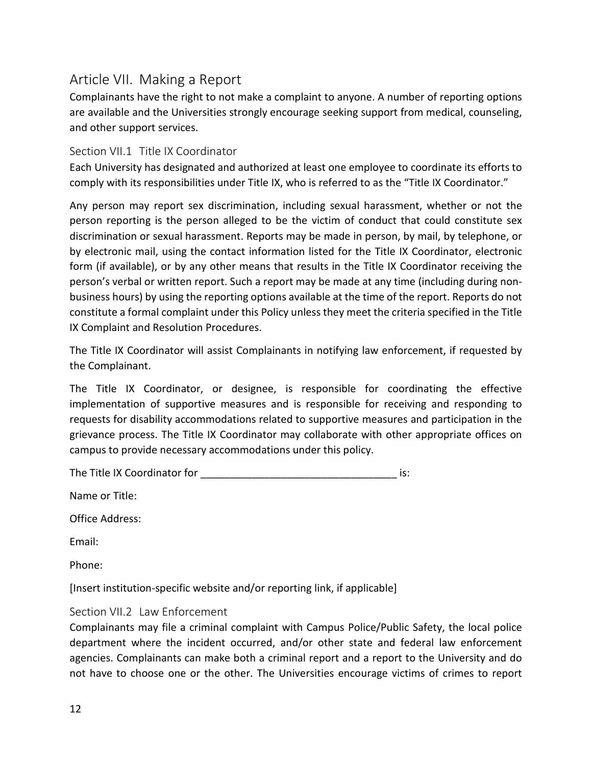## Article VII. Making a Report

Complainants have the right to not make a complaint to anyone. A number of reporting options are available and the Universities strongly encourage seeking support from medical, counseling, and other support services.

### Section VII.1 Title IX Coordinator

Each University has designated and authorized at least one employee to coordinate its efforts to comply with its responsibilities under Title IX, who is referred to as the "Title IX Coordinator."

Any person may report sex discrimination, including sexual harassment, whether or not the person reporting is the person alleged to be the victim of conduct that could constitute sex discrimination or sexual harassment. Reports may be made in person, by mail, by telephone, or by electronic mail, using the contact information listed for the Title IX Coordinator, electronic form (if available), or by any other means that results in the Title IX Coordinator receiving the person's verbal or written report. Such a report may be made at any time (including during non-business hours) by using the reporting options available at the time of the report. Reports do not constitute a formal complaint under this Policy unless they meet the criteria specified in the Title IX Complaint and Resolution Procedures.

The Title IX Coordinator will assist Complainants in notifying law enforcement, if requested by the Complainant.

The Title IX Coordinator, or designee, is responsible for coordinating the effective implementation of supportive measures and is responsible for receiving and responding to requests for disability accommodations related to supportive measures and participation in the grievance process. The Title IX Coordinator may collaborate with other appropriate offices on campus to provide necessary accommodations under this policy.

The Title IX Coordinator for __________________________________ is:

Name or Title:

Office Address:

Email:

Phone:

[Insert institution-specific website and/or reporting link, if applicable]

### Section VII.2 Law Enforcement

Complainants may file a criminal complaint with Campus Police/Public Safety, the local police department where the incident occurred, and/or other state and federal law enforcement agencies. Complainants can make both a criminal report and a report to the University and do not have to choose one or the other. The Universities encourage victims of crimes to report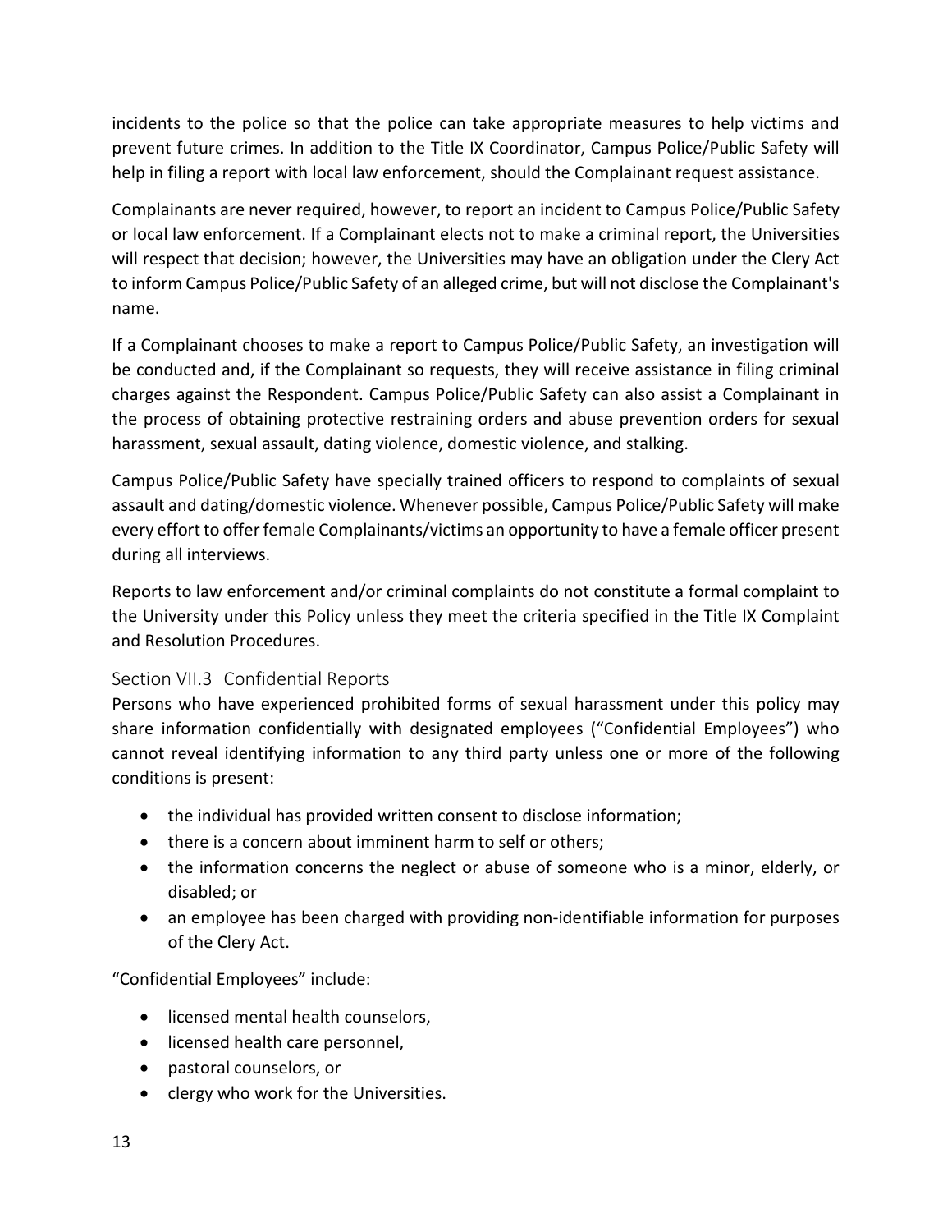incidents to the police so that the police can take appropriate measures to help victims and prevent future crimes. In addition to the Title IX Coordinator, Campus Police/Public Safety will help in filing a report with local law enforcement, should the Complainant request assistance.

Complainants are never required, however, to report an incident to Campus Police/Public Safety or local law enforcement. If a Complainant elects not to make a criminal report, the Universities will respect that decision; however, the Universities may have an obligation under the Clery Act to inform Campus Police/Public Safety of an alleged crime, but will not disclose the Complainant's name.

If a Complainant chooses to make a report to Campus Police/Public Safety, an investigation will be conducted and, if the Complainant so requests, they will receive assistance in filing criminal charges against the Respondent. Campus Police/Public Safety can also assist a Complainant in the process of obtaining protective restraining orders and abuse prevention orders for sexual harassment, sexual assault, dating violence, domestic violence, and stalking.

Campus Police/Public Safety have specially trained officers to respond to complaints of sexual assault and dating/domestic violence. Whenever possible, Campus Police/Public Safety will make every effort to offer female Complainants/victims an opportunity to have a female officer present during all interviews.

Reports to law enforcement and/or criminal complaints do not constitute a formal complaint to the University under this Policy unless they meet the criteria specified in the Title IX Complaint and Resolution Procedures.

### Section VII.3 Confidential Reports

Persons who have experienced prohibited forms of sexual harassment under this policy may share information confidentially with designated employees ("Confidential Employees") who cannot reveal identifying information to any third party unless one or more of the following conditions is present:

- the individual has provided written consent to disclose information;
- there is a concern about imminent harm to self or others;
- the information concerns the neglect or abuse of someone who is a minor, elderly, or disabled; or
- an employee has been charged with providing non-identifiable information for purposes of the Clery Act.

"Confidential Employees" include:

- licensed mental health counselors,
- licensed health care personnel,
- pastoral counselors, or
- clergy who work for the Universities.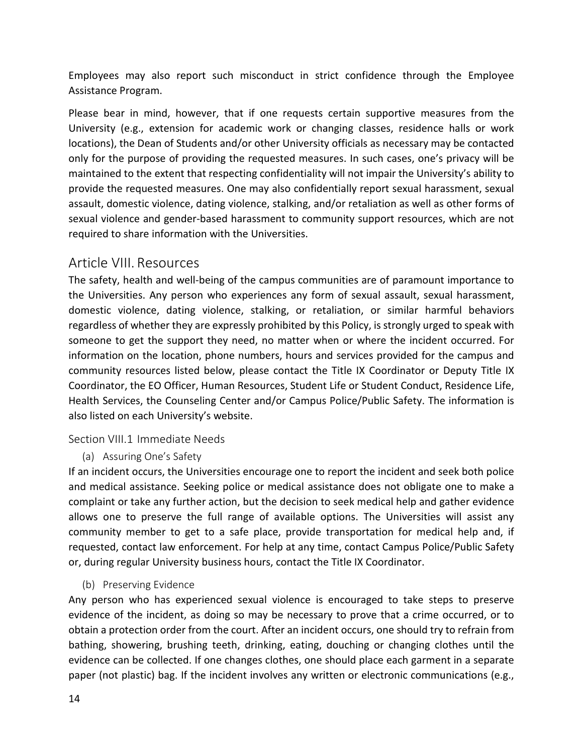Employees may also report such misconduct in strict confidence through the Employee Assistance Program.

Please bear in mind, however, that if one requests certain supportive measures from the University (e.g., extension for academic work or changing classes, residence halls or work locations), the Dean of Students and/or other University officials as necessary may be contacted only for the purpose of providing the requested measures. In such cases, one's privacy will be maintained to the extent that respecting confidentiality will not impair the University's ability to provide the requested measures. One may also confidentially report sexual harassment, sexual assault, domestic violence, dating violence, stalking, and/or retaliation as well as other forms of sexual violence and gender-based harassment to community support resources, which are not required to share information with the Universities.

## Article VIII. Resources

The safety, health and well-being of the campus communities are of paramount importance to the Universities. Any person who experiences any form of sexual assault, sexual harassment, domestic violence, dating violence, stalking, or retaliation, or similar harmful behaviors regardless of whether they are expressly prohibited by this Policy, is strongly urged to speak with someone to get the support they need, no matter when or where the incident occurred. For information on the location, phone numbers, hours and services provided for the campus and community resources listed below, please contact the Title IX Coordinator or Deputy Title IX Coordinator, the EO Officer, Human Resources, Student Life or Student Conduct, Residence Life, Health Services, the Counseling Center and/or Campus Police/Public Safety. The information is also listed on each University's website.

### Section VIII.1 Immediate Needs

#### (a) Assuring One's Safety

If an incident occurs, the Universities encourage one to report the incident and seek both police and medical assistance. Seeking police or medical assistance does not obligate one to make a complaint or take any further action, but the decision to seek medical help and gather evidence allows one to preserve the full range of available options. The Universities will assist any community member to get to a safe place, provide transportation for medical help and, if requested, contact law enforcement. For help at any time, contact Campus Police/Public Safety or, during regular University business hours, contact the Title IX Coordinator.

#### (b) Preserving Evidence

Any person who has experienced sexual violence is encouraged to take steps to preserve evidence of the incident, as doing so may be necessary to prove that a crime occurred, or to obtain a protection order from the court. After an incident occurs, one should try to refrain from bathing, showering, brushing teeth, drinking, eating, douching or changing clothes until the evidence can be collected. If one changes clothes, one should place each garment in a separate paper (not plastic) bag. If the incident involves any written or electronic communications (e.g.,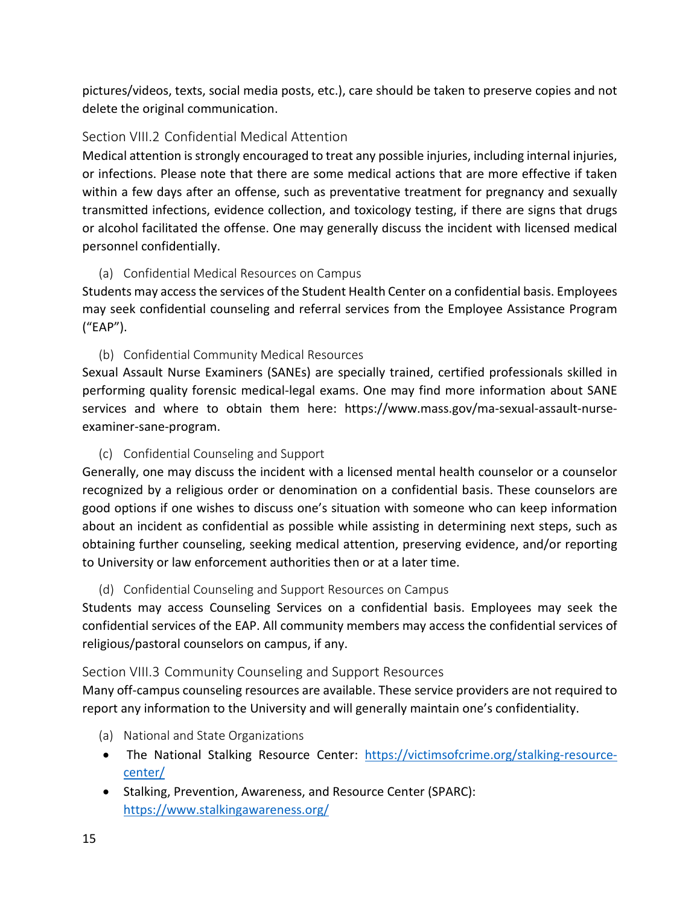pictures/videos, texts, social media posts, etc.), care should be taken to preserve copies and not delete the original communication.

### Section VIII.2 Confidential Medical Attention

Medical attention is strongly encouraged to treat any possible injuries, including internal injuries, or infections. Please note that there are some medical actions that are more effective if taken within a few days after an offense, such as preventative treatment for pregnancy and sexually transmitted infections, evidence collection, and toxicology testing, if there are signs that drugs or alcohol facilitated the offense. One may generally discuss the incident with licensed medical personnel confidentially.

#### (a) Confidential Medical Resources on Campus

Students may access the services of the Student Health Center on a confidential basis. Employees may seek confidential counseling and referral services from the Employee Assistance Program ("EAP").

#### (b) Confidential Community Medical Resources

Sexual Assault Nurse Examiners (SANEs) are specially trained, certified professionals skilled in performing quality forensic medical-legal exams. One may find more information about SANE services and where to obtain them here: https://www.mass.gov/ma-sexual-assault-nurse-examiner-sane-program.

#### (c) Confidential Counseling and Support

Generally, one may discuss the incident with a licensed mental health counselor or a counselor recognized by a religious order or denomination on a confidential basis. These counselors are good options if one wishes to discuss one's situation with someone who can keep information about an incident as confidential as possible while assisting in determining next steps, such as obtaining further counseling, seeking medical attention, preserving evidence, and/or reporting to University or law enforcement authorities then or at a later time.

#### (d) Confidential Counseling and Support Resources on Campus

Students may access Counseling Services on a confidential basis. Employees may seek the confidential services of the EAP. All community members may access the confidential services of religious/pastoral counselors on campus, if any.

### Section VIII.3 Community Counseling and Support Resources

Many off-campus counseling resources are available. These service providers are not required to report any information to the University and will generally maintain one's confidentiality.

#### (a) National and State Organizations

- The National Stalking Resource Center: https://victimsofcrime.org/stalking-resource-center/
- Stalking, Prevention, Awareness, and Resource Center (SPARC): https://www.stalkingawareness.org/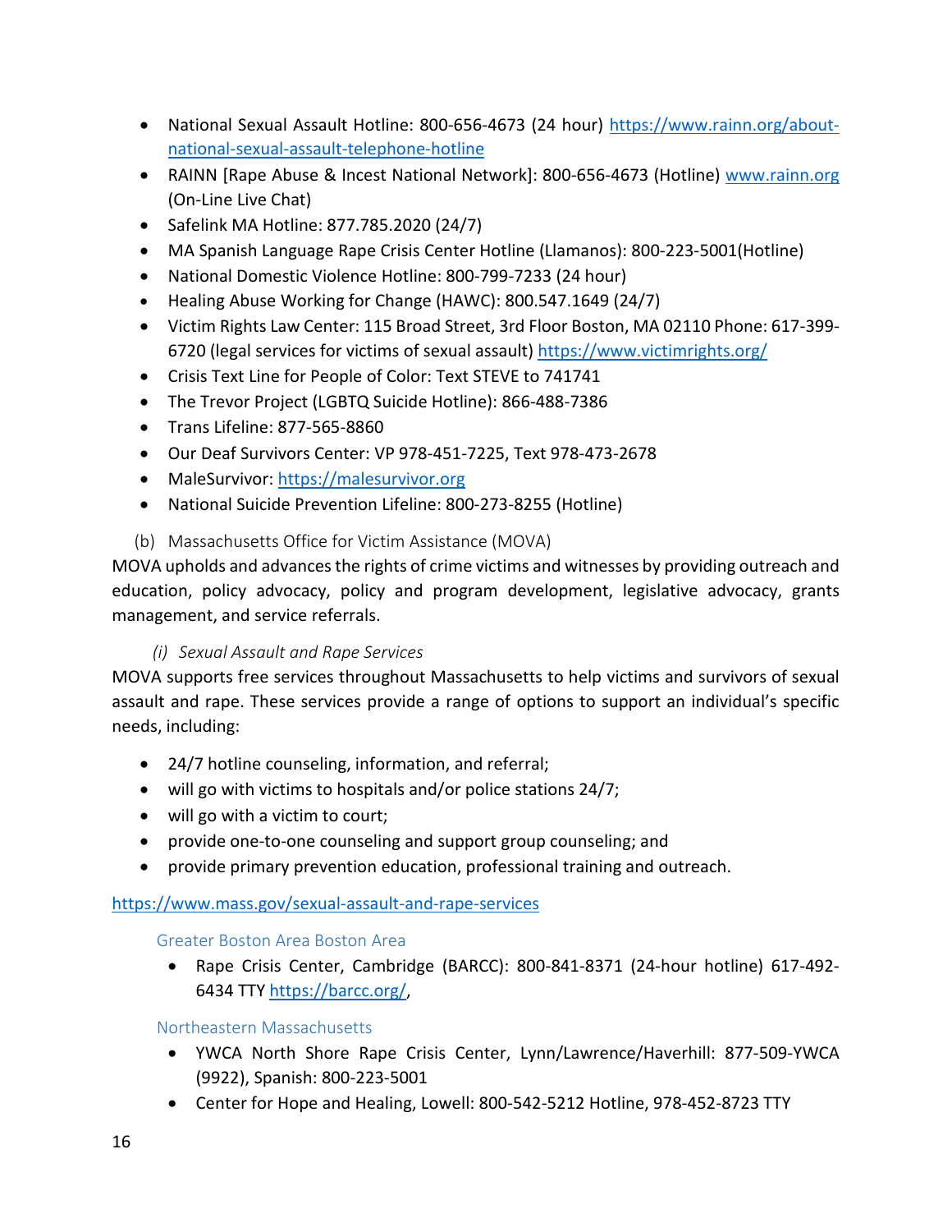- National Sexual Assault Hotline: 800-656-4673 (24 hour) https://www.rainn.org/about-national-sexual-assault-telephone-hotline
- RAINN [Rape Abuse & Incest National Network]: 800-656-4673 (Hotline) www.rainn.org (On-Line Live Chat)
- Safelink MA Hotline: 877.785.2020 (24/7)
- MA Spanish Language Rape Crisis Center Hotline (Llamanos): 800-223-5001(Hotline)
- National Domestic Violence Hotline: 800-799-7233 (24 hour)
- Healing Abuse Working for Change (HAWC): 800.547.1649 (24/7)
- Victim Rights Law Center: 115 Broad Street, 3rd Floor Boston, MA 02110 Phone: 617-399-6720 (legal services for victims of sexual assault) https://www.victimrights.org/
- Crisis Text Line for People of Color: Text STEVE to 741741
- The Trevor Project (LGBTQ Suicide Hotline): 866-488-7386
- Trans Lifeline: 877-565-8860
- Our Deaf Survivors Center: VP 978-451-7225, Text 978-473-2678
- MaleSurvivor: https://malesurvivor.org
- National Suicide Prevention Lifeline: 800-273-8255 (Hotline)

### (b) Massachusetts Office for Victim Assistance (MOVA)

MOVA upholds and advances the rights of crime victims and witnesses by providing outreach and education, policy advocacy, policy and program development, legislative advocacy, grants management, and service referrals.

#### *(i) Sexual Assault and Rape Services*

MOVA supports free services throughout Massachusetts to help victims and survivors of sexual assault and rape. These services provide a range of options to support an individual's specific needs, including:

- 24/7 hotline counseling, information, and referral;
- will go with victims to hospitals and/or police stations 24/7;
- will go with a victim to court;
- provide one-to-one counseling and support group counseling; and
- provide primary prevention education, professional training and outreach.

https://www.mass.gov/sexual-assault-and-rape-services

##### Greater Boston Area Boston Area

- Rape Crisis Center, Cambridge (BARCC): 800-841-8371 (24-hour hotline) 617-492-6434 TTY https://barcc.org/,

##### Northeastern Massachusetts

- YWCA North Shore Rape Crisis Center, Lynn/Lawrence/Haverhill: 877-509-YWCA (9922), Spanish: 800-223-5001
- Center for Hope and Healing, Lowell: 800-542-5212 Hotline, 978-452-8723 TTY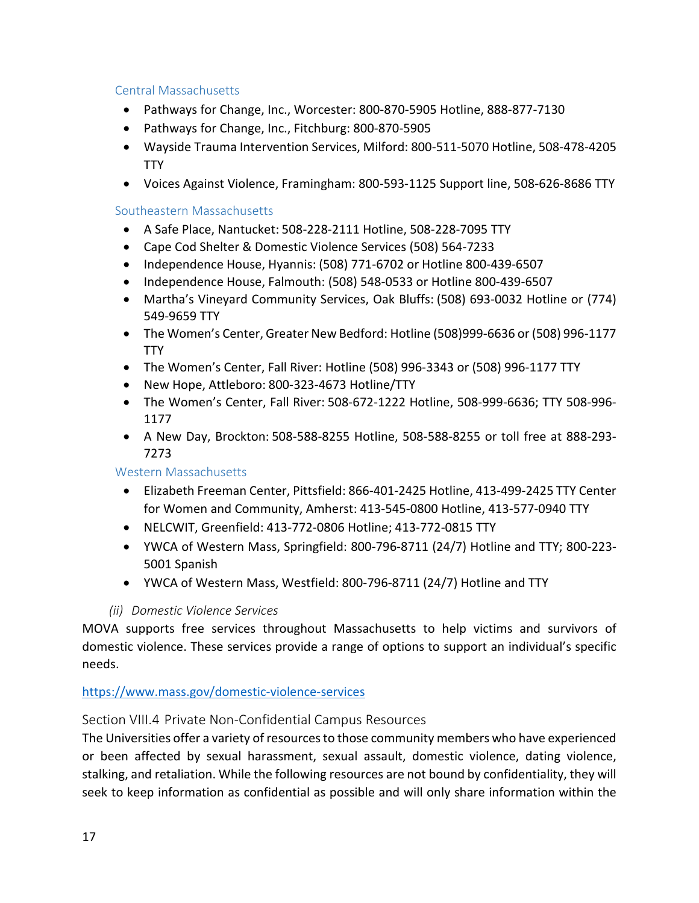### Central Massachusetts

- Pathways for Change, Inc., Worcester: 800-870-5905 Hotline, 888-877-7130
- Pathways for Change, Inc., Fitchburg: 800-870-5905
- Wayside Trauma Intervention Services, Milford: 800-511-5070 Hotline, 508-478-4205 TTY
- Voices Against Violence, Framingham: 800-593-1125 Support line, 508-626-8686 TTY

### Southeastern Massachusetts

- A Safe Place, Nantucket: 508-228-2111 Hotline, 508-228-7095 TTY
- Cape Cod Shelter & Domestic Violence Services (508) 564-7233
- Independence House, Hyannis: (508) 771-6702 or Hotline 800-439-6507
- Independence House, Falmouth: (508) 548-0533 or Hotline 800-439-6507
- Martha's Vineyard Community Services, Oak Bluffs: (508) 693-0032 Hotline or (774) 549-9659 TTY
- The Women's Center, Greater New Bedford: Hotline (508)999-6636 or (508) 996-1177 TTY
- The Women's Center, Fall River: Hotline (508) 996-3343 or (508) 996-1177 TTY
- New Hope, Attleboro: 800-323-4673 Hotline/TTY
- The Women's Center, Fall River: 508-672-1222 Hotline, 508-999-6636; TTY 508-996-1177
- A New Day, Brockton: 508-588-8255 Hotline, 508-588-8255 or toll free at 888-293-7273

### Western Massachusetts

- Elizabeth Freeman Center, Pittsfield: 866-401-2425 Hotline, 413-499-2425 TTY Center for Women and Community, Amherst: 413-545-0800 Hotline, 413-577-0940 TTY
- NELCWIT, Greenfield: 413-772-0806 Hotline; 413-772-0815 TTY
- YWCA of Western Mass, Springfield: 800-796-8711 (24/7) Hotline and TTY; 800-223-5001 Spanish
- YWCA of Western Mass, Westfield: 800-796-8711 (24/7) Hotline and TTY

*(ii) Domestic Violence Services*

MOVA supports free services throughout Massachusetts to help victims and survivors of domestic violence. These services provide a range of options to support an individual's specific needs.

https://www.mass.gov/domestic-violence-services

## Section VIII.4 Private Non-Confidential Campus Resources

The Universities offer a variety of resources to those community members who have experienced or been affected by sexual harassment, sexual assault, domestic violence, dating violence, stalking, and retaliation. While the following resources are not bound by confidentiality, they will seek to keep information as confidential as possible and will only share information within the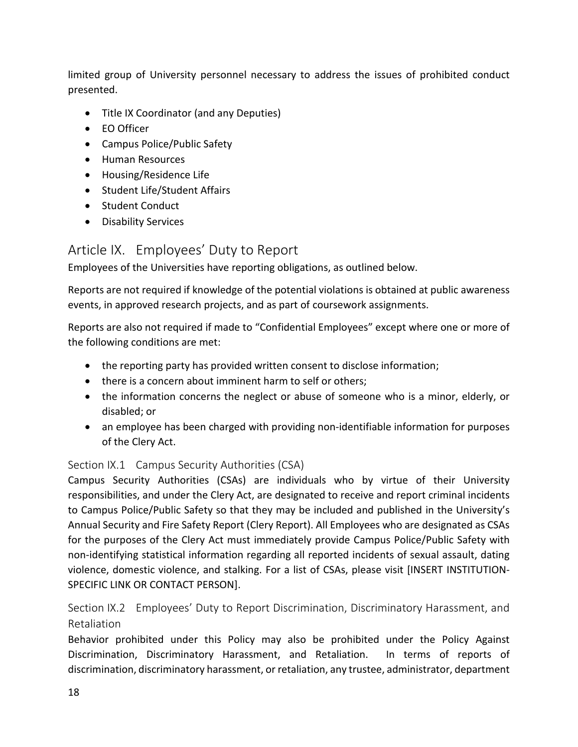limited group of University personnel necessary to address the issues of prohibited conduct presented.

- Title IX Coordinator (and any Deputies)
- EO Officer
- Campus Police/Public Safety
- Human Resources
- Housing/Residence Life
- Student Life/Student Affairs
- Student Conduct
- Disability Services

## Article IX. Employees' Duty to Report

Employees of the Universities have reporting obligations, as outlined below.

Reports are not required if knowledge of the potential violations is obtained at public awareness events, in approved research projects, and as part of coursework assignments.

Reports are also not required if made to "Confidential Employees" except where one or more of the following conditions are met:

- the reporting party has provided written consent to disclose information;
- there is a concern about imminent harm to self or others;
- the information concerns the neglect or abuse of someone who is a minor, elderly, or disabled; or
- an employee has been charged with providing non-identifiable information for purposes of the Clery Act.

### Section IX.1 Campus Security Authorities (CSA)

Campus Security Authorities (CSAs) are individuals who by virtue of their University responsibilities, and under the Clery Act, are designated to receive and report criminal incidents to Campus Police/Public Safety so that they may be included and published in the University's Annual Security and Fire Safety Report (Clery Report). All Employees who are designated as CSAs for the purposes of the Clery Act must immediately provide Campus Police/Public Safety with non-identifying statistical information regarding all reported incidents of sexual assault, dating violence, domestic violence, and stalking. For a list of CSAs, please visit [INSERT INSTITUTION-SPECIFIC LINK OR CONTACT PERSON].

### Section IX.2 Employees' Duty to Report Discrimination, Discriminatory Harassment, and Retaliation

Behavior prohibited under this Policy may also be prohibited under the Policy Against Discrimination, Discriminatory Harassment, and Retaliation. In terms of reports of discrimination, discriminatory harassment, or retaliation, any trustee, administrator, department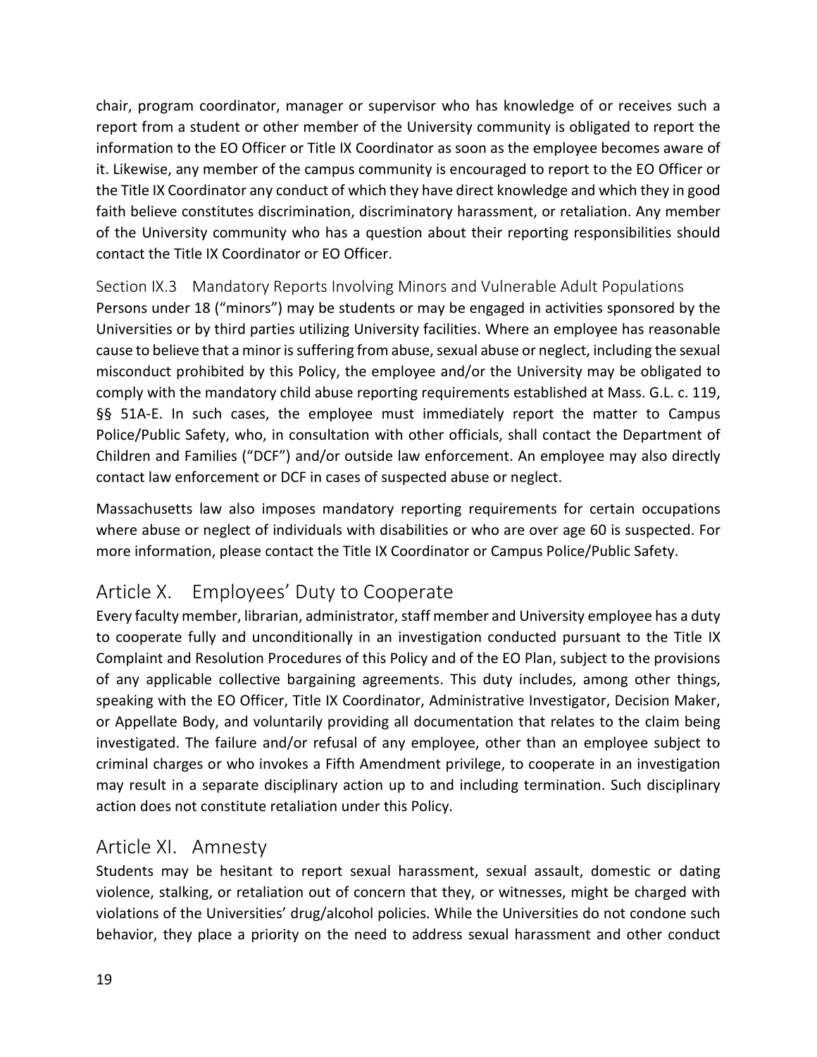chair, program coordinator, manager or supervisor who has knowledge of or receives such a report from a student or other member of the University community is obligated to report the information to the EO Officer or Title IX Coordinator as soon as the employee becomes aware of it. Likewise, any member of the campus community is encouraged to report to the EO Officer or the Title IX Coordinator any conduct of which they have direct knowledge and which they in good faith believe constitutes discrimination, discriminatory harassment, or retaliation. Any member of the University community who has a question about their reporting responsibilities should contact the Title IX Coordinator or EO Officer.

### Section IX.3 Mandatory Reports Involving Minors and Vulnerable Adult Populations

Persons under 18 ("minors") may be students or may be engaged in activities sponsored by the Universities or by third parties utilizing University facilities. Where an employee has reasonable cause to believe that a minor is suffering from abuse, sexual abuse or neglect, including the sexual misconduct prohibited by this Policy, the employee and/or the University may be obligated to comply with the mandatory child abuse reporting requirements established at Mass. G.L. c. 119, §§ 51A-E. In such cases, the employee must immediately report the matter to Campus Police/Public Safety, who, in consultation with other officials, shall contact the Department of Children and Families ("DCF") and/or outside law enforcement. An employee may also directly contact law enforcement or DCF in cases of suspected abuse or neglect.

Massachusetts law also imposes mandatory reporting requirements for certain occupations where abuse or neglect of individuals with disabilities or who are over age 60 is suspected. For more information, please contact the Title IX Coordinator or Campus Police/Public Safety.

## Article X. Employees' Duty to Cooperate

Every faculty member, librarian, administrator, staff member and University employee has a duty to cooperate fully and unconditionally in an investigation conducted pursuant to the Title IX Complaint and Resolution Procedures of this Policy and of the EO Plan, subject to the provisions of any applicable collective bargaining agreements. This duty includes, among other things, speaking with the EO Officer, Title IX Coordinator, Administrative Investigator, Decision Maker, or Appellate Body, and voluntarily providing all documentation that relates to the claim being investigated. The failure and/or refusal of any employee, other than an employee subject to criminal charges or who invokes a Fifth Amendment privilege, to cooperate in an investigation may result in a separate disciplinary action up to and including termination. Such disciplinary action does not constitute retaliation under this Policy.

## Article XI. Amnesty

Students may be hesitant to report sexual harassment, sexual assault, domestic or dating violence, stalking, or retaliation out of concern that they, or witnesses, might be charged with violations of the Universities' drug/alcohol policies. While the Universities do not condone such behavior, they place a priority on the need to address sexual harassment and other conduct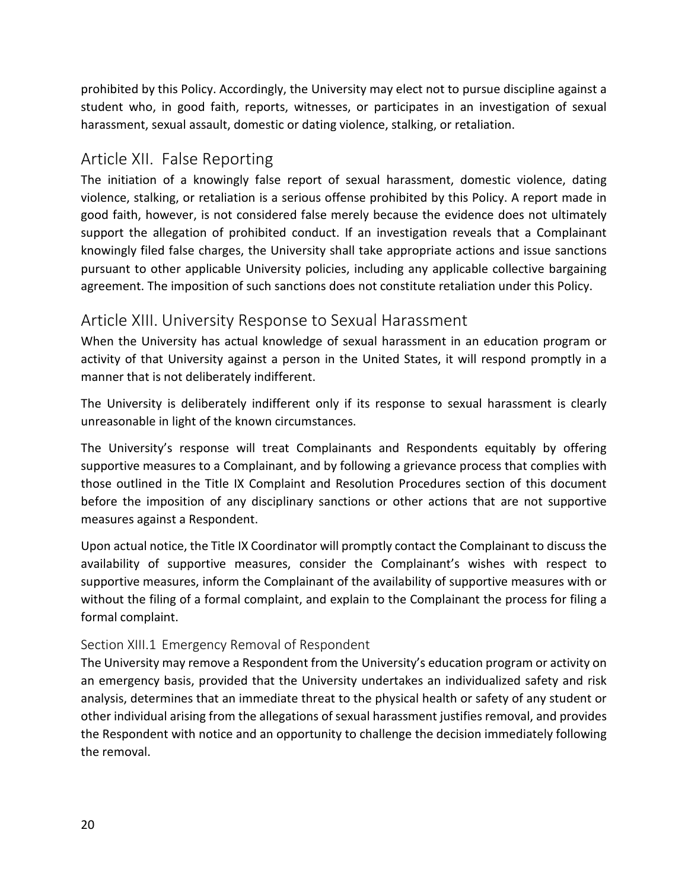prohibited by this Policy. Accordingly, the University may elect not to pursue discipline against a student who, in good faith, reports, witnesses, or participates in an investigation of sexual harassment, sexual assault, domestic or dating violence, stalking, or retaliation.

## Article XII. False Reporting

The initiation of a knowingly false report of sexual harassment, domestic violence, dating violence, stalking, or retaliation is a serious offense prohibited by this Policy. A report made in good faith, however, is not considered false merely because the evidence does not ultimately support the allegation of prohibited conduct. If an investigation reveals that a Complainant knowingly filed false charges, the University shall take appropriate actions and issue sanctions pursuant to other applicable University policies, including any applicable collective bargaining agreement. The imposition of such sanctions does not constitute retaliation under this Policy.

## Article XIII. University Response to Sexual Harassment

When the University has actual knowledge of sexual harassment in an education program or activity of that University against a person in the United States, it will respond promptly in a manner that is not deliberately indifferent.

The University is deliberately indifferent only if its response to sexual harassment is clearly unreasonable in light of the known circumstances.

The University's response will treat Complainants and Respondents equitably by offering supportive measures to a Complainant, and by following a grievance process that complies with those outlined in the Title IX Complaint and Resolution Procedures section of this document before the imposition of any disciplinary sanctions or other actions that are not supportive measures against a Respondent.

Upon actual notice, the Title IX Coordinator will promptly contact the Complainant to discuss the availability of supportive measures, consider the Complainant's wishes with respect to supportive measures, inform the Complainant of the availability of supportive measures with or without the filing of a formal complaint, and explain to the Complainant the process for filing a formal complaint.

### Section XIII.1 Emergency Removal of Respondent

The University may remove a Respondent from the University's education program or activity on an emergency basis, provided that the University undertakes an individualized safety and risk analysis, determines that an immediate threat to the physical health or safety of any student or other individual arising from the allegations of sexual harassment justifies removal, and provides the Respondent with notice and an opportunity to challenge the decision immediately following the removal.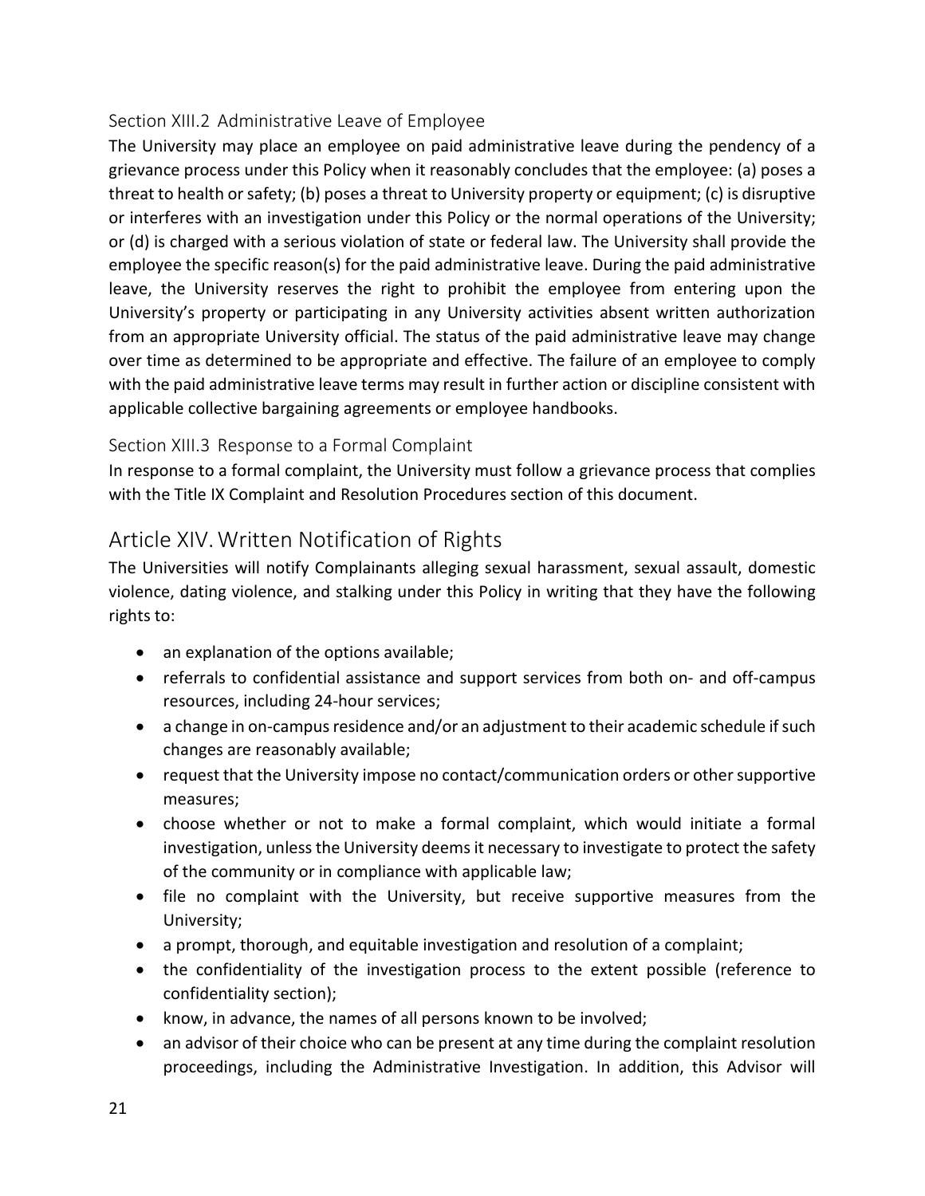### Section XIII.2 Administrative Leave of Employee

The University may place an employee on paid administrative leave during the pendency of a grievance process under this Policy when it reasonably concludes that the employee: (a) poses a threat to health or safety; (b) poses a threat to University property or equipment; (c) is disruptive or interferes with an investigation under this Policy or the normal operations of the University; or (d) is charged with a serious violation of state or federal law. The University shall provide the employee the specific reason(s) for the paid administrative leave. During the paid administrative leave, the University reserves the right to prohibit the employee from entering upon the University's property or participating in any University activities absent written authorization from an appropriate University official. The status of the paid administrative leave may change over time as determined to be appropriate and effective. The failure of an employee to comply with the paid administrative leave terms may result in further action or discipline consistent with applicable collective bargaining agreements or employee handbooks.

### Section XIII.3 Response to a Formal Complaint

In response to a formal complaint, the University must follow a grievance process that complies with the Title IX Complaint and Resolution Procedures section of this document.

## Article XIV. Written Notification of Rights

The Universities will notify Complainants alleging sexual harassment, sexual assault, domestic violence, dating violence, and stalking under this Policy in writing that they have the following rights to:

- an explanation of the options available;
- referrals to confidential assistance and support services from both on- and off-campus resources, including 24-hour services;
- a change in on-campus residence and/or an adjustment to their academic schedule if such changes are reasonably available;
- request that the University impose no contact/communication orders or other supportive measures;
- choose whether or not to make a formal complaint, which would initiate a formal investigation, unless the University deems it necessary to investigate to protect the safety of the community or in compliance with applicable law;
- file no complaint with the University, but receive supportive measures from the University;
- a prompt, thorough, and equitable investigation and resolution of a complaint;
- the confidentiality of the investigation process to the extent possible (reference to confidentiality section);
- know, in advance, the names of all persons known to be involved;
- an advisor of their choice who can be present at any time during the complaint resolution proceedings, including the Administrative Investigation. In addition, this Advisor will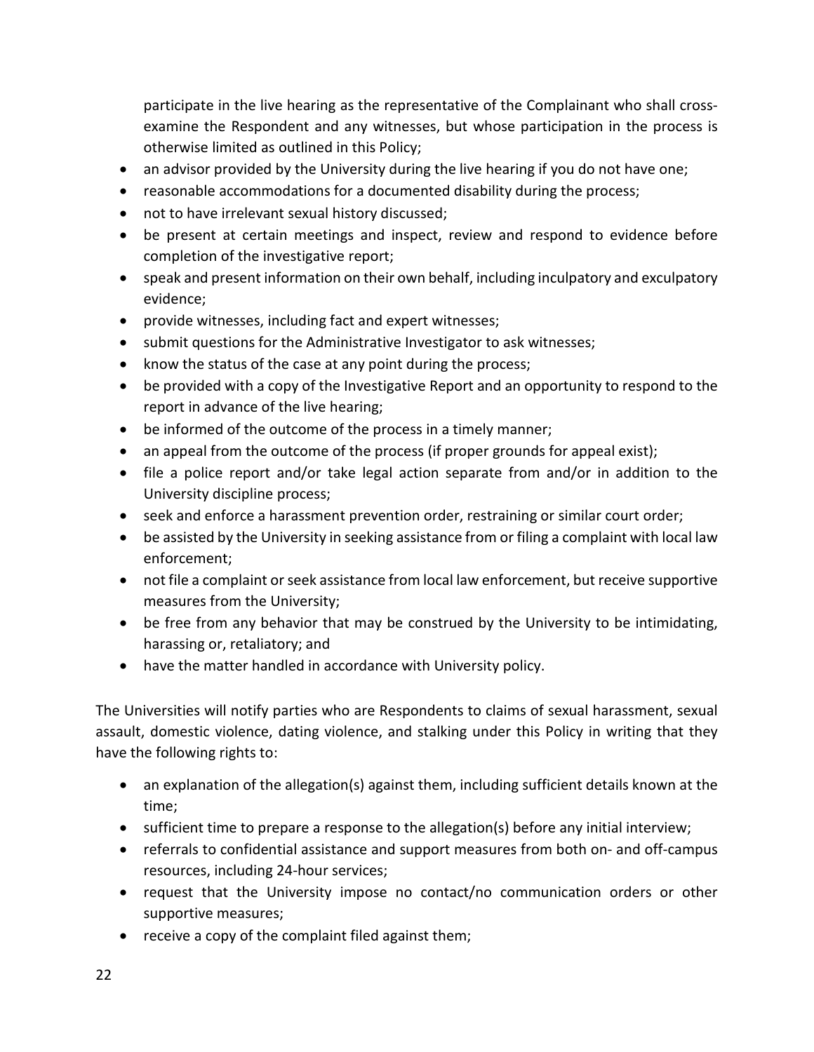participate in the live hearing as the representative of the Complainant who shall cross-examine the Respondent and any witnesses, but whose participation in the process is otherwise limited as outlined in this Policy;

- an advisor provided by the University during the live hearing if you do not have one;
- reasonable accommodations for a documented disability during the process;
- not to have irrelevant sexual history discussed;
- be present at certain meetings and inspect, review and respond to evidence before completion of the investigative report;
- speak and present information on their own behalf, including inculpatory and exculpatory evidence;
- provide witnesses, including fact and expert witnesses;
- submit questions for the Administrative Investigator to ask witnesses;
- know the status of the case at any point during the process;
- be provided with a copy of the Investigative Report and an opportunity to respond to the report in advance of the live hearing;
- be informed of the outcome of the process in a timely manner;
- an appeal from the outcome of the process (if proper grounds for appeal exist);
- file a police report and/or take legal action separate from and/or in addition to the University discipline process;
- seek and enforce a harassment prevention order, restraining or similar court order;
- be assisted by the University in seeking assistance from or filing a complaint with local law enforcement;
- not file a complaint or seek assistance from local law enforcement, but receive supportive measures from the University;
- be free from any behavior that may be construed by the University to be intimidating, harassing or, retaliatory; and
- have the matter handled in accordance with University policy.

The Universities will notify parties who are Respondents to claims of sexual harassment, sexual assault, domestic violence, dating violence, and stalking under this Policy in writing that they have the following rights to:

- an explanation of the allegation(s) against them, including sufficient details known at the time;
- sufficient time to prepare a response to the allegation(s) before any initial interview;
- referrals to confidential assistance and support measures from both on- and off-campus resources, including 24-hour services;
- request that the University impose no contact/no communication orders or other supportive measures;
- receive a copy of the complaint filed against them;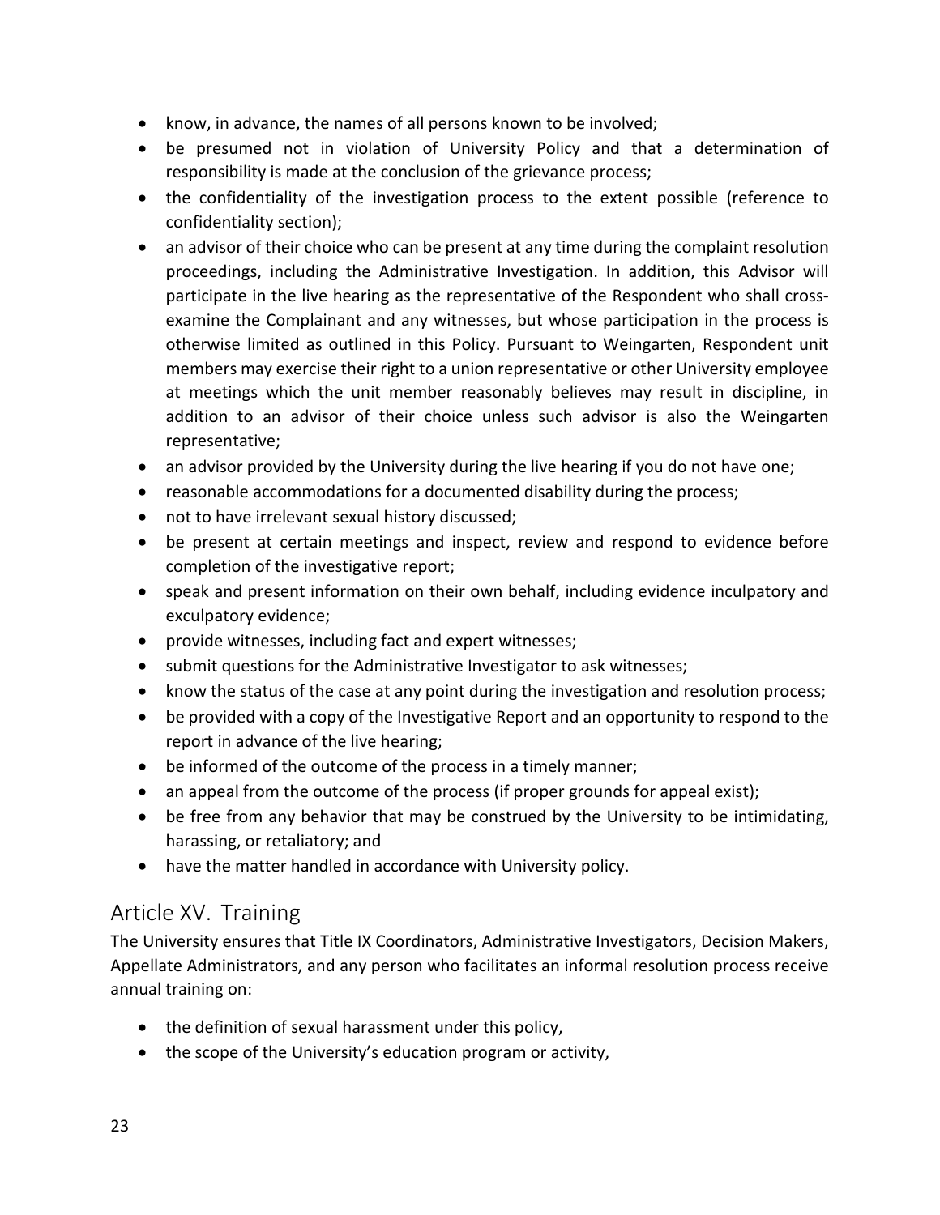- know, in advance, the names of all persons known to be involved;
- be presumed not in violation of University Policy and that a determination of responsibility is made at the conclusion of the grievance process;
- the confidentiality of the investigation process to the extent possible (reference to confidentiality section);
- an advisor of their choice who can be present at any time during the complaint resolution proceedings, including the Administrative Investigation. In addition, this Advisor will participate in the live hearing as the representative of the Respondent who shall cross-examine the Complainant and any witnesses, but whose participation in the process is otherwise limited as outlined in this Policy. Pursuant to Weingarten, Respondent unit members may exercise their right to a union representative or other University employee at meetings which the unit member reasonably believes may result in discipline, in addition to an advisor of their choice unless such advisor is also the Weingarten representative;
- an advisor provided by the University during the live hearing if you do not have one;
- reasonable accommodations for a documented disability during the process;
- not to have irrelevant sexual history discussed;
- be present at certain meetings and inspect, review and respond to evidence before completion of the investigative report;
- speak and present information on their own behalf, including evidence inculpatory and exculpatory evidence;
- provide witnesses, including fact and expert witnesses;
- submit questions for the Administrative Investigator to ask witnesses;
- know the status of the case at any point during the investigation and resolution process;
- be provided with a copy of the Investigative Report and an opportunity to respond to the report in advance of the live hearing;
- be informed of the outcome of the process in a timely manner;
- an appeal from the outcome of the process (if proper grounds for appeal exist);
- be free from any behavior that may be construed by the University to be intimidating, harassing, or retaliatory; and
- have the matter handled in accordance with University policy.

## Article XV. Training

The University ensures that Title IX Coordinators, Administrative Investigators, Decision Makers, Appellate Administrators, and any person who facilitates an informal resolution process receive annual training on:

- the definition of sexual harassment under this policy,
- the scope of the University's education program or activity,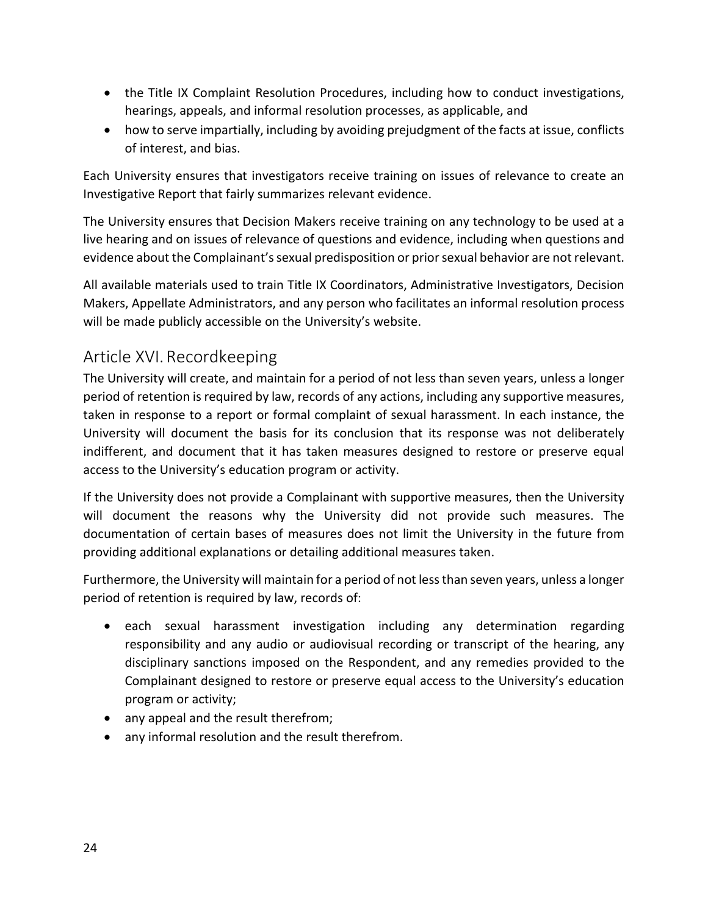- the Title IX Complaint Resolution Procedures, including how to conduct investigations, hearings, appeals, and informal resolution processes, as applicable, and
- how to serve impartially, including by avoiding prejudgment of the facts at issue, conflicts of interest, and bias.

Each University ensures that investigators receive training on issues of relevance to create an Investigative Report that fairly summarizes relevant evidence.

The University ensures that Decision Makers receive training on any technology to be used at a live hearing and on issues of relevance of questions and evidence, including when questions and evidence about the Complainant's sexual predisposition or prior sexual behavior are not relevant.

All available materials used to train Title IX Coordinators, Administrative Investigators, Decision Makers, Appellate Administrators, and any person who facilitates an informal resolution process will be made publicly accessible on the University's website.

## Article XVI. Recordkeeping

The University will create, and maintain for a period of not less than seven years, unless a longer period of retention is required by law, records of any actions, including any supportive measures, taken in response to a report or formal complaint of sexual harassment. In each instance, the University will document the basis for its conclusion that its response was not deliberately indifferent, and document that it has taken measures designed to restore or preserve equal access to the University's education program or activity.

If the University does not provide a Complainant with supportive measures, then the University will document the reasons why the University did not provide such measures. The documentation of certain bases of measures does not limit the University in the future from providing additional explanations or detailing additional measures taken.

Furthermore, the University will maintain for a period of not less than seven years, unless a longer period of retention is required by law, records of:

- each sexual harassment investigation including any determination regarding responsibility and any audio or audiovisual recording or transcript of the hearing, any disciplinary sanctions imposed on the Respondent, and any remedies provided to the Complainant designed to restore or preserve equal access to the University's education program or activity;
- any appeal and the result therefrom;
- any informal resolution and the result therefrom.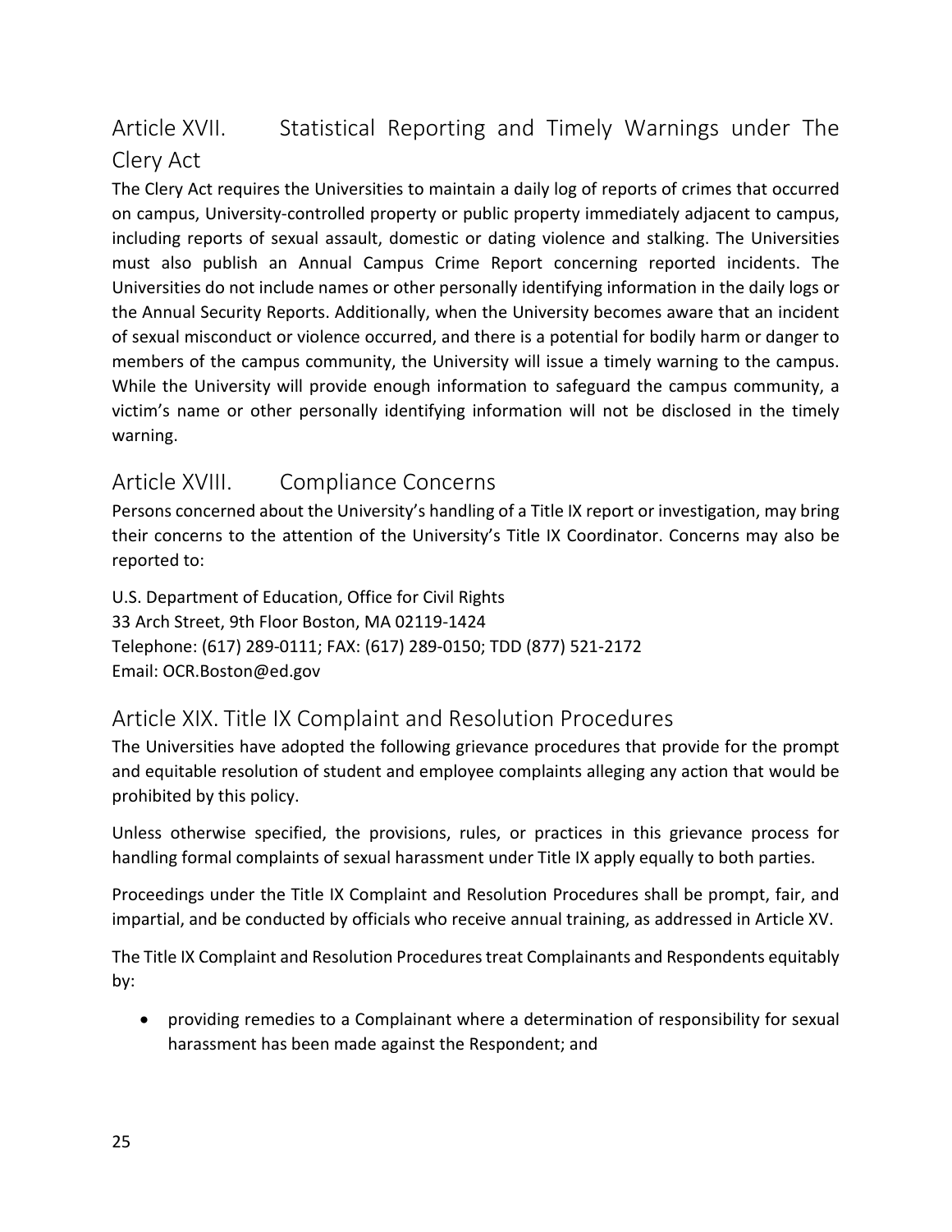## Article XVII. Statistical Reporting and Timely Warnings under The Clery Act

The Clery Act requires the Universities to maintain a daily log of reports of crimes that occurred on campus, University-controlled property or public property immediately adjacent to campus, including reports of sexual assault, domestic or dating violence and stalking. The Universities must also publish an Annual Campus Crime Report concerning reported incidents. The Universities do not include names or other personally identifying information in the daily logs or the Annual Security Reports. Additionally, when the University becomes aware that an incident of sexual misconduct or violence occurred, and there is a potential for bodily harm or danger to members of the campus community, the University will issue a timely warning to the campus. While the University will provide enough information to safeguard the campus community, a victim's name or other personally identifying information will not be disclosed in the timely warning.

## Article XVIII. Compliance Concerns

Persons concerned about the University's handling of a Title IX report or investigation, may bring their concerns to the attention of the University's Title IX Coordinator. Concerns may also be reported to:

U.S. Department of Education, Office for Civil Rights
33 Arch Street, 9th Floor Boston, MA 02119-1424
Telephone: (617) 289-0111; FAX: (617) 289-0150; TDD (877) 521-2172
Email: OCR.Boston@ed.gov

## Article XIX. Title IX Complaint and Resolution Procedures

The Universities have adopted the following grievance procedures that provide for the prompt and equitable resolution of student and employee complaints alleging any action that would be prohibited by this policy.

Unless otherwise specified, the provisions, rules, or practices in this grievance process for handling formal complaints of sexual harassment under Title IX apply equally to both parties.

Proceedings under the Title IX Complaint and Resolution Procedures shall be prompt, fair, and impartial, and be conducted by officials who receive annual training, as addressed in Article XV.

The Title IX Complaint and Resolution Procedures treat Complainants and Respondents equitably by:

- providing remedies to a Complainant where a determination of responsibility for sexual harassment has been made against the Respondent; and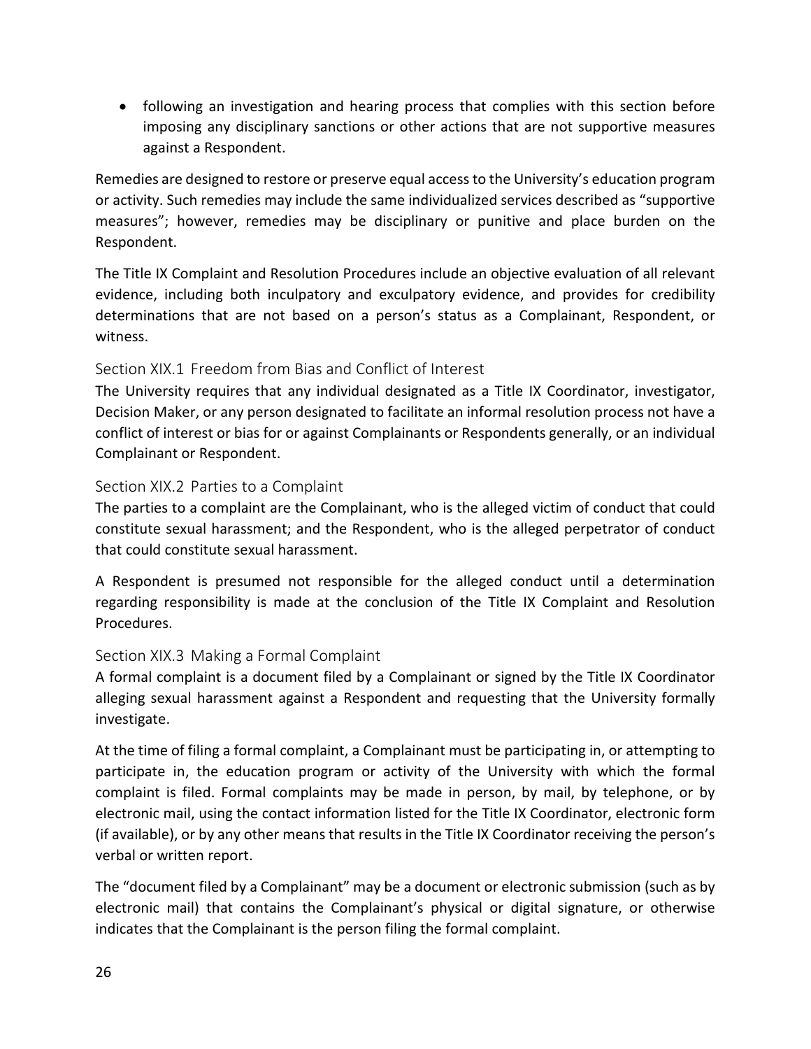- following an investigation and hearing process that complies with this section before imposing any disciplinary sanctions or other actions that are not supportive measures against a Respondent.

Remedies are designed to restore or preserve equal access to the University's education program or activity. Such remedies may include the same individualized services described as "supportive measures"; however, remedies may be disciplinary or punitive and place burden on the Respondent.

The Title IX Complaint and Resolution Procedures include an objective evaluation of all relevant evidence, including both inculpatory and exculpatory evidence, and provides for credibility determinations that are not based on a person's status as a Complainant, Respondent, or witness.

### Section XIX.1 Freedom from Bias and Conflict of Interest

The University requires that any individual designated as a Title IX Coordinator, investigator, Decision Maker, or any person designated to facilitate an informal resolution process not have a conflict of interest or bias for or against Complainants or Respondents generally, or an individual Complainant or Respondent.

### Section XIX.2 Parties to a Complaint

The parties to a complaint are the Complainant, who is the alleged victim of conduct that could constitute sexual harassment; and the Respondent, who is the alleged perpetrator of conduct that could constitute sexual harassment.

A Respondent is presumed not responsible for the alleged conduct until a determination regarding responsibility is made at the conclusion of the Title IX Complaint and Resolution Procedures.

### Section XIX.3 Making a Formal Complaint

A formal complaint is a document filed by a Complainant or signed by the Title IX Coordinator alleging sexual harassment against a Respondent and requesting that the University formally investigate.

At the time of filing a formal complaint, a Complainant must be participating in, or attempting to participate in, the education program or activity of the University with which the formal complaint is filed. Formal complaints may be made in person, by mail, by telephone, or by electronic mail, using the contact information listed for the Title IX Coordinator, electronic form (if available), or by any other means that results in the Title IX Coordinator receiving the person's verbal or written report.

The "document filed by a Complainant" may be a document or electronic submission (such as by electronic mail) that contains the Complainant's physical or digital signature, or otherwise indicates that the Complainant is the person filing the formal complaint.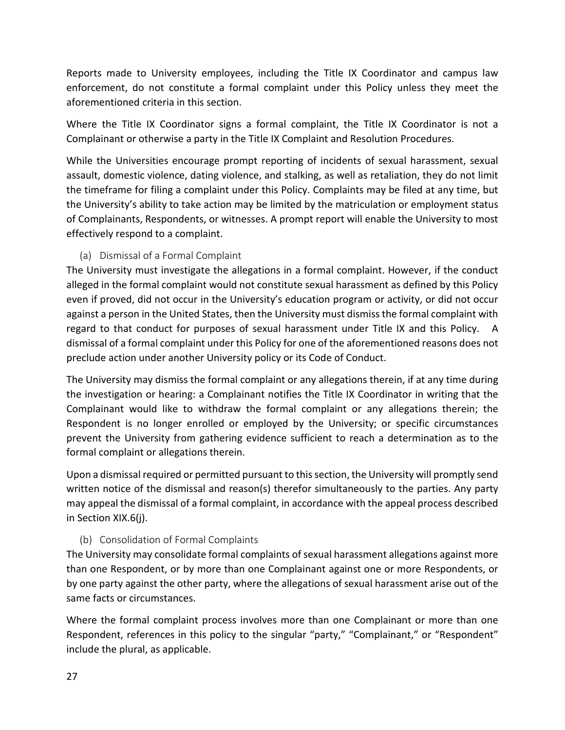Reports made to University employees, including the Title IX Coordinator and campus law enforcement, do not constitute a formal complaint under this Policy unless they meet the aforementioned criteria in this section.

Where the Title IX Coordinator signs a formal complaint, the Title IX Coordinator is not a Complainant or otherwise a party in the Title IX Complaint and Resolution Procedures.

While the Universities encourage prompt reporting of incidents of sexual harassment, sexual assault, domestic violence, dating violence, and stalking, as well as retaliation, they do not limit the timeframe for filing a complaint under this Policy. Complaints may be filed at any time, but the University's ability to take action may be limited by the matriculation or employment status of Complainants, Respondents, or witnesses. A prompt report will enable the University to most effectively respond to a complaint.

#### (a) Dismissal of a Formal Complaint

The University must investigate the allegations in a formal complaint. However, if the conduct alleged in the formal complaint would not constitute sexual harassment as defined by this Policy even if proved, did not occur in the University's education program or activity, or did not occur against a person in the United States, then the University must dismiss the formal complaint with regard to that conduct for purposes of sexual harassment under Title IX and this Policy. A dismissal of a formal complaint under this Policy for one of the aforementioned reasons does not preclude action under another University policy or its Code of Conduct.

The University may dismiss the formal complaint or any allegations therein, if at any time during the investigation or hearing: a Complainant notifies the Title IX Coordinator in writing that the Complainant would like to withdraw the formal complaint or any allegations therein; the Respondent is no longer enrolled or employed by the University; or specific circumstances prevent the University from gathering evidence sufficient to reach a determination as to the formal complaint or allegations therein.

Upon a dismissal required or permitted pursuant to this section, the University will promptly send written notice of the dismissal and reason(s) therefor simultaneously to the parties. Any party may appeal the dismissal of a formal complaint, in accordance with the appeal process described in Section XIX.6(j).

#### (b) Consolidation of Formal Complaints

The University may consolidate formal complaints of sexual harassment allegations against more than one Respondent, or by more than one Complainant against one or more Respondents, or by one party against the other party, where the allegations of sexual harassment arise out of the same facts or circumstances.

Where the formal complaint process involves more than one Complainant or more than one Respondent, references in this policy to the singular "party," "Complainant," or "Respondent" include the plural, as applicable.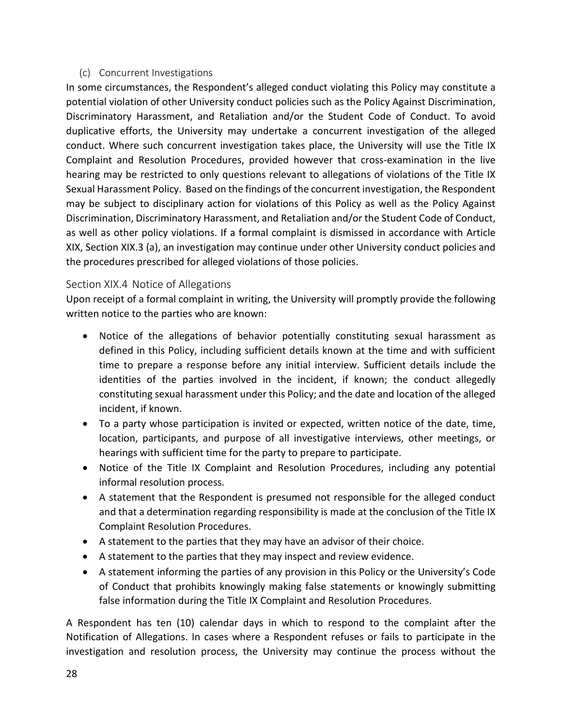#### (c) Concurrent Investigations

In some circumstances, the Respondent's alleged conduct violating this Policy may constitute a potential violation of other University conduct policies such as the Policy Against Discrimination, Discriminatory Harassment, and Retaliation and/or the Student Code of Conduct. To avoid duplicative efforts, the University may undertake a concurrent investigation of the alleged conduct. Where such concurrent investigation takes place, the University will use the Title IX Complaint and Resolution Procedures, provided however that cross-examination in the live hearing may be restricted to only questions relevant to allegations of violations of the Title IX Sexual Harassment Policy. Based on the findings of the concurrent investigation, the Respondent may be subject to disciplinary action for violations of this Policy as well as the Policy Against Discrimination, Discriminatory Harassment, and Retaliation and/or the Student Code of Conduct, as well as other policy violations. If a formal complaint is dismissed in accordance with Article XIX, Section XIX.3 (a), an investigation may continue under other University conduct policies and the procedures prescribed for alleged violations of those policies.

### Section XIX.4 Notice of Allegations

Upon receipt of a formal complaint in writing, the University will promptly provide the following written notice to the parties who are known:

- Notice of the allegations of behavior potentially constituting sexual harassment as defined in this Policy, including sufficient details known at the time and with sufficient time to prepare a response before any initial interview. Sufficient details include the identities of the parties involved in the incident, if known; the conduct allegedly constituting sexual harassment under this Policy; and the date and location of the alleged incident, if known.
- To a party whose participation is invited or expected, written notice of the date, time, location, participants, and purpose of all investigative interviews, other meetings, or hearings with sufficient time for the party to prepare to participate.
- Notice of the Title IX Complaint and Resolution Procedures, including any potential informal resolution process.
- A statement that the Respondent is presumed not responsible for the alleged conduct and that a determination regarding responsibility is made at the conclusion of the Title IX Complaint Resolution Procedures.
- A statement to the parties that they may have an advisor of their choice.
- A statement to the parties that they may inspect and review evidence.
- A statement informing the parties of any provision in this Policy or the University's Code of Conduct that prohibits knowingly making false statements or knowingly submitting false information during the Title IX Complaint and Resolution Procedures.

A Respondent has ten (10) calendar days in which to respond to the complaint after the Notification of Allegations. In cases where a Respondent refuses or fails to participate in the investigation and resolution process, the University may continue the process without the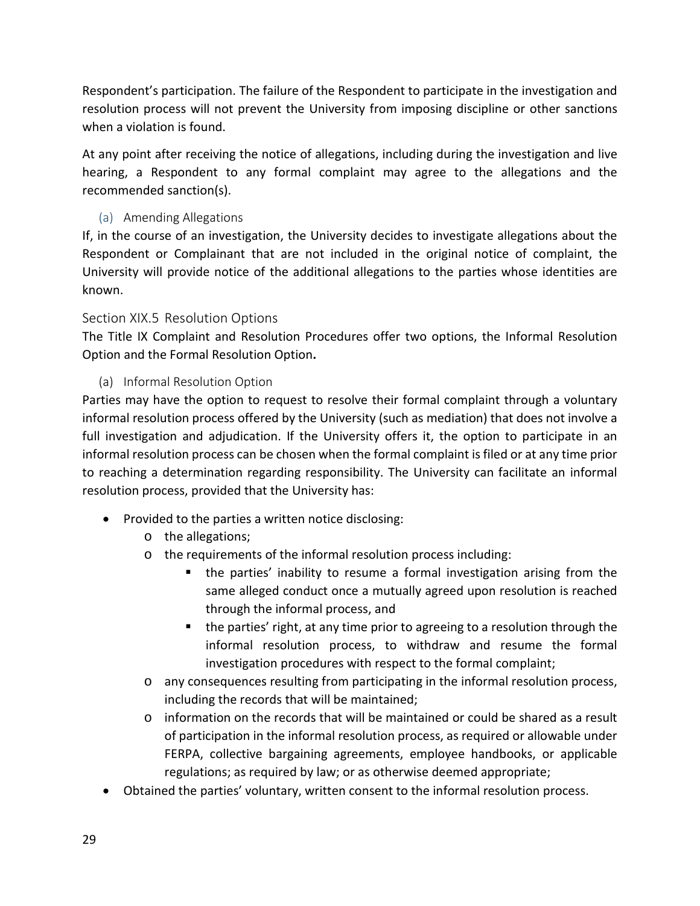Respondent's participation. The failure of the Respondent to participate in the investigation and resolution process will not prevent the University from imposing discipline or other sanctions when a violation is found.

At any point after receiving the notice of allegations, including during the investigation and live hearing, a Respondent to any formal complaint may agree to the allegations and the recommended sanction(s).

#### (a) Amending Allegations

If, in the course of an investigation, the University decides to investigate allegations about the Respondent or Complainant that are not included in the original notice of complaint, the University will provide notice of the additional allegations to the parties whose identities are known.

### Section XIX.5 Resolution Options

The Title IX Complaint and Resolution Procedures offer two options, the Informal Resolution Option and the Formal Resolution Option**.**

#### (a) Informal Resolution Option

Parties may have the option to request to resolve their formal complaint through a voluntary informal resolution process offered by the University (such as mediation) that does not involve a full investigation and adjudication. If the University offers it, the option to participate in an informal resolution process can be chosen when the formal complaint is filed or at any time prior to reaching a determination regarding responsibility. The University can facilitate an informal resolution process, provided that the University has:

- Provided to the parties a written notice disclosing:
  - the allegations;
  - the requirements of the informal resolution process including:
    - the parties' inability to resume a formal investigation arising from the same alleged conduct once a mutually agreed upon resolution is reached through the informal process, and
    - the parties' right, at any time prior to agreeing to a resolution through the informal resolution process, to withdraw and resume the formal investigation procedures with respect to the formal complaint;
  - any consequences resulting from participating in the informal resolution process, including the records that will be maintained;
  - information on the records that will be maintained or could be shared as a result of participation in the informal resolution process, as required or allowable under FERPA, collective bargaining agreements, employee handbooks, or applicable regulations; as required by law; or as otherwise deemed appropriate;
- Obtained the parties' voluntary, written consent to the informal resolution process.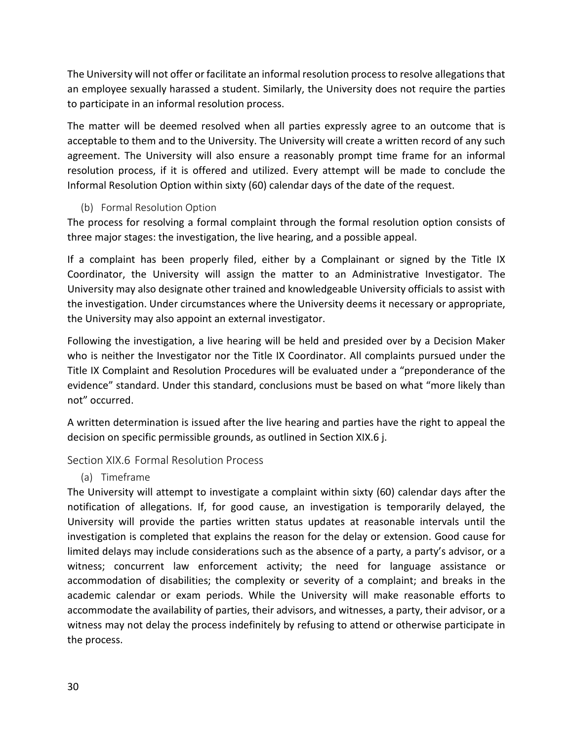The University will not offer or facilitate an informal resolution process to resolve allegations that an employee sexually harassed a student. Similarly, the University does not require the parties to participate in an informal resolution process.

The matter will be deemed resolved when all parties expressly agree to an outcome that is acceptable to them and to the University. The University will create a written record of any such agreement. The University will also ensure a reasonably prompt time frame for an informal resolution process, if it is offered and utilized. Every attempt will be made to conclude the Informal Resolution Option within sixty (60) calendar days of the date of the request.

#### (b) Formal Resolution Option

The process for resolving a formal complaint through the formal resolution option consists of three major stages: the investigation, the live hearing, and a possible appeal.

If a complaint has been properly filed, either by a Complainant or signed by the Title IX Coordinator, the University will assign the matter to an Administrative Investigator. The University may also designate other trained and knowledgeable University officials to assist with the investigation. Under circumstances where the University deems it necessary or appropriate, the University may also appoint an external investigator.

Following the investigation, a live hearing will be held and presided over by a Decision Maker who is neither the Investigator nor the Title IX Coordinator. All complaints pursued under the Title IX Complaint and Resolution Procedures will be evaluated under a "preponderance of the evidence" standard. Under this standard, conclusions must be based on what "more likely than not" occurred.

A written determination is issued after the live hearing and parties have the right to appeal the decision on specific permissible grounds, as outlined in Section XIX.6 j.

### Section XIX.6 Formal Resolution Process

#### (a) Timeframe

The University will attempt to investigate a complaint within sixty (60) calendar days after the notification of allegations. If, for good cause, an investigation is temporarily delayed, the University will provide the parties written status updates at reasonable intervals until the investigation is completed that explains the reason for the delay or extension. Good cause for limited delays may include considerations such as the absence of a party, a party's advisor, or a witness; concurrent law enforcement activity; the need for language assistance or accommodation of disabilities; the complexity or severity of a complaint; and breaks in the academic calendar or exam periods. While the University will make reasonable efforts to accommodate the availability of parties, their advisors, and witnesses, a party, their advisor, or a witness may not delay the process indefinitely by refusing to attend or otherwise participate in the process.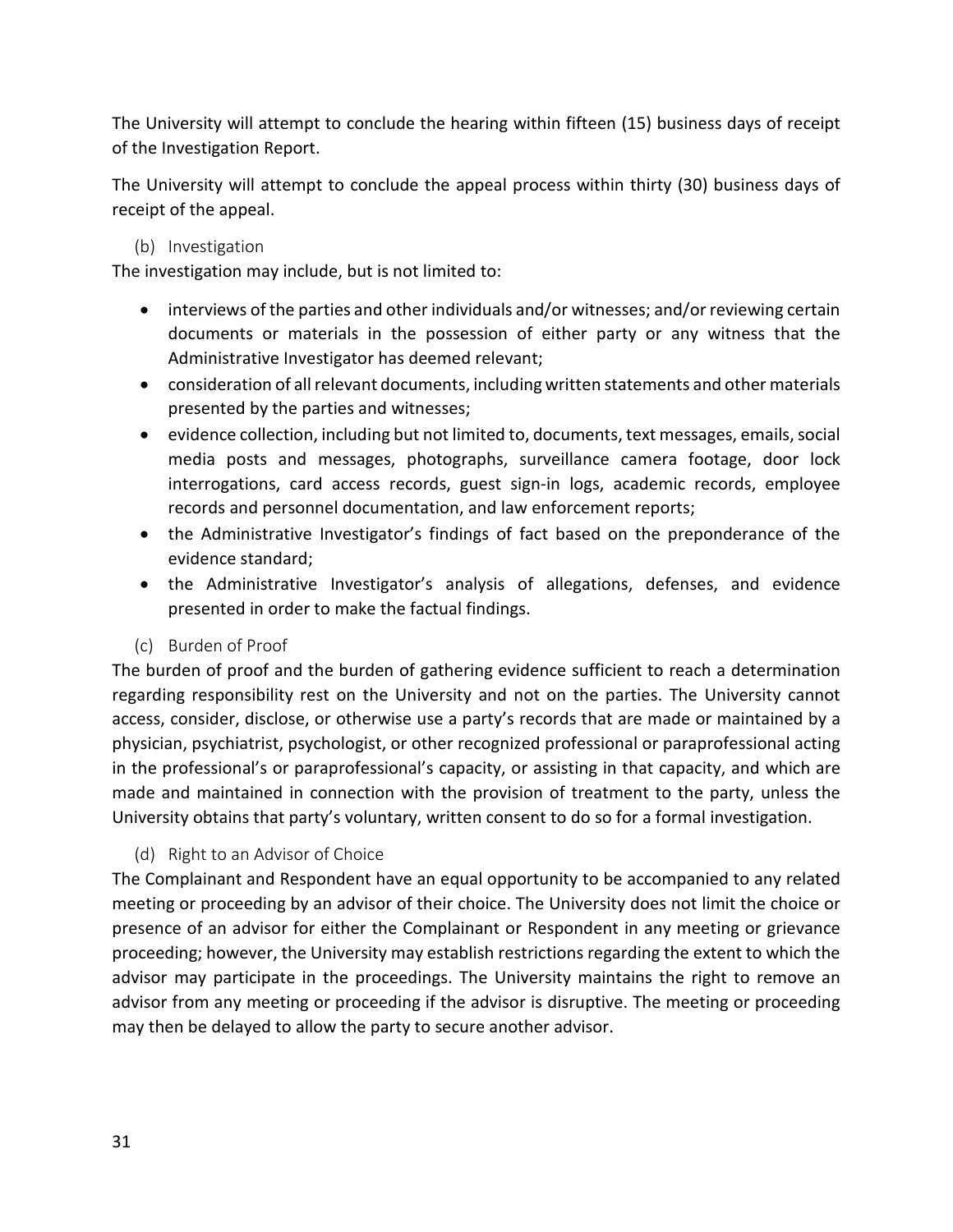The University will attempt to conclude the hearing within fifteen (15) business days of receipt of the Investigation Report.

The University will attempt to conclude the appeal process within thirty (30) business days of receipt of the appeal.

### (b) Investigation

The investigation may include, but is not limited to:

- interviews of the parties and other individuals and/or witnesses; and/or reviewing certain documents or materials in the possession of either party or any witness that the Administrative Investigator has deemed relevant;
- consideration of all relevant documents, including written statements and other materials presented by the parties and witnesses;
- evidence collection, including but not limited to, documents, text messages, emails, social media posts and messages, photographs, surveillance camera footage, door lock interrogations, card access records, guest sign-in logs, academic records, employee records and personnel documentation, and law enforcement reports;
- the Administrative Investigator's findings of fact based on the preponderance of the evidence standard;
- the Administrative Investigator's analysis of allegations, defenses, and evidence presented in order to make the factual findings.

### (c) Burden of Proof

The burden of proof and the burden of gathering evidence sufficient to reach a determination regarding responsibility rest on the University and not on the parties. The University cannot access, consider, disclose, or otherwise use a party's records that are made or maintained by a physician, psychiatrist, psychologist, or other recognized professional or paraprofessional acting in the professional's or paraprofessional's capacity, or assisting in that capacity, and which are made and maintained in connection with the provision of treatment to the party, unless the University obtains that party's voluntary, written consent to do so for a formal investigation.

### (d) Right to an Advisor of Choice

The Complainant and Respondent have an equal opportunity to be accompanied to any related meeting or proceeding by an advisor of their choice. The University does not limit the choice or presence of an advisor for either the Complainant or Respondent in any meeting or grievance proceeding; however, the University may establish restrictions regarding the extent to which the advisor may participate in the proceedings. The University maintains the right to remove an advisor from any meeting or proceeding if the advisor is disruptive. The meeting or proceeding may then be delayed to allow the party to secure another advisor.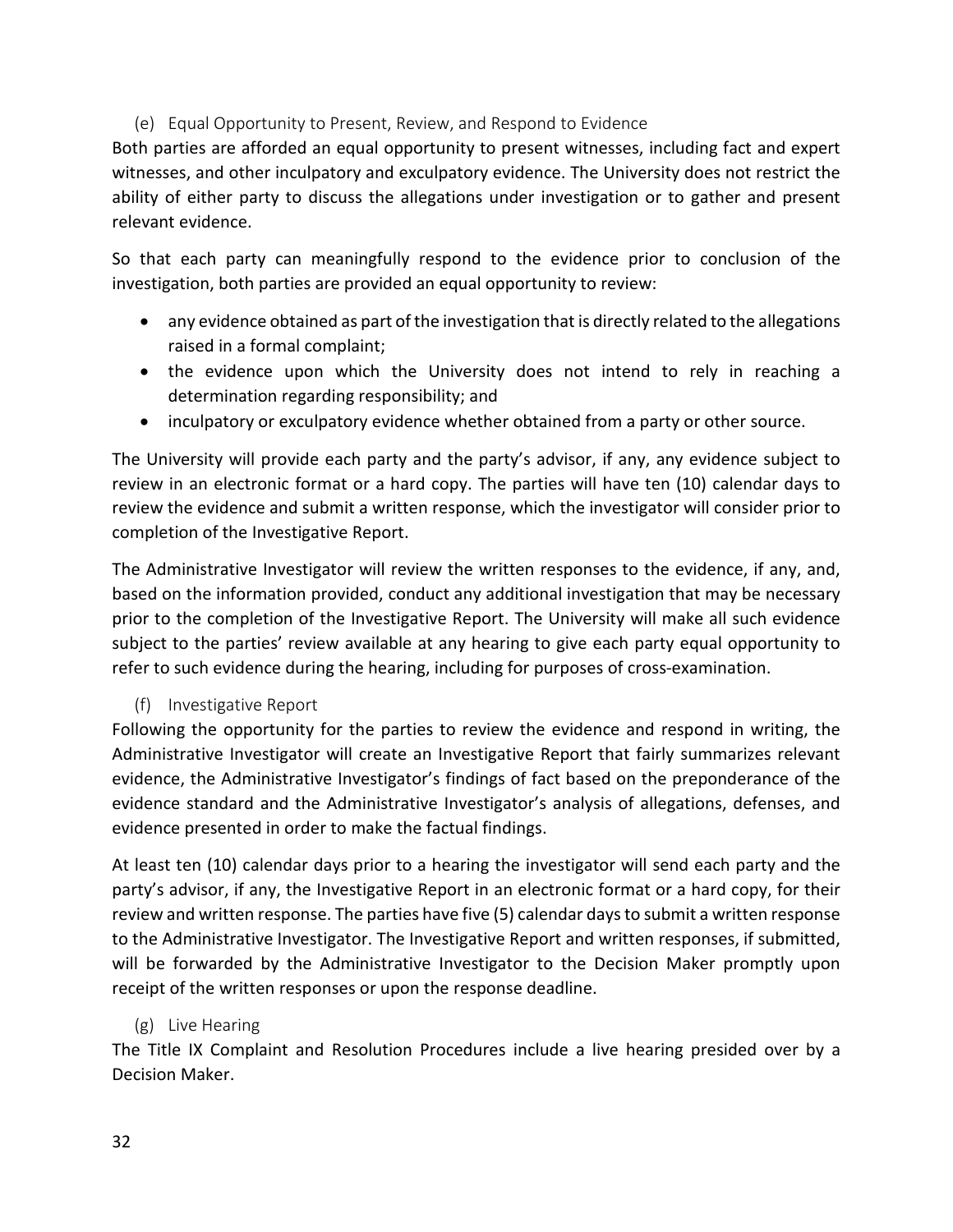#### (e) Equal Opportunity to Present, Review, and Respond to Evidence

Both parties are afforded an equal opportunity to present witnesses, including fact and expert witnesses, and other inculpatory and exculpatory evidence. The University does not restrict the ability of either party to discuss the allegations under investigation or to gather and present relevant evidence.

So that each party can meaningfully respond to the evidence prior to conclusion of the investigation, both parties are provided an equal opportunity to review:

- any evidence obtained as part of the investigation that is directly related to the allegations raised in a formal complaint;
- the evidence upon which the University does not intend to rely in reaching a determination regarding responsibility; and
- inculpatory or exculpatory evidence whether obtained from a party or other source.

The University will provide each party and the party's advisor, if any, any evidence subject to review in an electronic format or a hard copy. The parties will have ten (10) calendar days to review the evidence and submit a written response, which the investigator will consider prior to completion of the Investigative Report.

The Administrative Investigator will review the written responses to the evidence, if any, and, based on the information provided, conduct any additional investigation that may be necessary prior to the completion of the Investigative Report. The University will make all such evidence subject to the parties' review available at any hearing to give each party equal opportunity to refer to such evidence during the hearing, including for purposes of cross-examination.

#### (f) Investigative Report

Following the opportunity for the parties to review the evidence and respond in writing, the Administrative Investigator will create an Investigative Report that fairly summarizes relevant evidence, the Administrative Investigator's findings of fact based on the preponderance of the evidence standard and the Administrative Investigator's analysis of allegations, defenses, and evidence presented in order to make the factual findings.

At least ten (10) calendar days prior to a hearing the investigator will send each party and the party's advisor, if any, the Investigative Report in an electronic format or a hard copy, for their review and written response. The parties have five (5) calendar days to submit a written response to the Administrative Investigator. The Investigative Report and written responses, if submitted, will be forwarded by the Administrative Investigator to the Decision Maker promptly upon receipt of the written responses or upon the response deadline.

#### (g) Live Hearing

The Title IX Complaint and Resolution Procedures include a live hearing presided over by a Decision Maker.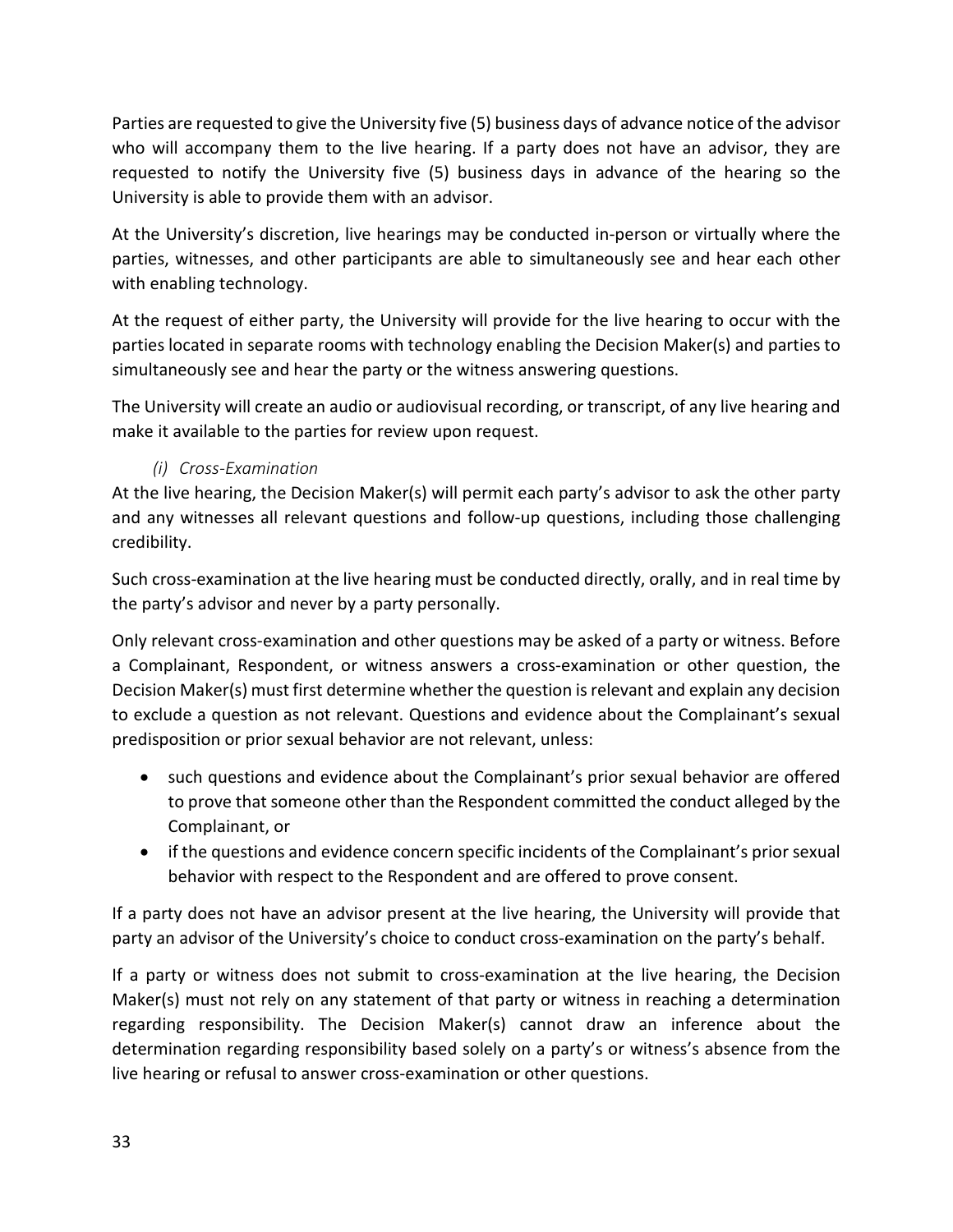Parties are requested to give the University five (5) business days of advance notice of the advisor who will accompany them to the live hearing. If a party does not have an advisor, they are requested to notify the University five (5) business days in advance of the hearing so the University is able to provide them with an advisor.

At the University's discretion, live hearings may be conducted in-person or virtually where the parties, witnesses, and other participants are able to simultaneously see and hear each other with enabling technology.

At the request of either party, the University will provide for the live hearing to occur with the parties located in separate rooms with technology enabling the Decision Maker(s) and parties to simultaneously see and hear the party or the witness answering questions.

The University will create an audio or audiovisual recording, or transcript, of any live hearing and make it available to the parties for review upon request.

*(i) Cross-Examination*

At the live hearing, the Decision Maker(s) will permit each party's advisor to ask the other party and any witnesses all relevant questions and follow-up questions, including those challenging credibility.

Such cross-examination at the live hearing must be conducted directly, orally, and in real time by the party's advisor and never by a party personally.

Only relevant cross-examination and other questions may be asked of a party or witness. Before a Complainant, Respondent, or witness answers a cross-examination or other question, the Decision Maker(s) must first determine whether the question is relevant and explain any decision to exclude a question as not relevant. Questions and evidence about the Complainant's sexual predisposition or prior sexual behavior are not relevant, unless:

- such questions and evidence about the Complainant's prior sexual behavior are offered to prove that someone other than the Respondent committed the conduct alleged by the Complainant, or
- if the questions and evidence concern specific incidents of the Complainant's prior sexual behavior with respect to the Respondent and are offered to prove consent.

If a party does not have an advisor present at the live hearing, the University will provide that party an advisor of the University's choice to conduct cross-examination on the party's behalf.

If a party or witness does not submit to cross-examination at the live hearing, the Decision Maker(s) must not rely on any statement of that party or witness in reaching a determination regarding responsibility. The Decision Maker(s) cannot draw an inference about the determination regarding responsibility based solely on a party's or witness's absence from the live hearing or refusal to answer cross-examination or other questions.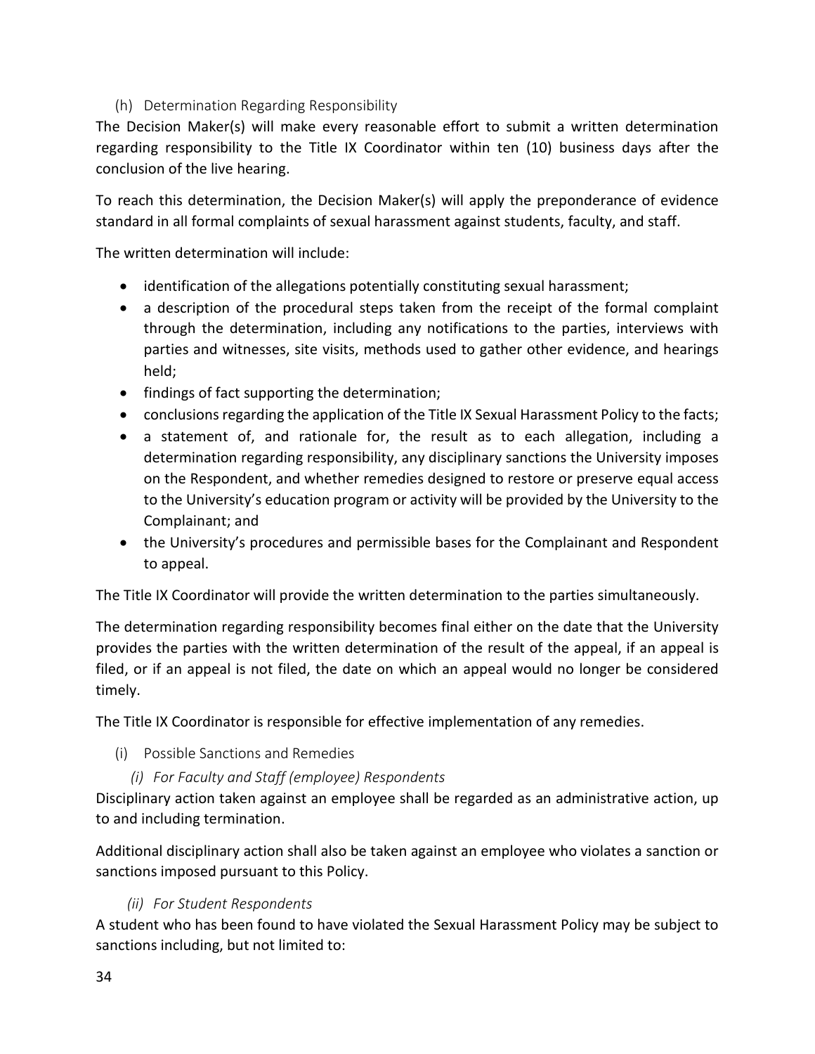### (h) Determination Regarding Responsibility

The Decision Maker(s) will make every reasonable effort to submit a written determination regarding responsibility to the Title IX Coordinator within ten (10) business days after the conclusion of the live hearing.

To reach this determination, the Decision Maker(s) will apply the preponderance of evidence standard in all formal complaints of sexual harassment against students, faculty, and staff.

The written determination will include:

- identification of the allegations potentially constituting sexual harassment;
- a description of the procedural steps taken from the receipt of the formal complaint through the determination, including any notifications to the parties, interviews with parties and witnesses, site visits, methods used to gather other evidence, and hearings held;
- findings of fact supporting the determination;
- conclusions regarding the application of the Title IX Sexual Harassment Policy to the facts;
- a statement of, and rationale for, the result as to each allegation, including a determination regarding responsibility, any disciplinary sanctions the University imposes on the Respondent, and whether remedies designed to restore or preserve equal access to the University's education program or activity will be provided by the University to the Complainant; and
- the University's procedures and permissible bases for the Complainant and Respondent to appeal.

The Title IX Coordinator will provide the written determination to the parties simultaneously.

The determination regarding responsibility becomes final either on the date that the University provides the parties with the written determination of the result of the appeal, if an appeal is filed, or if an appeal is not filed, the date on which an appeal would no longer be considered timely.

The Title IX Coordinator is responsible for effective implementation of any remedies.

### (i) Possible Sanctions and Remedies

#### *(i) For Faculty and Staff (employee) Respondents*

Disciplinary action taken against an employee shall be regarded as an administrative action, up to and including termination.

Additional disciplinary action shall also be taken against an employee who violates a sanction or sanctions imposed pursuant to this Policy.

#### *(ii) For Student Respondents*

A student who has been found to have violated the Sexual Harassment Policy may be subject to sanctions including, but not limited to: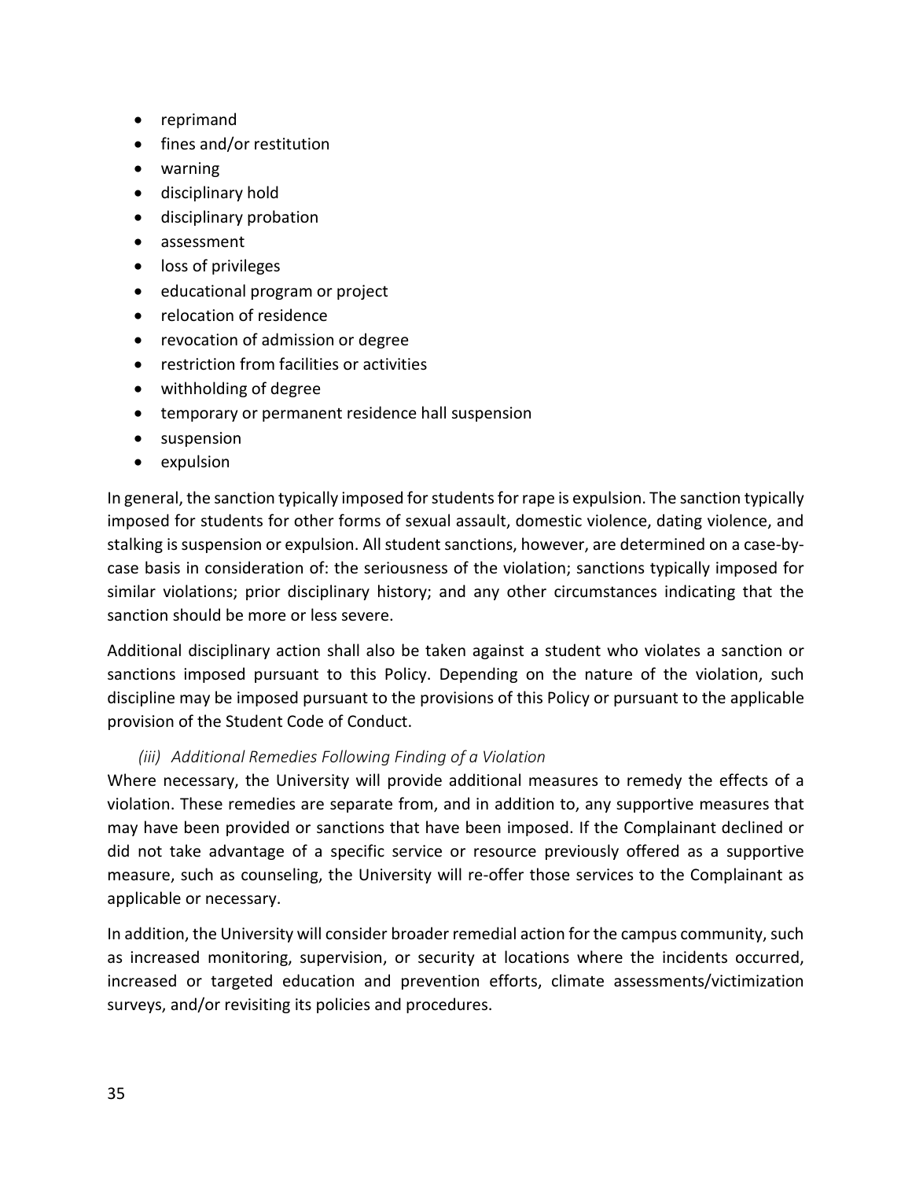- reprimand
- fines and/or restitution
- warning
- disciplinary hold
- disciplinary probation
- assessment
- loss of privileges
- educational program or project
- relocation of residence
- revocation of admission or degree
- restriction from facilities or activities
- withholding of degree
- temporary or permanent residence hall suspension
- suspension
- expulsion

In general, the sanction typically imposed for students for rape is expulsion. The sanction typically imposed for students for other forms of sexual assault, domestic violence, dating violence, and stalking is suspension or expulsion. All student sanctions, however, are determined on a case-by-case basis in consideration of: the seriousness of the violation; sanctions typically imposed for similar violations; prior disciplinary history; and any other circumstances indicating that the sanction should be more or less severe.

Additional disciplinary action shall also be taken against a student who violates a sanction or sanctions imposed pursuant to this Policy. Depending on the nature of the violation, such discipline may be imposed pursuant to the provisions of this Policy or pursuant to the applicable provision of the Student Code of Conduct.

*(iii) Additional Remedies Following Finding of a Violation*

Where necessary, the University will provide additional measures to remedy the effects of a violation. These remedies are separate from, and in addition to, any supportive measures that may have been provided or sanctions that have been imposed. If the Complainant declined or did not take advantage of a specific service or resource previously offered as a supportive measure, such as counseling, the University will re-offer those services to the Complainant as applicable or necessary.

In addition, the University will consider broader remedial action for the campus community, such as increased monitoring, supervision, or security at locations where the incidents occurred, increased or targeted education and prevention efforts, climate assessments/victimization surveys, and/or revisiting its policies and procedures.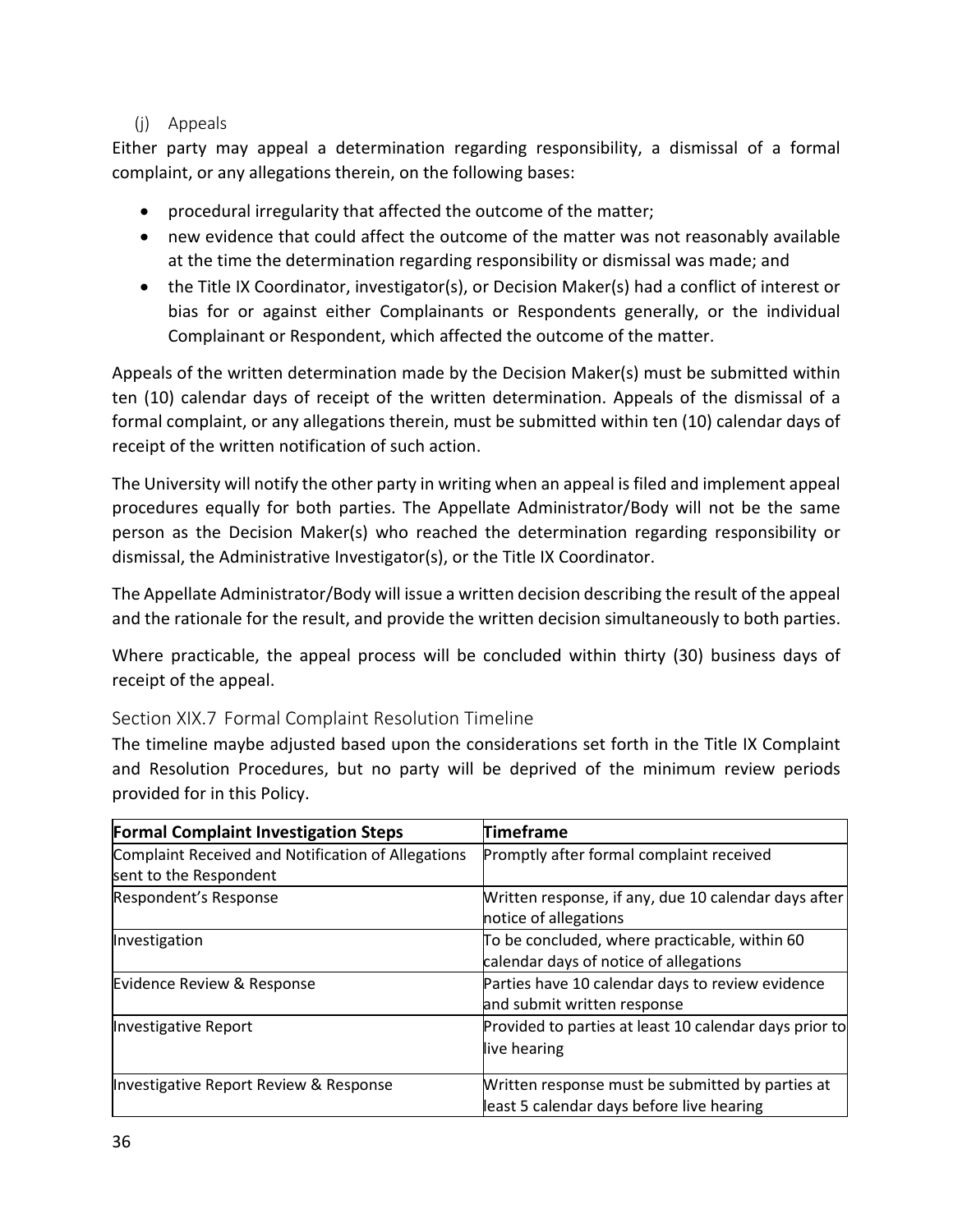#### (j) Appeals

Either party may appeal a determination regarding responsibility, a dismissal of a formal complaint, or any allegations therein, on the following bases:

- procedural irregularity that affected the outcome of the matter;
- new evidence that could affect the outcome of the matter was not reasonably available at the time the determination regarding responsibility or dismissal was made; and
- the Title IX Coordinator, investigator(s), or Decision Maker(s) had a conflict of interest or bias for or against either Complainants or Respondents generally, or the individual Complainant or Respondent, which affected the outcome of the matter.

Appeals of the written determination made by the Decision Maker(s) must be submitted within ten (10) calendar days of receipt of the written determination. Appeals of the dismissal of a formal complaint, or any allegations therein, must be submitted within ten (10) calendar days of receipt of the written notification of such action.

The University will notify the other party in writing when an appeal is filed and implement appeal procedures equally for both parties. The Appellate Administrator/Body will not be the same person as the Decision Maker(s) who reached the determination regarding responsibility or dismissal, the Administrative Investigator(s), or the Title IX Coordinator.

The Appellate Administrator/Body will issue a written decision describing the result of the appeal and the rationale for the result, and provide the written decision simultaneously to both parties.

Where practicable, the appeal process will be concluded within thirty (30) business days of receipt of the appeal.

### Section XIX.7 Formal Complaint Resolution Timeline

The timeline maybe adjusted based upon the considerations set forth in the Title IX Complaint and Resolution Procedures, but no party will be deprived of the minimum review periods provided for in this Policy.

| **Formal Complaint Investigation Steps** | **Timeframe** |
|---|---|
| Complaint Received and Notification of Allegations sent to the Respondent | Promptly after formal complaint received |
| Respondent's Response | Written response, if any, due 10 calendar days after notice of allegations |
| Investigation | To be concluded, where practicable, within 60 calendar days of notice of allegations |
| Evidence Review & Response | Parties have 10 calendar days to review evidence and submit written response |
| Investigative Report | Provided to parties at least 10 calendar days prior to live hearing |
| Investigative Report Review & Response | Written response must be submitted by parties at least 5 calendar days before live hearing |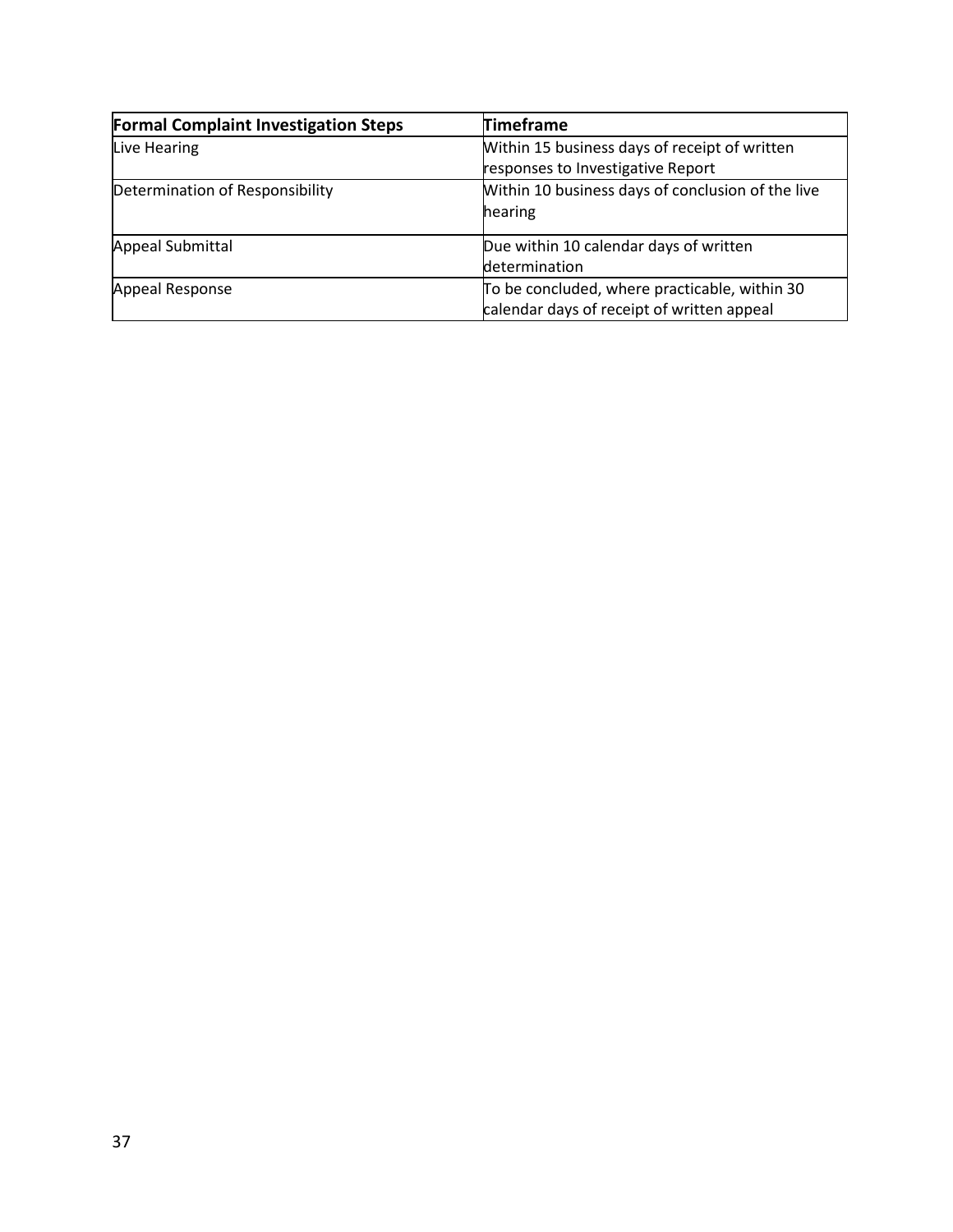| Formal Complaint Investigation Steps | Timeframe |
|---|---|
| Live Hearing | Within 15 business days of receipt of written responses to Investigative Report |
| Determination of Responsibility | Within 10 business days of conclusion of the live hearing |
| Appeal Submittal | Due within 10 calendar days of written determination |
| Appeal Response | To be concluded, where practicable, within 30 calendar days of receipt of written appeal |